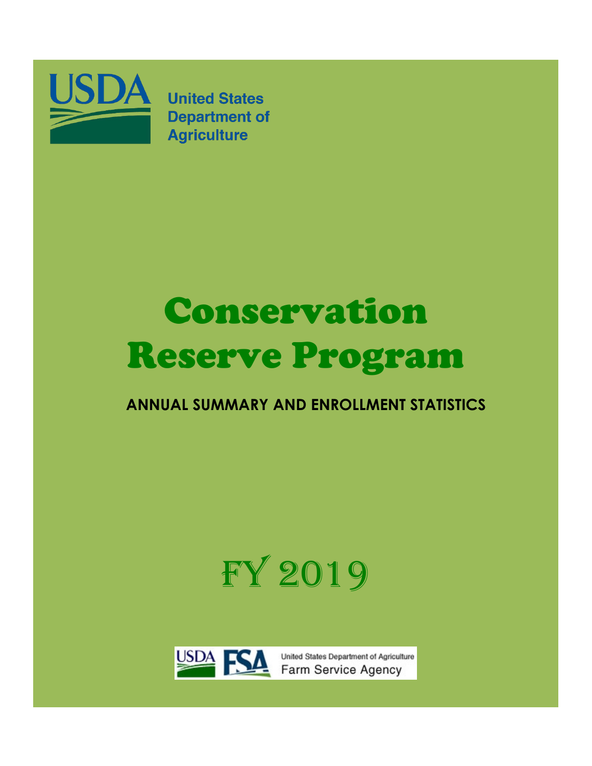United States Department of Agriculture

# Conservation Reserve Program

## ANNUAL SUMMARY AND ENROLLMENT STATISTICS

# FY 2019

United States Department of Agriculture Farm Service Agency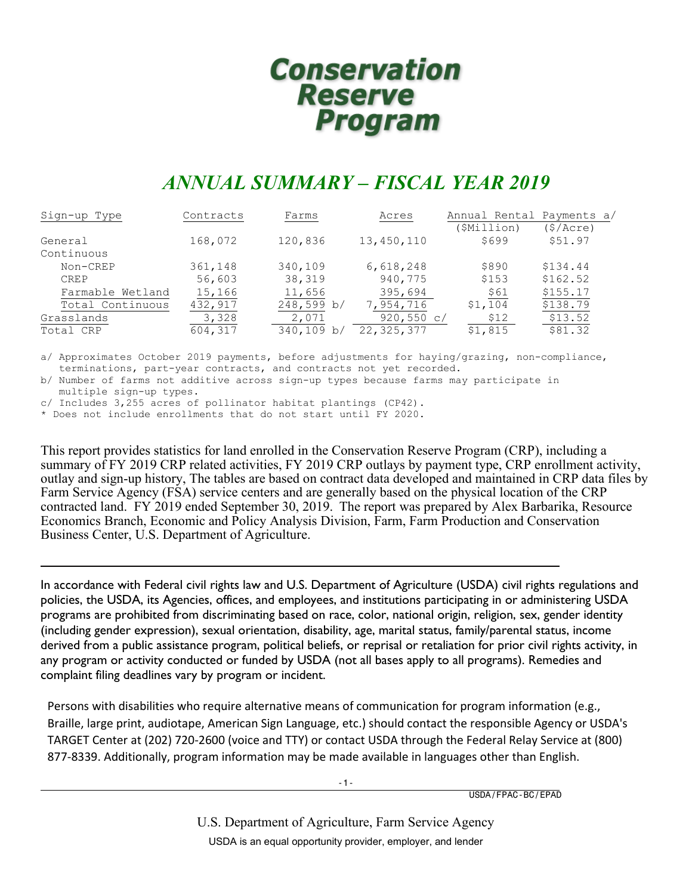# Conservation Reserve Program

## *ANNUAL SUMMARY – FISCAL YEAR 2019*

| Sign-up Type | Contracts | Farms | Acres | Annual Rental Payments a/ ($Million) | Annual Rental Payments a/ ($/Acre) |
|---|---|---|---|---|---|
| General | 168,072 | 120,836 | 13,450,110 | $699 | $51.97 |
| Continuous | | | | | |
| Non-CREP | 361,148 | 340,109 | 6,618,248 | $890 | $134.44 |
| CREP | 56,603 | 38,319 | 940,775 | $153 | $162.52 |
| Farmable Wetland | 15,166 | 11,656 | 395,694 | $61 | $155.17 |
| Total Continuous | 432,917 | 248,599 b/ | 7,954,716 | $1,104 | $138.79 |
| Grasslands | 3,328 | 2,071 | 920,550 c/ | $12 | $13.52 |
| Total CRP | 604,317 | 340,109 b/ | 22,325,377 | $1,815 | $81.32 |

a/ Approximates October 2019 payments, before adjustments for haying/grazing, non-compliance, terminations, part-year contracts, and contracts not yet recorded.
b/ Number of farms not additive across sign-up types because farms may participate in multiple sign-up types.
c/ Includes 3,255 acres of pollinator habitat plantings (CP42).
* Does not include enrollments that do not start until FY 2020.

This report provides statistics for land enrolled in the Conservation Reserve Program (CRP), including a summary of FY 2019 CRP related activities, FY 2019 CRP outlays by payment type, CRP enrollment activity, outlay and sign-up history, The tables are based on contract data developed and maintained in CRP data files by Farm Service Agency (FSA) service centers and are generally based on the physical location of the CRP contracted land. FY 2019 ended September 30, 2019. The report was prepared by Alex Barbarika, Resource Economics Branch, Economic and Policy Analysis Division, Farm, Farm Production and Conservation Business Center, U.S. Department of Agriculture.

---

In accordance with Federal civil rights law and U.S. Department of Agriculture (USDA) civil rights regulations and policies, the USDA, its Agencies, offices, and employees, and institutions participating in or administering USDA programs are prohibited from discriminating based on race, color, national origin, religion, sex, gender identity (including gender expression), sexual orientation, disability, age, marital status, family/parental status, income derived from a public assistance program, political beliefs, or reprisal or retaliation for prior civil rights activity, in any program or activity conducted or funded by USDA (not all bases apply to all programs). Remedies and complaint filing deadlines vary by program or incident.

Persons with disabilities who require alternative means of communication for program information (e.g., Braille, large print, audiotape, American Sign Language, etc.) should contact the responsible Agency or USDA's TARGET Center at (202) 720-2600 (voice and TTY) or contact USDA through the Federal Relay Service at (800) 877-8339. Additionally, program information may be made available in languages other than English.

U.S. Department of Agriculture, Farm Service Agency

USDA is an equal opportunity provider, employer, and lender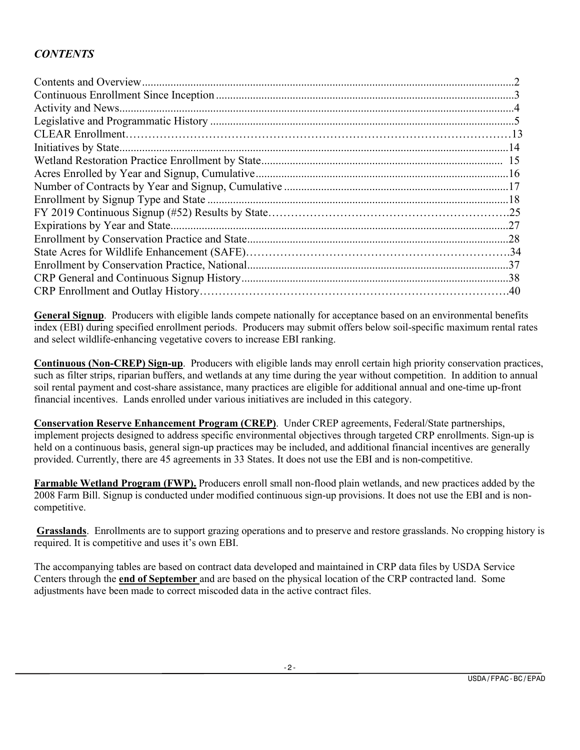## *CONTENTS*

| | |
|---|---|
| Contents and Overview | 2 |
| Continuous Enrollment Since Inception | 3 |
| Activity and News | 4 |
| Legislative and Programmatic History | 5 |
| CLEAR Enrollment | 13 |
| Initiatives by State | 14 |
| Wetland Restoration Practice Enrollment by State | 15 |
| Acres Enrolled by Year and Signup, Cumulative | 16 |
| Number of Contracts by Year and Signup, Cumulative | 17 |
| Enrollment by Signup Type and State | 18 |
| FY 2019 Continuous Signup (#52) Results by State | 25 |
| Expirations by Year and State | 27 |
| Enrollment by Conservation Practice and State | 28 |
| State Acres for Wildlife Enhancement (SAFE) | 34 |
| Enrollment by Conservation Practice, National | 37 |
| CRP General and Continuous Signup History | 38 |
| CRP Enrollment and Outlay History | 40 |

**General Signup**. Producers with eligible lands compete nationally for acceptance based on an environmental benefits index (EBI) during specified enrollment periods. Producers may submit offers below soil-specific maximum rental rates and select wildlife-enhancing vegetative covers to increase EBI ranking.

**Continuous (Non-CREP) Sign-up**. Producers with eligible lands may enroll certain high priority conservation practices, such as filter strips, riparian buffers, and wetlands at any time during the year without competition. In addition to annual soil rental payment and cost-share assistance, many practices are eligible for additional annual and one-time up-front financial incentives. Lands enrolled under various initiatives are included in this category.

**Conservation Reserve Enhancement Program (CREP)**. Under CREP agreements, Federal/State partnerships, implement projects designed to address specific environmental objectives through targeted CRP enrollments. Sign-up is held on a continuous basis, general sign-up practices may be included, and additional financial incentives are generally provided. Currently, there are 45 agreements in 33 States. It does not use the EBI and is non-competitive.

**Farmable Wetland Program (FWP).** Producers enroll small non-flood plain wetlands, and new practices added by the 2008 Farm Bill. Signup is conducted under modified continuous sign-up provisions. It does not use the EBI and is non-competitive.

**Grasslands**. Enrollments are to support grazing operations and to preserve and restore grasslands. No cropping history is required. It is competitive and uses it's own EBI.

The accompanying tables are based on contract data developed and maintained in CRP data files by USDA Service Centers through the **end of September** and are based on the physical location of the CRP contracted land. Some adjustments have been made to correct miscoded data in the active contract files.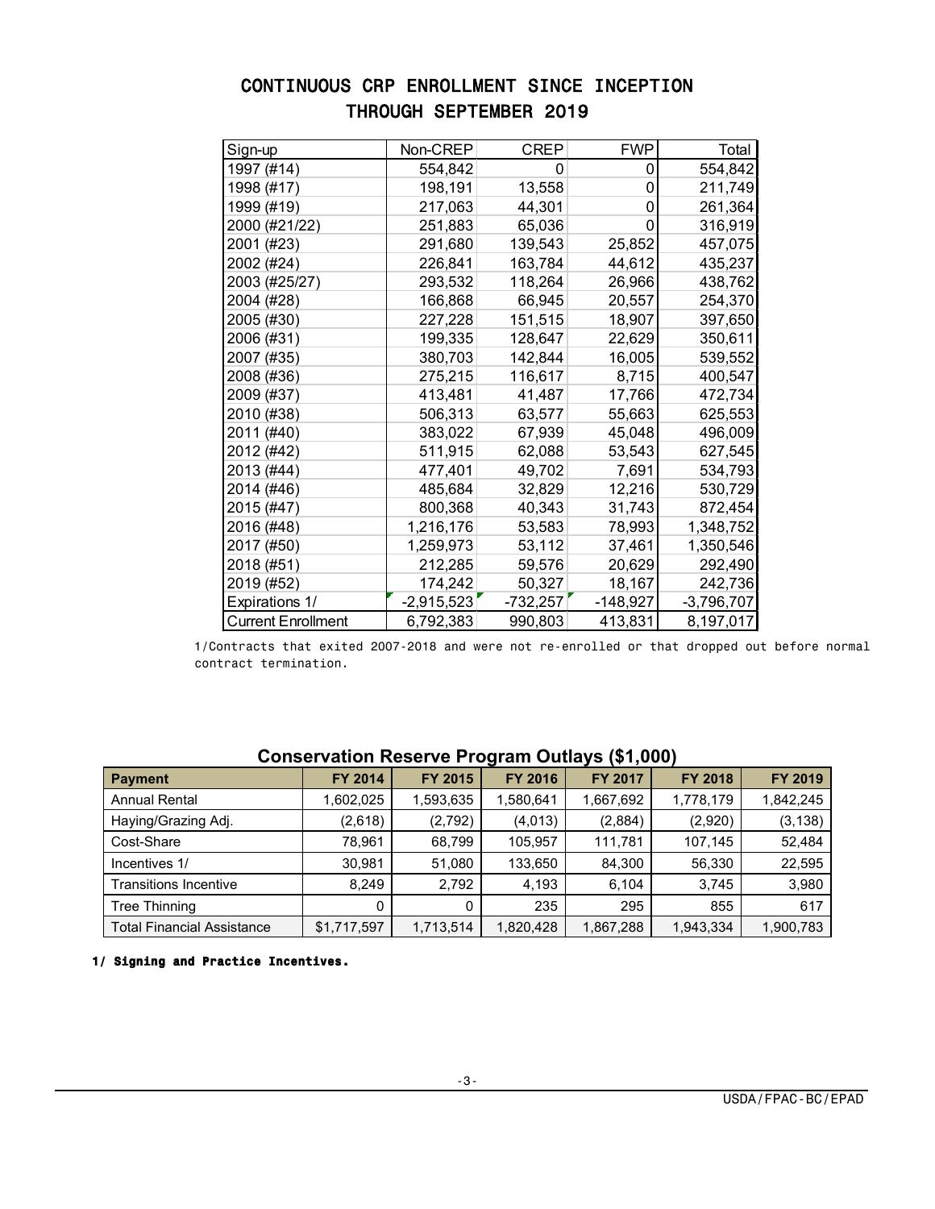# CONTINUOUS CRP ENROLLMENT SINCE INCEPTION THROUGH SEPTEMBER 2019

| Sign-up | Non-CREP | CREP | FWP | Total |
|---|---|---|---|---|
| 1997 (#14) | 554,842 | 0 | 0 | 554,842 |
| 1998 (#17) | 198,191 | 13,558 | 0 | 211,749 |
| 1999 (#19) | 217,063 | 44,301 | 0 | 261,364 |
| 2000 (#21/22) | 251,883 | 65,036 | 0 | 316,919 |
| 2001 (#23) | 291,680 | 139,543 | 25,852 | 457,075 |
| 2002 (#24) | 226,841 | 163,784 | 44,612 | 435,237 |
| 2003 (#25/27) | 293,532 | 118,264 | 26,966 | 438,762 |
| 2004 (#28) | 166,868 | 66,945 | 20,557 | 254,370 |
| 2005 (#30) | 227,228 | 151,515 | 18,907 | 397,650 |
| 2006 (#31) | 199,335 | 128,647 | 22,629 | 350,611 |
| 2007 (#35) | 380,703 | 142,844 | 16,005 | 539,552 |
| 2008 (#36) | 275,215 | 116,617 | 8,715 | 400,547 |
| 2009 (#37) | 413,481 | 41,487 | 17,766 | 472,734 |
| 2010 (#38) | 506,313 | 63,577 | 55,663 | 625,553 |
| 2011 (#40) | 383,022 | 67,939 | 45,048 | 496,009 |
| 2012 (#42) | 511,915 | 62,088 | 53,543 | 627,545 |
| 2013 (#44) | 477,401 | 49,702 | 7,691 | 534,793 |
| 2014 (#46) | 485,684 | 32,829 | 12,216 | 530,729 |
| 2015 (#47) | 800,368 | 40,343 | 31,743 | 872,454 |
| 2016 (#48) | 1,216,176 | 53,583 | 78,993 | 1,348,752 |
| 2017 (#50) | 1,259,973 | 53,112 | 37,461 | 1,350,546 |
| 2018 (#51) | 212,285 | 59,576 | 20,629 | 292,490 |
| 2019 (#52) | 174,242 | 50,327 | 18,167 | 242,736 |
| Expirations 1/ | -2,915,523 | -732,257 | -148,927 | -3,796,707 |
| Current Enrollment | 6,792,383 | 990,803 | 413,831 | 8,197,017 |

1/Contracts that exited 2007-2018 and were not re-enrolled or that dropped out before normal contract termination.

## Conservation Reserve Program Outlays ($1,000)

| Payment | FY 2014 | FY 2015 | FY 2016 | FY 2017 | FY 2018 | FY 2019 |
|---|---|---|---|---|---|---|
| Annual Rental | 1,602,025 | 1,593,635 | 1,580,641 | 1,667,692 | 1,778,179 | 1,842,245 |
| Haying/Grazing Adj. | (2,618) | (2,792) | (4,013) | (2,884) | (2,920) | (3,138) |
| Cost-Share | 78,961 | 68,799 | 105,957 | 111,781 | 107,145 | 52,484 |
| Incentives 1/ | 30,981 | 51,080 | 133,650 | 84,300 | 56,330 | 22,595 |
| Transitions Incentive | 8,249 | 2,792 | 4,193 | 6,104 | 3,745 | 3,980 |
| Tree Thinning | 0 | 0 | 235 | 295 | 855 | 617 |
| Total Financial Assistance | $1,717,597 | 1,713,514 | 1,820,428 | 1,867,288 | 1,943,334 | 1,900,783 |

**1/ Signing and Practice Incentives.**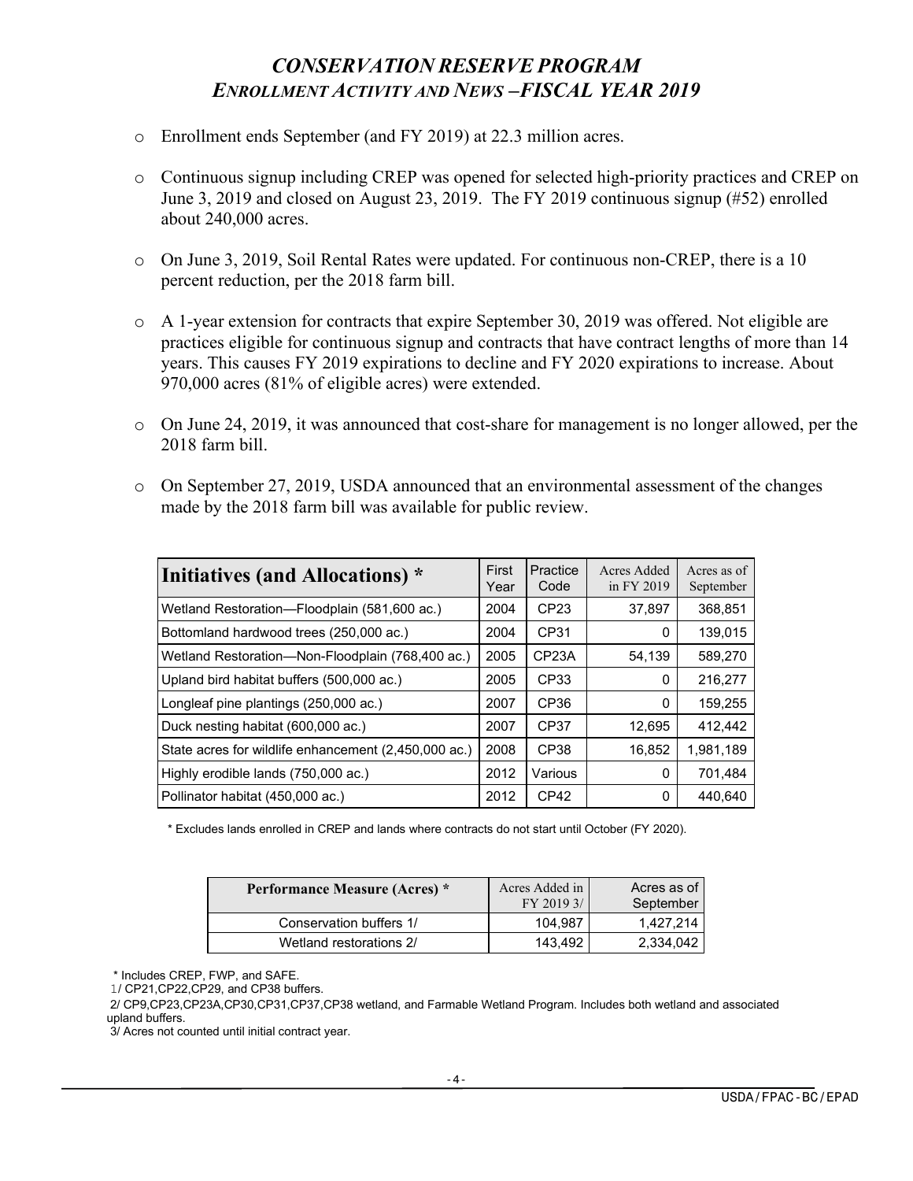# *CONSERVATION RESERVE PROGRAM*
## *ENROLLMENT ACTIVITY AND NEWS –FISCAL YEAR 2019*

- Enrollment ends September (and FY 2019) at 22.3 million acres.
- Continuous signup including CREP was opened for selected high-priority practices and CREP on June 3, 2019 and closed on August 23, 2019. The FY 2019 continuous signup (#52) enrolled about 240,000 acres.
- On June 3, 2019, Soil Rental Rates were updated. For continuous non-CREP, there is a 10 percent reduction, per the 2018 farm bill.
- A 1-year extension for contracts that expire September 30, 2019 was offered. Not eligible are practices eligible for continuous signup and contracts that have contract lengths of more than 14 years. This causes FY 2019 expirations to decline and FY 2020 expirations to increase. About 970,000 acres (81% of eligible acres) were extended.
- On June 24, 2019, it was announced that cost-share for management is no longer allowed, per the 2018 farm bill.
- On September 27, 2019, USDA announced that an environmental assessment of the changes made by the 2018 farm bill was available for public review.

| **Initiatives (and Allocations) *** | First Year | Practice Code | Acres Added in FY 2019 | Acres as of September |
|---|---|---|---|---|
| Wetland Restoration—Floodplain (581,600 ac.) | 2004 | CP23 | 37,897 | 368,851 |
| Bottomland hardwood trees (250,000 ac.) | 2004 | CP31 | 0 | 139,015 |
| Wetland Restoration—Non-Floodplain (768,400 ac.) | 2005 | CP23A | 54,139 | 589,270 |
| Upland bird habitat buffers (500,000 ac.) | 2005 | CP33 | 0 | 216,277 |
| Longleaf pine plantings (250,000 ac.) | 2007 | CP36 | 0 | 159,255 |
| Duck nesting habitat (600,000 ac.) | 2007 | CP37 | 12,695 | 412,442 |
| State acres for wildlife enhancement (2,450,000 ac.) | 2008 | CP38 | 16,852 | 1,981,189 |
| Highly erodible lands (750,000 ac.) | 2012 | Various | 0 | 701,484 |
| Pollinator habitat (450,000 ac.) | 2012 | CP42 | 0 | 440,640 |

* Excludes lands enrolled in CREP and lands where contracts do not start until October (FY 2020).

| **Performance Measure (Acres) *** | Acres Added in FY 2019 3/ | Acres as of September |
|---|---|---|
| Conservation buffers 1/ | 104,987 | 1,427,214 |
| Wetland restorations 2/ | 143,492 | 2,334,042 |

* Includes CREP, FWP, and SAFE.
1/ CP21,CP22,CP29, and CP38 buffers.
2/ CP9,CP23,CP23A,CP30,CP31,CP37,CP38 wetland, and Farmable Wetland Program. Includes both wetland and associated upland buffers.
3/ Acres not counted until initial contract year.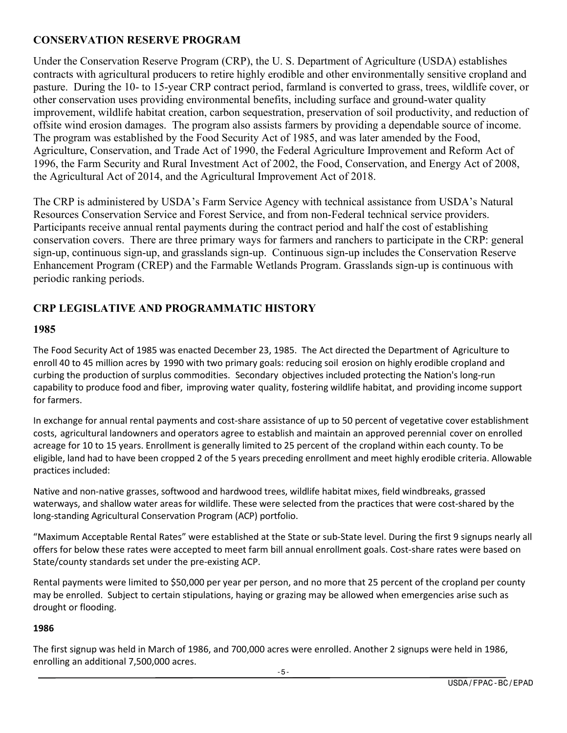## CONSERVATION RESERVE PROGRAM

Under the Conservation Reserve Program (CRP), the U. S. Department of Agriculture (USDA) establishes contracts with agricultural producers to retire highly erodible and other environmentally sensitive cropland and pasture. During the 10- to 15-year CRP contract period, farmland is converted to grass, trees, wildlife cover, or other conservation uses providing environmental benefits, including surface and ground-water quality improvement, wildlife habitat creation, carbon sequestration, preservation of soil productivity, and reduction of offsite wind erosion damages. The program also assists farmers by providing a dependable source of income. The program was established by the Food Security Act of 1985, and was later amended by the Food, Agriculture, Conservation, and Trade Act of 1990, the Federal Agriculture Improvement and Reform Act of 1996, the Farm Security and Rural Investment Act of 2002, the Food, Conservation, and Energy Act of 2008, the Agricultural Act of 2014, and the Agricultural Improvement Act of 2018.

The CRP is administered by USDA's Farm Service Agency with technical assistance from USDA's Natural Resources Conservation Service and Forest Service, and from non-Federal technical service providers. Participants receive annual rental payments during the contract period and half the cost of establishing conservation covers. There are three primary ways for farmers and ranchers to participate in the CRP: general sign-up, continuous sign-up, and grasslands sign-up. Continuous sign-up includes the Conservation Reserve Enhancement Program (CREP) and the Farmable Wetlands Program. Grasslands sign-up is continuous with periodic ranking periods.

## CRP LEGISLATIVE AND PROGRAMMATIC HISTORY

### 1985

The Food Security Act of 1985 was enacted December 23, 1985. The Act directed the Department of Agriculture to enroll 40 to 45 million acres by 1990 with two primary goals: reducing soil erosion on highly erodible cropland and curbing the production of surplus commodities. Secondary objectives included protecting the Nation's long-run capability to produce food and fiber, improving water quality, fostering wildlife habitat, and providing income support for farmers.

In exchange for annual rental payments and cost-share assistance of up to 50 percent of vegetative cover establishment costs, agricultural landowners and operators agree to establish and maintain an approved perennial cover on enrolled acreage for 10 to 15 years. Enrollment is generally limited to 25 percent of the cropland within each county. To be eligible, land had to have been cropped 2 of the 5 years preceding enrollment and meet highly erodible criteria. Allowable practices included:

Native and non-native grasses, softwood and hardwood trees, wildlife habitat mixes, field windbreaks, grassed waterways, and shallow water areas for wildlife. These were selected from the practices that were cost-shared by the long-standing Agricultural Conservation Program (ACP) portfolio.

"Maximum Acceptable Rental Rates" were established at the State or sub-State level. During the first 9 signups nearly all offers for below these rates were accepted to meet farm bill annual enrollment goals. Cost-share rates were based on State/county standards set under the pre-existing ACP.

Rental payments were limited to $50,000 per year per person, and no more that 25 percent of the cropland per county may be enrolled. Subject to certain stipulations, haying or grazing may be allowed when emergencies arise such as drought or flooding.

### 1986

The first signup was held in March of 1986, and 700,000 acres were enrolled. Another 2 signups were held in 1986, enrolling an additional 7,500,000 acres.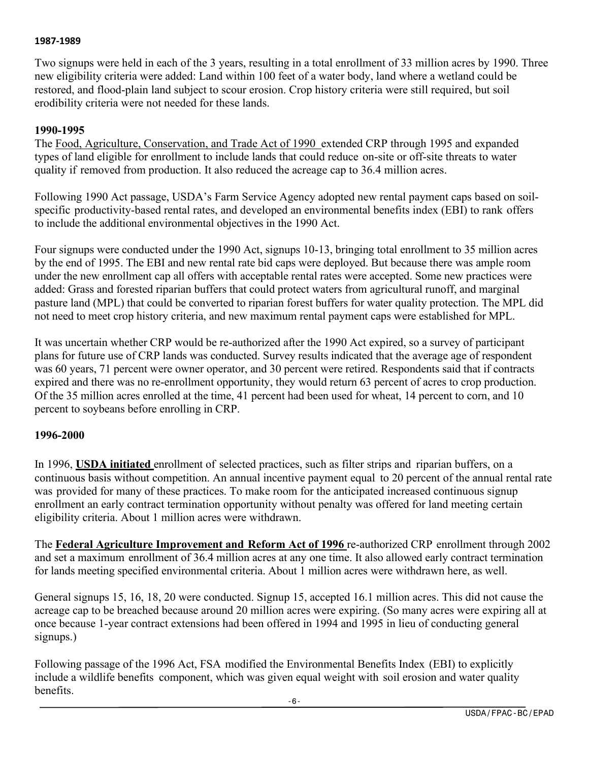#### 1987-1989

Two signups were held in each of the 3 years, resulting in a total enrollment of 33 million acres by 1990. Three new eligibility criteria were added: Land within 100 feet of a water body, land where a wetland could be restored, and flood-plain land subject to scour erosion. Crop history criteria were still required, but soil erodibility criteria were not needed for these lands.

#### 1990-1995

The Food, Agriculture, Conservation, and Trade Act of 1990 extended CRP through 1995 and expanded types of land eligible for enrollment to include lands that could reduce on-site or off-site threats to water quality if removed from production. It also reduced the acreage cap to 36.4 million acres.

Following 1990 Act passage, USDA's Farm Service Agency adopted new rental payment caps based on soil-specific productivity-based rental rates, and developed an environmental benefits index (EBI) to rank offers to include the additional environmental objectives in the 1990 Act.

Four signups were conducted under the 1990 Act, signups 10-13, bringing total enrollment to 35 million acres by the end of 1995. The EBI and new rental rate bid caps were deployed. But because there was ample room under the new enrollment cap all offers with acceptable rental rates were accepted. Some new practices were added: Grass and forested riparian buffers that could protect waters from agricultural runoff, and marginal pasture land (MPL) that could be converted to riparian forest buffers for water quality protection. The MPL did not need to meet crop history criteria, and new maximum rental payment caps were established for MPL.

It was uncertain whether CRP would be re-authorized after the 1990 Act expired, so a survey of participant plans for future use of CRP lands was conducted. Survey results indicated that the average age of respondent was 60 years, 71 percent were owner operator, and 30 percent were retired. Respondents said that if contracts expired and there was no re-enrollment opportunity, they would return 63 percent of acres to crop production. Of the 35 million acres enrolled at the time, 41 percent had been used for wheat, 14 percent to corn, and 10 percent to soybeans before enrolling in CRP.

#### 1996-2000

In 1996, **USDA initiated** enrollment of selected practices, such as filter strips and riparian buffers, on a continuous basis without competition. An annual incentive payment equal to 20 percent of the annual rental rate was provided for many of these practices. To make room for the anticipated increased continuous signup enrollment an early contract termination opportunity without penalty was offered for land meeting certain eligibility criteria. About 1 million acres were withdrawn.

The **Federal Agriculture Improvement and Reform Act of 1996** re-authorized CRP enrollment through 2002 and set a maximum enrollment of 36.4 million acres at any one time. It also allowed early contract termination for lands meeting specified environmental criteria. About 1 million acres were withdrawn here, as well.

General signups 15, 16, 18, 20 were conducted. Signup 15, accepted 16.1 million acres. This did not cause the acreage cap to be breached because around 20 million acres were expiring. (So many acres were expiring all at once because 1-year contract extensions had been offered in 1994 and 1995 in lieu of conducting general signups.)

Following passage of the 1996 Act, FSA modified the Environmental Benefits Index (EBI) to explicitly include a wildlife benefits component, which was given equal weight with soil erosion and water quality benefits.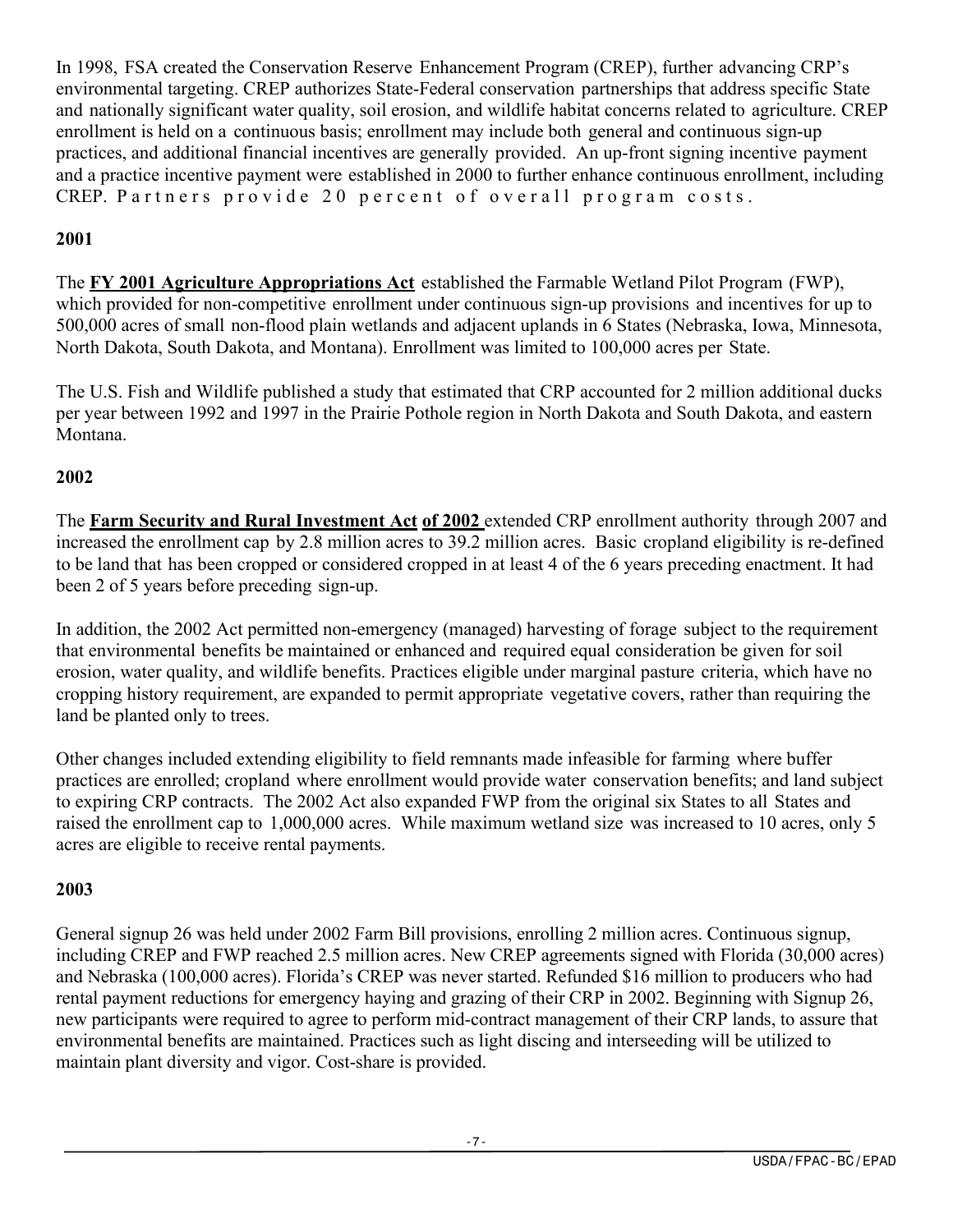In 1998, FSA created the Conservation Reserve Enhancement Program (CREP), further advancing CRP's environmental targeting. CREP authorizes State-Federal conservation partnerships that address specific State and nationally significant water quality, soil erosion, and wildlife habitat concerns related to agriculture. CREP enrollment is held on a continuous basis; enrollment may include both general and continuous sign-up practices, and additional financial incentives are generally provided. An up-front signing incentive payment and a practice incentive payment were established in 2000 to further enhance continuous enrollment, including CREP. Partners provide 20 percent of overall program costs.

## 2001

The **FY 2001 Agriculture Appropriations Act** established the Farmable Wetland Pilot Program (FWP), which provided for non-competitive enrollment under continuous sign-up provisions and incentives for up to 500,000 acres of small non-flood plain wetlands and adjacent uplands in 6 States (Nebraska, Iowa, Minnesota, North Dakota, South Dakota, and Montana). Enrollment was limited to 100,000 acres per State.

The U.S. Fish and Wildlife published a study that estimated that CRP accounted for 2 million additional ducks per year between 1992 and 1997 in the Prairie Pothole region in North Dakota and South Dakota, and eastern Montana.

## 2002

The **Farm Security and Rural Investment Act of 2002** extended CRP enrollment authority through 2007 and increased the enrollment cap by 2.8 million acres to 39.2 million acres. Basic cropland eligibility is re-defined to be land that has been cropped or considered cropped in at least 4 of the 6 years preceding enactment. It had been 2 of 5 years before preceding sign-up.

In addition, the 2002 Act permitted non-emergency (managed) harvesting of forage subject to the requirement that environmental benefits be maintained or enhanced and required equal consideration be given for soil erosion, water quality, and wildlife benefits. Practices eligible under marginal pasture criteria, which have no cropping history requirement, are expanded to permit appropriate vegetative covers, rather than requiring the land be planted only to trees.

Other changes included extending eligibility to field remnants made infeasible for farming where buffer practices are enrolled; cropland where enrollment would provide water conservation benefits; and land subject to expiring CRP contracts. The 2002 Act also expanded FWP from the original six States to all States and raised the enrollment cap to 1,000,000 acres. While maximum wetland size was increased to 10 acres, only 5 acres are eligible to receive rental payments.

## 2003

General signup 26 was held under 2002 Farm Bill provisions, enrolling 2 million acres. Continuous signup, including CREP and FWP reached 2.5 million acres. New CREP agreements signed with Florida (30,000 acres) and Nebraska (100,000 acres). Florida's CREP was never started. Refunded $16 million to producers who had rental payment reductions for emergency haying and grazing of their CRP in 2002. Beginning with Signup 26, new participants were required to agree to perform mid-contract management of their CRP lands, to assure that environmental benefits are maintained. Practices such as light discing and interseeding will be utilized to maintain plant diversity and vigor. Cost-share is provided.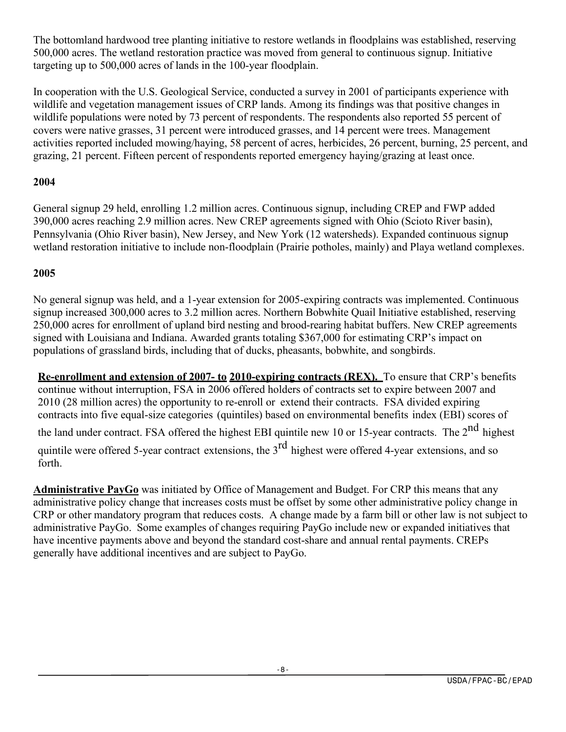The bottomland hardwood tree planting initiative to restore wetlands in floodplains was established, reserving 500,000 acres. The wetland restoration practice was moved from general to continuous signup. Initiative targeting up to 500,000 acres of lands in the 100-year floodplain.

In cooperation with the U.S. Geological Service, conducted a survey in 2001 of participants experience with wildlife and vegetation management issues of CRP lands. Among its findings was that positive changes in wildlife populations were noted by 73 percent of respondents. The respondents also reported 55 percent of covers were native grasses, 31 percent were introduced grasses, and 14 percent were trees. Management activities reported included mowing/haying, 58 percent of acres, herbicides, 26 percent, burning, 25 percent, and grazing, 21 percent. Fifteen percent of respondents reported emergency haying/grazing at least once.

**2004**

General signup 29 held, enrolling 1.2 million acres. Continuous signup, including CREP and FWP added 390,000 acres reaching 2.9 million acres. New CREP agreements signed with Ohio (Scioto River basin), Pennsylvania (Ohio River basin), New Jersey, and New York (12 watersheds). Expanded continuous signup wetland restoration initiative to include non-floodplain (Prairie potholes, mainly) and Playa wetland complexes.

**2005**

No general signup was held, and a 1-year extension for 2005-expiring contracts was implemented. Continuous signup increased 300,000 acres to 3.2 million acres. Northern Bobwhite Quail Initiative established, reserving 250,000 acres for enrollment of upland bird nesting and brood-rearing habitat buffers. New CREP agreements signed with Louisiana and Indiana. Awarded grants totaling $367,000 for estimating CRP's impact on populations of grassland birds, including that of ducks, pheasants, bobwhite, and songbirds.

**Re-enrollment and extension of 2007- to 2010-expiring contracts (REX).** To ensure that CRP's benefits continue without interruption, FSA in 2006 offered holders of contracts set to expire between 2007 and 2010 (28 million acres) the opportunity to re-enroll or extend their contracts. FSA divided expiring contracts into five equal-size categories (quintiles) based on environmental benefits index (EBI) scores of the land under contract. FSA offered the highest EBI quintile new 10 or 15-year contracts. The 2nd highest quintile were offered 5-year contract extensions, the 3rd highest were offered 4-year extensions, and so forth.

**Administrative PayGo** was initiated by Office of Management and Budget. For CRP this means that any administrative policy change that increases costs must be offset by some other administrative policy change in CRP or other mandatory program that reduces costs. A change made by a farm bill or other law is not subject to administrative PayGo. Some examples of changes requiring PayGo include new or expanded initiatives that have incentive payments above and beyond the standard cost-share and annual rental payments. CREPs generally have additional incentives and are subject to PayGo.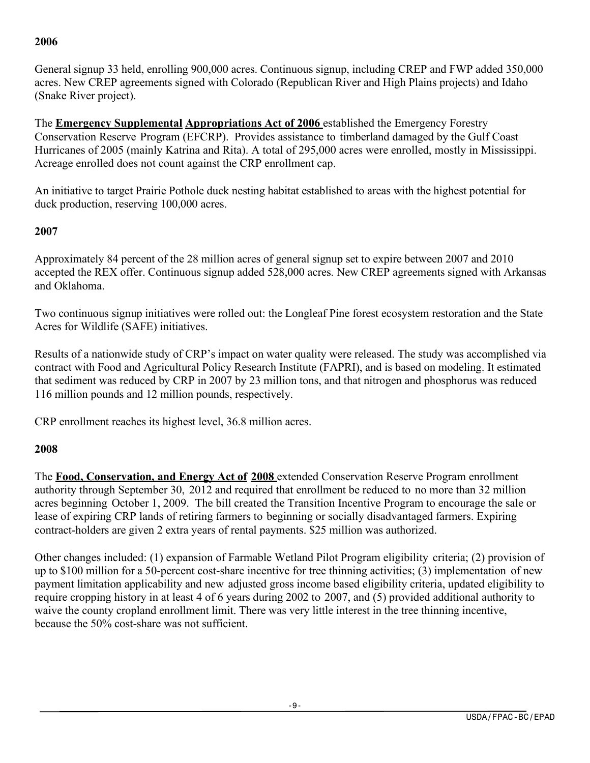**2006**

General signup 33 held, enrolling 900,000 acres. Continuous signup, including CREP and FWP added 350,000 acres. New CREP agreements signed with Colorado (Republican River and High Plains projects) and Idaho (Snake River project).

The **Emergency Supplemental Appropriations Act of 2006** established the Emergency Forestry Conservation Reserve Program (EFCRP). Provides assistance to timberland damaged by the Gulf Coast Hurricanes of 2005 (mainly Katrina and Rita). A total of 295,000 acres were enrolled, mostly in Mississippi. Acreage enrolled does not count against the CRP enrollment cap.

An initiative to target Prairie Pothole duck nesting habitat established to areas with the highest potential for duck production, reserving 100,000 acres.

**2007**

Approximately 84 percent of the 28 million acres of general signup set to expire between 2007 and 2010 accepted the REX offer. Continuous signup added 528,000 acres. New CREP agreements signed with Arkansas and Oklahoma.

Two continuous signup initiatives were rolled out: the Longleaf Pine forest ecosystem restoration and the State Acres for Wildlife (SAFE) initiatives.

Results of a nationwide study of CRP's impact on water quality were released. The study was accomplished via contract with Food and Agricultural Policy Research Institute (FAPRI), and is based on modeling. It estimated that sediment was reduced by CRP in 2007 by 23 million tons, and that nitrogen and phosphorus was reduced 116 million pounds and 12 million pounds, respectively.

CRP enrollment reaches its highest level, 36.8 million acres.

**2008**

The **Food, Conservation, and Energy Act of 2008** extended Conservation Reserve Program enrollment authority through September 30, 2012 and required that enrollment be reduced to no more than 32 million acres beginning October 1, 2009. The bill created the Transition Incentive Program to encourage the sale or lease of expiring CRP lands of retiring farmers to beginning or socially disadvantaged farmers. Expiring contract-holders are given 2 extra years of rental payments. $25 million was authorized.

Other changes included: (1) expansion of Farmable Wetland Pilot Program eligibility criteria; (2) provision of up to $100 million for a 50-percent cost-share incentive for tree thinning activities; (3) implementation of new payment limitation applicability and new adjusted gross income based eligibility criteria, updated eligibility to require cropping history in at least 4 of 6 years during 2002 to 2007, and (5) provided additional authority to waive the county cropland enrollment limit. There was very little interest in the tree thinning incentive, because the 50% cost-share was not sufficient.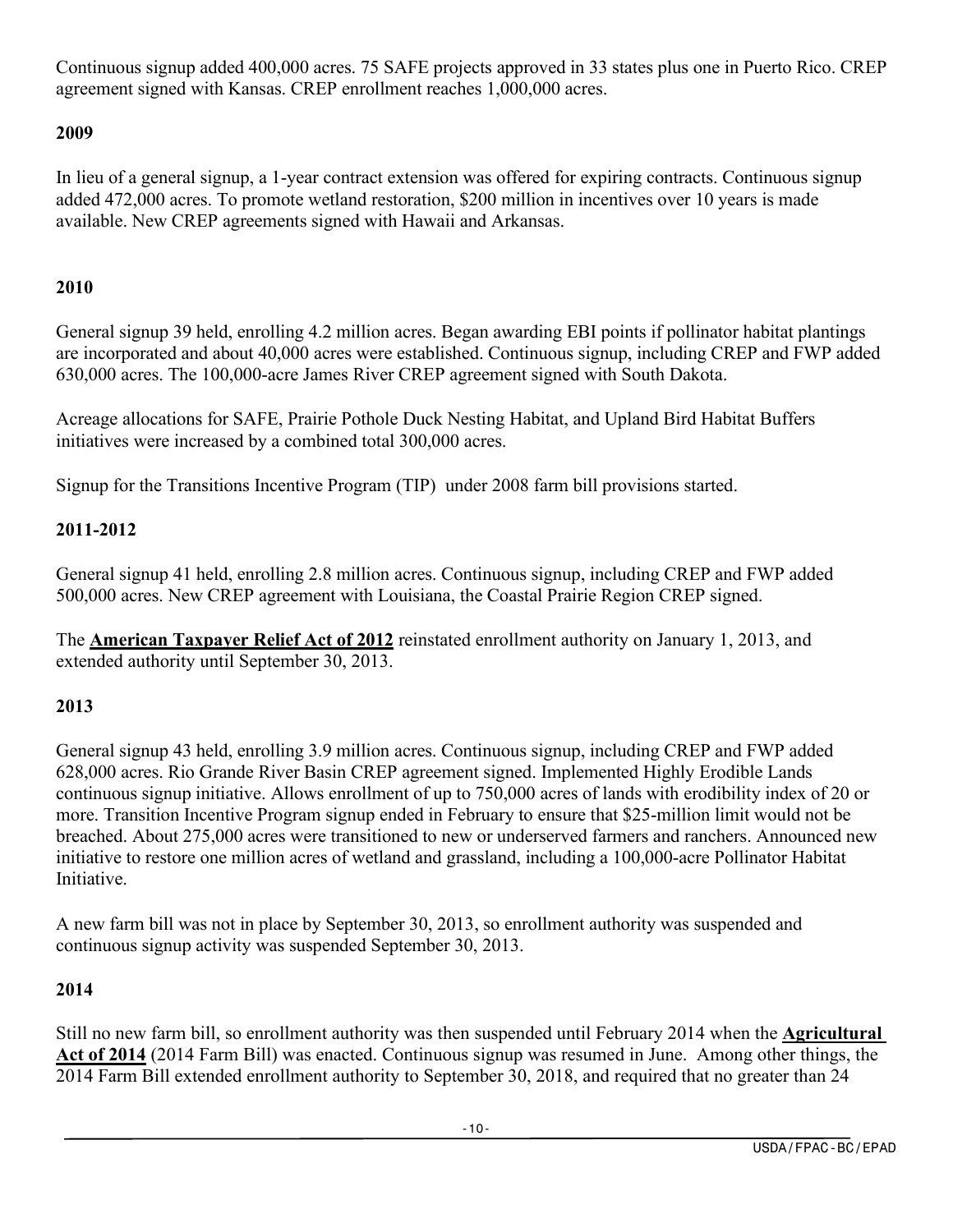Continuous signup added 400,000 acres. 75 SAFE projects approved in 33 states plus one in Puerto Rico. CREP agreement signed with Kansas. CREP enrollment reaches 1,000,000 acres.

### 2009

In lieu of a general signup, a 1-year contract extension was offered for expiring contracts. Continuous signup added 472,000 acres. To promote wetland restoration, \$200 million in incentives over 10 years is made available. New CREP agreements signed with Hawaii and Arkansas.

### 2010

General signup 39 held, enrolling 4.2 million acres. Began awarding EBI points if pollinator habitat plantings are incorporated and about 40,000 acres were established. Continuous signup, including CREP and FWP added 630,000 acres. The 100,000-acre James River CREP agreement signed with South Dakota.

Acreage allocations for SAFE, Prairie Pothole Duck Nesting Habitat, and Upland Bird Habitat Buffers initiatives were increased by a combined total 300,000 acres.

Signup for the Transitions Incentive Program (TIP) under 2008 farm bill provisions started.

### 2011-2012

General signup 41 held, enrolling 2.8 million acres. Continuous signup, including CREP and FWP added 500,000 acres. New CREP agreement with Louisiana, the Coastal Prairie Region CREP signed.

The **American Taxpayer Relief Act of 2012** reinstated enrollment authority on January 1, 2013, and extended authority until September 30, 2013.

### 2013

General signup 43 held, enrolling 3.9 million acres. Continuous signup, including CREP and FWP added 628,000 acres. Rio Grande River Basin CREP agreement signed. Implemented Highly Erodible Lands continuous signup initiative. Allows enrollment of up to 750,000 acres of lands with erodibility index of 20 or more. Transition Incentive Program signup ended in February to ensure that \$25-million limit would not be breached. About 275,000 acres were transitioned to new or underserved farmers and ranchers. Announced new initiative to restore one million acres of wetland and grassland, including a 100,000-acre Pollinator Habitat Initiative.

A new farm bill was not in place by September 30, 2013, so enrollment authority was suspended and continuous signup activity was suspended September 30, 2013.

### 2014

Still no new farm bill, so enrollment authority was then suspended until February 2014 when the **Agricultural Act of 2014** (2014 Farm Bill) was enacted. Continuous signup was resumed in June. Among other things, the 2014 Farm Bill extended enrollment authority to September 30, 2018, and required that no greater than 24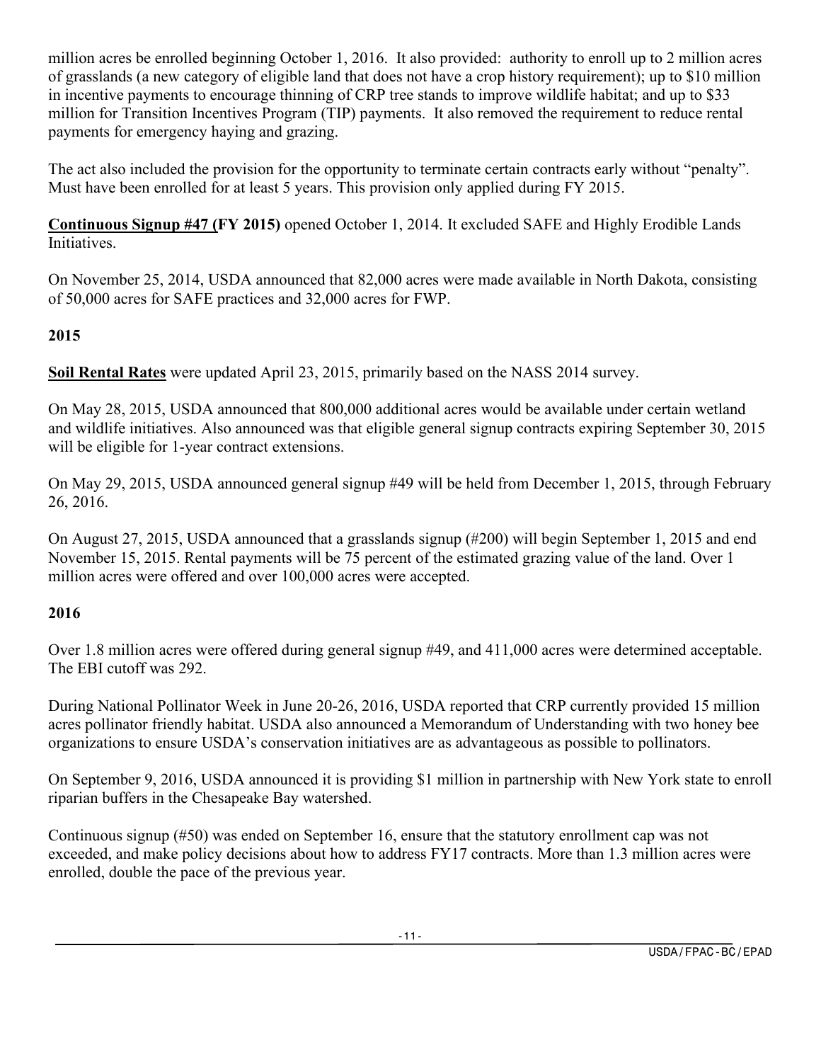million acres be enrolled beginning October 1, 2016. It also provided: authority to enroll up to 2 million acres of grasslands (a new category of eligible land that does not have a crop history requirement); up to $10 million in incentive payments to encourage thinning of CRP tree stands to improve wildlife habitat; and up to $33 million for Transition Incentives Program (TIP) payments. It also removed the requirement to reduce rental payments for emergency haying and grazing.

The act also included the provision for the opportunity to terminate certain contracts early without "penalty". Must have been enrolled for at least 5 years. This provision only applied during FY 2015.

**Continuous Signup #47 (FY 2015)** opened October 1, 2014. It excluded SAFE and Highly Erodible Lands Initiatives.

On November 25, 2014, USDA announced that 82,000 acres were made available in North Dakota, consisting of 50,000 acres for SAFE practices and 32,000 acres for FWP.

**2015**

**Soil Rental Rates** were updated April 23, 2015, primarily based on the NASS 2014 survey.

On May 28, 2015, USDA announced that 800,000 additional acres would be available under certain wetland and wildlife initiatives. Also announced was that eligible general signup contracts expiring September 30, 2015 will be eligible for 1-year contract extensions.

On May 29, 2015, USDA announced general signup #49 will be held from December 1, 2015, through February 26, 2016.

On August 27, 2015, USDA announced that a grasslands signup (#200) will begin September 1, 2015 and end November 15, 2015. Rental payments will be 75 percent of the estimated grazing value of the land. Over 1 million acres were offered and over 100,000 acres were accepted.

**2016**

Over 1.8 million acres were offered during general signup #49, and 411,000 acres were determined acceptable. The EBI cutoff was 292.

During National Pollinator Week in June 20-26, 2016, USDA reported that CRP currently provided 15 million acres pollinator friendly habitat. USDA also announced a Memorandum of Understanding with two honey bee organizations to ensure USDA's conservation initiatives are as advantageous as possible to pollinators.

On September 9, 2016, USDA announced it is providing $1 million in partnership with New York state to enroll riparian buffers in the Chesapeake Bay watershed.

Continuous signup (#50) was ended on September 16, ensure that the statutory enrollment cap was not exceeded, and make policy decisions about how to address FY17 contracts. More than 1.3 million acres were enrolled, double the pace of the previous year.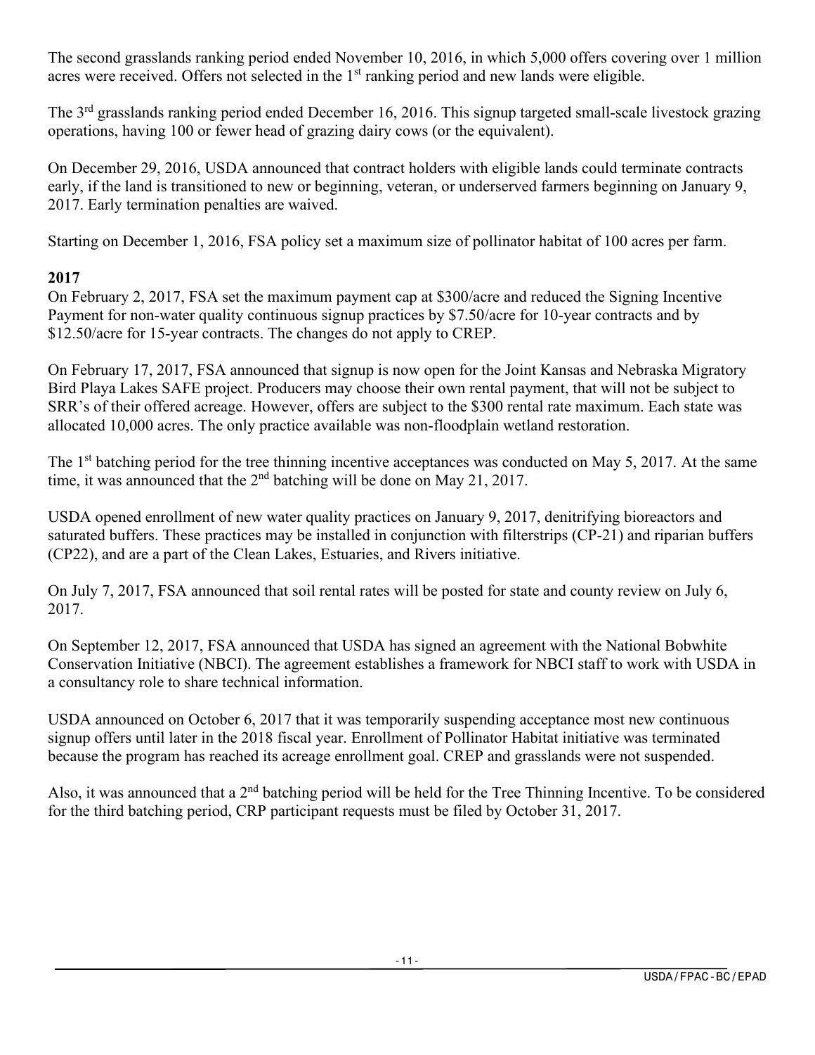The second grasslands ranking period ended November 10, 2016, in which 5,000 offers covering over 1 million acres were received. Offers not selected in the 1st ranking period and new lands were eligible.

The 3rd grasslands ranking period ended December 16, 2016. This signup targeted small-scale livestock grazing operations, having 100 or fewer head of grazing dairy cows (or the equivalent).

On December 29, 2016, USDA announced that contract holders with eligible lands could terminate contracts early, if the land is transitioned to new or beginning, veteran, or underserved farmers beginning on January 9, 2017. Early termination penalties are waived.

Starting on December 1, 2016, FSA policy set a maximum size of pollinator habitat of 100 acres per farm.

**2017**

On February 2, 2017, FSA set the maximum payment cap at $300/acre and reduced the Signing Incentive Payment for non-water quality continuous signup practices by $7.50/acre for 10-year contracts and by $12.50/acre for 15-year contracts. The changes do not apply to CREP.

On February 17, 2017, FSA announced that signup is now open for the Joint Kansas and Nebraska Migratory Bird Playa Lakes SAFE project. Producers may choose their own rental payment, that will not be subject to SRR's of their offered acreage. However, offers are subject to the $300 rental rate maximum. Each state was allocated 10,000 acres. The only practice available was non-floodplain wetland restoration.

The 1st batching period for the tree thinning incentive acceptances was conducted on May 5, 2017. At the same time, it was announced that the 2nd batching will be done on May 21, 2017.

USDA opened enrollment of new water quality practices on January 9, 2017, denitrifying bioreactors and saturated buffers. These practices may be installed in conjunction with filterstrips (CP-21) and riparian buffers (CP22), and are a part of the Clean Lakes, Estuaries, and Rivers initiative.

On July 7, 2017, FSA announced that soil rental rates will be posted for state and county review on July 6, 2017.

On September 12, 2017, FSA announced that USDA has signed an agreement with the National Bobwhite Conservation Initiative (NBCI). The agreement establishes a framework for NBCI staff to work with USDA in a consultancy role to share technical information.

USDA announced on October 6, 2017 that it was temporarily suspending acceptance most new continuous signup offers until later in the 2018 fiscal year. Enrollment of Pollinator Habitat initiative was terminated because the program has reached its acreage enrollment goal. CREP and grasslands were not suspended.

Also, it was announced that a 2nd batching period will be held for the Tree Thinning Incentive. To be considered for the third batching period, CRP participant requests must be filed by October 31, 2017.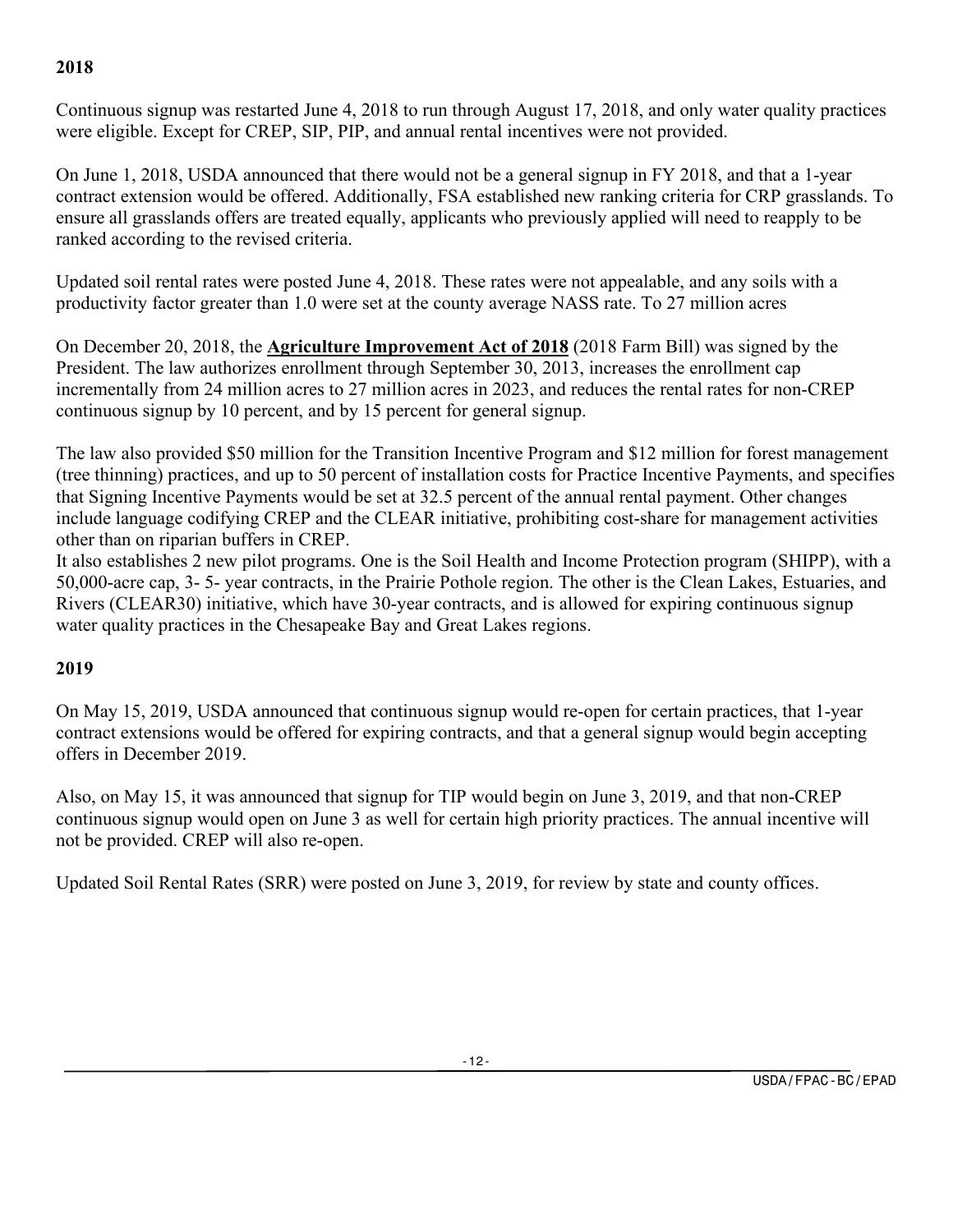**2018**

Continuous signup was restarted June 4, 2018 to run through August 17, 2018, and only water quality practices were eligible. Except for CREP, SIP, PIP, and annual rental incentives were not provided.

On June 1, 2018, USDA announced that there would not be a general signup in FY 2018, and that a 1-year contract extension would be offered. Additionally, FSA established new ranking criteria for CRP grasslands. To ensure all grasslands offers are treated equally, applicants who previously applied will need to reapply to be ranked according to the revised criteria.

Updated soil rental rates were posted June 4, 2018. These rates were not appealable, and any soils with a productivity factor greater than 1.0 were set at the county average NASS rate. To 27 million acres

On December 20, 2018, the **Agriculture Improvement Act of 2018** (2018 Farm Bill) was signed by the President. The law authorizes enrollment through September 30, 2013, increases the enrollment cap incrementally from 24 million acres to 27 million acres in 2023, and reduces the rental rates for non-CREP continuous signup by 10 percent, and by 15 percent for general signup.

The law also provided $50 million for the Transition Incentive Program and $12 million for forest management (tree thinning) practices, and up to 50 percent of installation costs for Practice Incentive Payments, and specifies that Signing Incentive Payments would be set at 32.5 percent of the annual rental payment. Other changes include language codifying CREP and the CLEAR initiative, prohibiting cost-share for management activities other than on riparian buffers in CREP.
It also establishes 2 new pilot programs. One is the Soil Health and Income Protection program (SHIPP), with a 50,000-acre cap, 3- 5- year contracts, in the Prairie Pothole region. The other is the Clean Lakes, Estuaries, and Rivers (CLEAR30) initiative, which have 30-year contracts, and is allowed for expiring continuous signup water quality practices in the Chesapeake Bay and Great Lakes regions.

**2019**

On May 15, 2019, USDA announced that continuous signup would re-open for certain practices, that 1-year contract extensions would be offered for expiring contracts, and that a general signup would begin accepting offers in December 2019.

Also, on May 15, it was announced that signup for TIP would begin on June 3, 2019, and that non-CREP continuous signup would open on June 3 as well for certain high priority practices. The annual incentive will not be provided. CREP will also re-open.

Updated Soil Rental Rates (SRR) were posted on June 3, 2019, for review by state and county offices.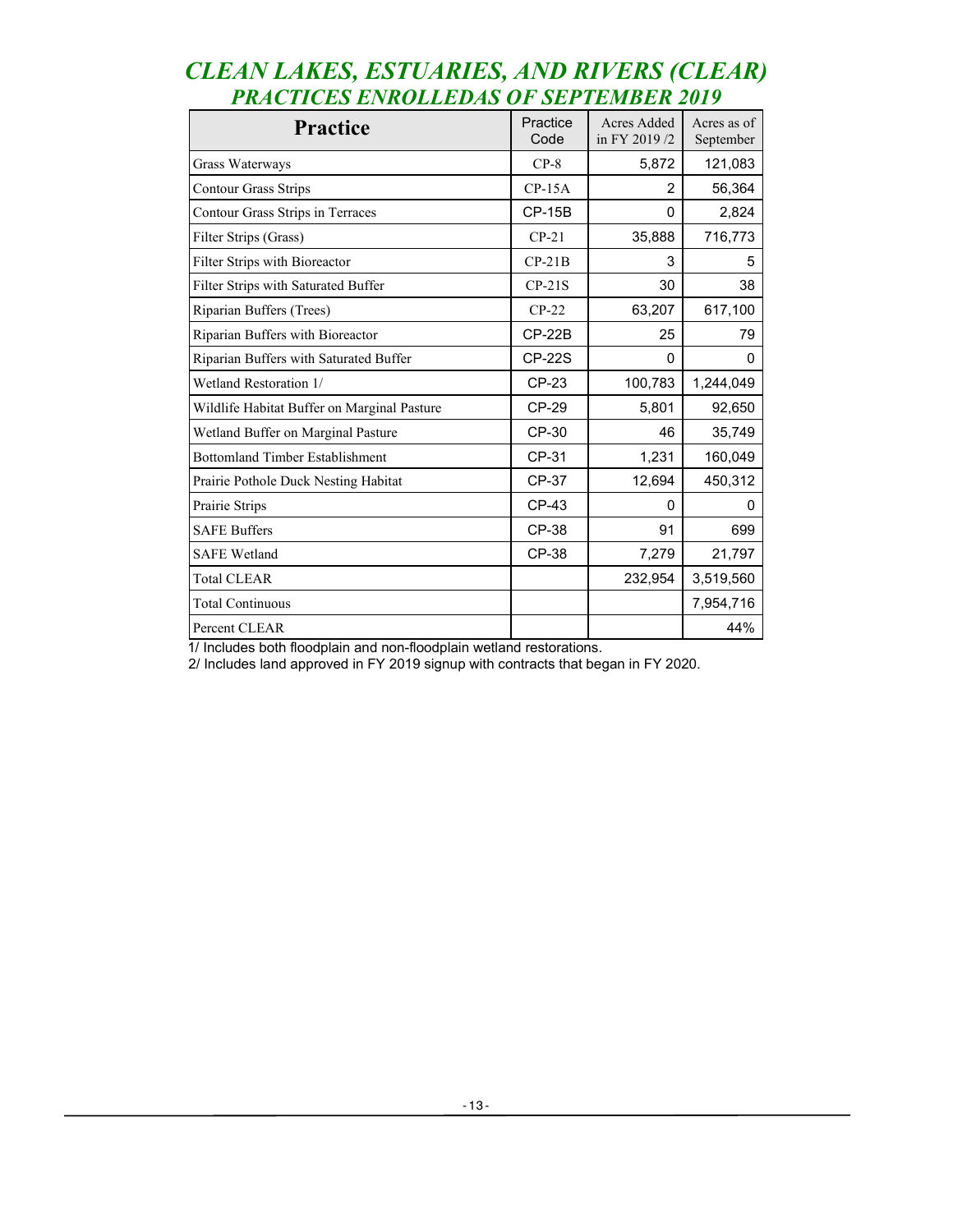# CLEAN LAKES, ESTUARIES, AND RIVERS (CLEAR)
## PRACTICES ENROLLEDAS OF SEPTEMBER 2019

| Practice | Practice Code | Acres Added in FY 2019 /2 | Acres as of September |
|---|---|---|---|
| Grass Waterways | CP-8 | 5,872 | 121,083 |
| Contour Grass Strips | CP-15A | 2 | 56,364 |
| Contour Grass Strips in Terraces | CP-15B | 0 | 2,824 |
| Filter Strips (Grass) | CP-21 | 35,888 | 716,773 |
| Filter Strips with Bioreactor | CP-21B | 3 | 5 |
| Filter Strips with Saturated Buffer | CP-21S | 30 | 38 |
| Riparian Buffers (Trees) | CP-22 | 63,207 | 617,100 |
| Riparian Buffers with Bioreactor | CP-22B | 25 | 79 |
| Riparian Buffers with Saturated Buffer | CP-22S | 0 | 0 |
| Wetland Restoration 1/ | CP-23 | 100,783 | 1,244,049 |
| Wildlife Habitat Buffer on Marginal Pasture | CP-29 | 5,801 | 92,650 |
| Wetland Buffer on Marginal Pasture | CP-30 | 46 | 35,749 |
| Bottomland Timber Establishment | CP-31 | 1,231 | 160,049 |
| Prairie Pothole Duck Nesting Habitat | CP-37 | 12,694 | 450,312 |
| Prairie Strips | CP-43 | 0 | 0 |
| SAFE Buffers | CP-38 | 91 | 699 |
| SAFE Wetland | CP-38 | 7,279 | 21,797 |
| Total CLEAR | | 232,954 | 3,519,560 |
| Total Continuous | | | 7,954,716 |
| Percent CLEAR | | | 44% |

1/ Includes both floodplain and non-floodplain wetland restorations.

2/ Includes land approved in FY 2019 signup with contracts that began in FY 2020.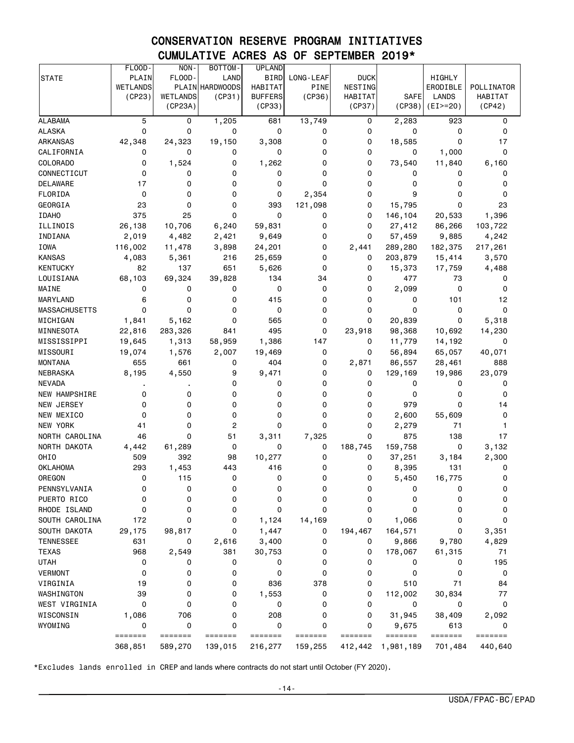# CONSERVATION RESERVE PROGRAM INITIATIVES

## CUMULATIVE ACRES AS OF SEPTEMBER 2019*

| STATE | FLOOD-PLAIN WETLANDS (CP23) | NON-FLOOD-PLAIN WETLANDS (CP23A) | BOTTOM-LAND HARDWOODS (CP31) | UPLAND BIRD HABITAT BUFFERS (CP33) | LONG-LEAF PINE (CP36) | DUCK NESTING HABITAT (CP37) | SAFE (CP38) | HIGHLY ERODIBLE LANDS (EI>=20) | POLLINATOR HABITAT (CP42) |
|---|---|---|---|---|---|---|---|---|---|
| ALABAMA | 5 | 0 | 1,205 | 681 | 13,749 | 0 | 2,283 | 923 | 0 |
| ALASKA | 0 | 0 | 0 | 0 | 0 | 0 | 0 | 0 | 0 |
| ARKANSAS | 42,348 | 24,323 | 19,150 | 3,308 | 0 | 0 | 18,585 | 0 | 17 |
| CALIFORNIA | 0 | 0 | 0 | 0 | 0 | 0 | 0 | 1,000 | 0 |
| COLORADO | 0 | 1,524 | 0 | 1,262 | 0 | 0 | 73,540 | 11,840 | 6,160 |
| CONNECTICUT | 0 | 0 | 0 | 0 | 0 | 0 | 0 | 0 | 0 |
| DELAWARE | 17 | 0 | 0 | 0 | 0 | 0 | 0 | 0 | 0 |
| FLORIDA | 0 | 0 | 0 | 0 | 2,354 | 0 | 9 | 0 | 0 |
| GEORGIA | 23 | 0 | 0 | 393 | 121,098 | 0 | 15,795 | 0 | 23 |
| IDAHO | 375 | 25 | 0 | 0 | 0 | 0 | 146,104 | 20,533 | 1,396 |
| ILLINOIS | 26,138 | 10,706 | 6,240 | 59,831 | 0 | 0 | 27,412 | 86,266 | 103,722 |
| INDIANA | 2,019 | 4,482 | 2,421 | 9,649 | 0 | 0 | 57,459 | 9,885 | 4,242 |
| IOWA | 116,002 | 11,478 | 3,898 | 24,201 | 0 | 2,441 | 289,280 | 182,375 | 217,261 |
| KANSAS | 4,083 | 5,361 | 216 | 25,659 | 0 | 0 | 203,879 | 15,414 | 3,570 |
| KENTUCKY | 82 | 137 | 651 | 5,626 | 0 | 0 | 15,373 | 17,759 | 4,488 |
| LOUISIANA | 68,103 | 69,324 | 39,828 | 134 | 34 | 0 | 477 | 73 | 0 |
| MAINE | 0 | 0 | 0 | 0 | 0 | 0 | 2,099 | 0 | 0 |
| MARYLAND | 6 | 0 | 0 | 415 | 0 | 0 | 0 | 101 | 12 |
| MASSACHUSETTS | 0 | 0 | 0 | 0 | 0 | 0 | 0 | 0 | 0 |
| MICHIGAN | 1,841 | 5,162 | 0 | 565 | 0 | 0 | 20,839 | 0 | 5,318 |
| MINNESOTA | 22,816 | 283,326 | 841 | 495 | 0 | 23,918 | 98,368 | 10,692 | 14,230 |
| MISSISSIPPI | 19,645 | 1,313 | 58,959 | 1,386 | 147 | 0 | 11,779 | 14,192 | 0 |
| MISSOURI | 19,074 | 1,576 | 2,007 | 19,469 | 0 | 0 | 56,894 | 65,057 | 40,071 |
| MONTANA | 655 | 661 | 0 | 404 | 0 | 2,871 | 86,557 | 28,461 | 888 |
| NEBRASKA | 8,195 | 4,550 | 9 | 9,471 | 0 | 0 | 129,169 | 19,986 | 23,079 |
| NEVADA | . | . | 0 | 0 | 0 | 0 | 0 | 0 | 0 |
| NEW HAMPSHIRE | 0 | 0 | 0 | 0 | 0 | 0 | 0 | 0 | 0 |
| NEW JERSEY | 0 | 0 | 0 | 0 | 0 | 0 | 979 | 0 | 14 |
| NEW MEXICO | 0 | 0 | 0 | 0 | 0 | 0 | 2,600 | 55,609 | 0 |
| NEW YORK | 41 | 0 | 2 | 0 | 0 | 0 | 2,279 | 71 | 1 |
| NORTH CAROLINA | 46 | 0 | 51 | 3,311 | 7,325 | 0 | 875 | 138 | 17 |
| NORTH DAKOTA | 4,442 | 61,289 | 0 | 0 | 0 | 188,745 | 159,758 | 0 | 3,132 |
| OHIO | 509 | 392 | 98 | 10,277 | 0 | 0 | 37,251 | 3,184 | 2,300 |
| OKLAHOMA | 293 | 1,453 | 443 | 416 | 0 | 0 | 8,395 | 131 | 0 |
| OREGON | 0 | 115 | 0 | 0 | 0 | 0 | 5,450 | 16,775 | 0 |
| PENNSYLVANIA | 0 | 0 | 0 | 0 | 0 | 0 | 0 | 0 | 0 |
| PUERTO RICO | 0 | 0 | 0 | 0 | 0 | 0 | 0 | 0 | 0 |
| RHODE ISLAND | 0 | 0 | 0 | 0 | 0 | 0 | 0 | 0 | 0 |
| SOUTH CAROLINA | 172 | 0 | 0 | 1,124 | 14,169 | 0 | 1,066 | 0 | 0 |
| SOUTH DAKOTA | 29,175 | 98,817 | 0 | 1,447 | 0 | 194,467 | 164,571 | 0 | 3,351 |
| TENNESSEE | 631 | 0 | 2,616 | 3,400 | 0 | 0 | 9,866 | 9,780 | 4,829 |
| TEXAS | 968 | 2,549 | 381 | 30,753 | 0 | 0 | 178,067 | 61,315 | 71 |
| UTAH | 0 | 0 | 0 | 0 | 0 | 0 | 0 | 0 | 195 |
| VERMONT | 0 | 0 | 0 | 0 | 0 | 0 | 0 | 0 | 0 |
| VIRGINIA | 19 | 0 | 0 | 836 | 378 | 0 | 510 | 71 | 84 |
| WASHINGTON | 39 | 0 | 0 | 1,553 | 0 | 0 | 112,002 | 30,834 | 77 |
| WEST VIRGINIA | 0 | 0 | 0 | 0 | 0 | 0 | 0 | 0 | 0 |
| WISCONSIN | 1,086 | 706 | 0 | 208 | 0 | 0 | 31,945 | 38,409 | 2,092 |
| WYOMING | 0 | 0 | 0 | 0 | 0 | 0 | 9,675 | 613 | 0 |
| | 368,851 | 589,270 | 139,015 | 216,277 | 159,255 | 412,442 | 1,981,189 | 701,484 | 440,640 |

*Excludes lands enrolled in CREP and lands where contracts do not start until October (FY 2020).

USDA/FPAC-BC/EPAD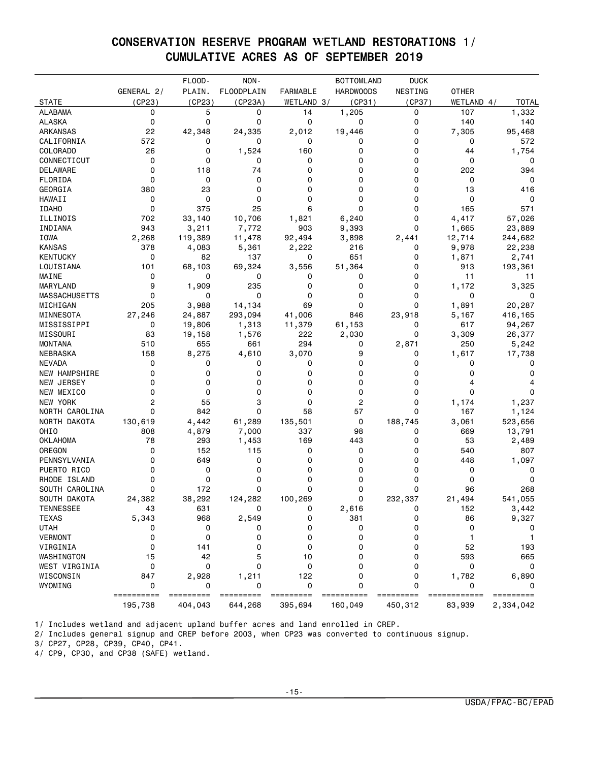# CONSERVATION RESERVE PROGRAM WETLAND RESTORATIONS 1/
## CUMULATIVE ACRES AS OF SEPTEMBER 2019

| STATE | GENERAL 2/ (CP23) | FLOOD-PLAIN. (CP23) | NON-FLOODPLAIN (CP23A) | FARMABLE WETLAND 3/ | BOTTOMLAND HARDWOODS (CP31) | DUCK NESTING (CP37) | OTHER WETLAND 4/ | TOTAL |
|---|---|---|---|---|---|---|---|---|
| ALABAMA | 0 | 5 | 0 | 14 | 1,205 | 0 | 107 | 1,332 |
| ALASKA | 0 | 0 | 0 | 0 | 0 | 0 | 140 | 140 |
| ARKANSAS | 22 | 42,348 | 24,335 | 2,012 | 19,446 | 0 | 7,305 | 95,468 |
| CALIFORNIA | 572 | 0 | 0 | 0 | 0 | 0 | 0 | 572 |
| COLORADO | 26 | 0 | 1,524 | 160 | 0 | 0 | 44 | 1,754 |
| CONNECTICUT | 0 | 0 | 0 | 0 | 0 | 0 | 0 | 0 |
| DELAWARE | 0 | 118 | 74 | 0 | 0 | 0 | 202 | 394 |
| FLORIDA | 0 | 0 | 0 | 0 | 0 | 0 | 0 | 0 |
| GEORGIA | 380 | 23 | 0 | 0 | 0 | 0 | 13 | 416 |
| HAWAII | 0 | 0 | 0 | 0 | 0 | 0 | 0 | 0 |
| IDAHO | 0 | 375 | 25 | 6 | 0 | 0 | 165 | 571 |
| ILLINOIS | 702 | 33,140 | 10,706 | 1,821 | 6,240 | 0 | 4,417 | 57,026 |
| INDIANA | 943 | 3,211 | 7,772 | 903 | 9,393 | 0 | 1,665 | 23,889 |
| IOWA | 2,268 | 119,389 | 11,478 | 92,494 | 3,898 | 2,441 | 12,714 | 244,682 |
| KANSAS | 378 | 4,083 | 5,361 | 2,222 | 216 | 0 | 9,978 | 22,238 |
| KENTUCKY | 0 | 82 | 137 | 0 | 651 | 0 | 1,871 | 2,741 |
| LOUISIANA | 101 | 68,103 | 69,324 | 3,556 | 51,364 | 0 | 913 | 193,361 |
| MAINE | 0 | 0 | 0 | 0 | 0 | 0 | 11 | 11 |
| MARYLAND | 9 | 1,909 | 235 | 0 | 0 | 0 | 1,172 | 3,325 |
| MASSACHUSETTS | 0 | 0 | 0 | 0 | 0 | 0 | 0 | 0 |
| MICHIGAN | 205 | 3,988 | 14,134 | 69 | 0 | 0 | 1,891 | 20,287 |
| MINNESOTA | 27,246 | 24,887 | 293,094 | 41,006 | 846 | 23,918 | 5,167 | 416,165 |
| MISSISSIPPI | 0 | 19,806 | 1,313 | 11,379 | 61,153 | 0 | 617 | 94,267 |
| MISSOURI | 83 | 19,158 | 1,576 | 222 | 2,030 | 0 | 3,309 | 26,377 |
| MONTANA | 510 | 655 | 661 | 294 | 0 | 2,871 | 250 | 5,242 |
| NEBRASKA | 158 | 8,275 | 4,610 | 3,070 | 9 | 0 | 1,617 | 17,738 |
| NEVADA | 0 | 0 | 0 | 0 | 0 | 0 | 0 | 0 |
| NEW HAMPSHIRE | 0 | 0 | 0 | 0 | 0 | 0 | 0 | 0 |
| NEW JERSEY | 0 | 0 | 0 | 0 | 0 | 0 | 4 | 4 |
| NEW MEXICO | 0 | 0 | 0 | 0 | 0 | 0 | 0 | 0 |
| NEW YORK | 2 | 55 | 3 | 0 | 2 | 0 | 1,174 | 1,237 |
| NORTH CAROLINA | 0 | 842 | 0 | 58 | 57 | 0 | 167 | 1,124 |
| NORTH DAKOTA | 130,619 | 4,442 | 61,289 | 135,501 | 0 | 188,745 | 3,061 | 523,656 |
| OHIO | 808 | 4,879 | 7,000 | 337 | 98 | 0 | 669 | 13,791 |
| OKLAHOMA | 78 | 293 | 1,453 | 169 | 443 | 0 | 53 | 2,489 |
| OREGON | 0 | 152 | 115 | 0 | 0 | 0 | 540 | 807 |
| PENNSYLVANIA | 0 | 649 | 0 | 0 | 0 | 0 | 448 | 1,097 |
| PUERTO RICO | 0 | 0 | 0 | 0 | 0 | 0 | 0 | 0 |
| RHODE ISLAND | 0 | 0 | 0 | 0 | 0 | 0 | 0 | 0 |
| SOUTH CAROLINA | 0 | 172 | 0 | 0 | 0 | 0 | 96 | 268 |
| SOUTH DAKOTA | 24,382 | 38,292 | 124,282 | 100,269 | 0 | 232,337 | 21,494 | 541,055 |
| TENNESSEE | 43 | 631 | 0 | 0 | 2,616 | 0 | 152 | 3,442 |
| TEXAS | 5,343 | 968 | 2,549 | 0 | 381 | 0 | 86 | 9,327 |
| UTAH | 0 | 0 | 0 | 0 | 0 | 0 | 0 | 0 |
| VERMONT | 0 | 0 | 0 | 0 | 0 | 0 | 1 | 1 |
| VIRGINIA | 0 | 141 | 0 | 0 | 0 | 0 | 52 | 193 |
| WASHINGTON | 15 | 42 | 5 | 10 | 0 | 0 | 593 | 665 |
| WEST VIRGINIA | 0 | 0 | 0 | 0 | 0 | 0 | 0 | 0 |
| WISCONSIN | 847 | 2,928 | 1,211 | 122 | 0 | 0 | 1,782 | 6,890 |
| WYOMING | 0 | 0 | 0 | 0 | 0 | 0 | 0 | 0 |
| | 195,738 | 404,043 | 644,268 | 395,694 | 160,049 | 450,312 | 83,939 | 2,334,042 |

1/ Includes wetland and adjacent upland buffer acres and land enrolled in CREP.

2/ Includes general signup and CREP before 2003, when CP23 was converted to continuous signup.

3/ CP27, CP28, CP39, CP40, CP41.

4/ CP9, CP30, and CP38 (SAFE) wetland.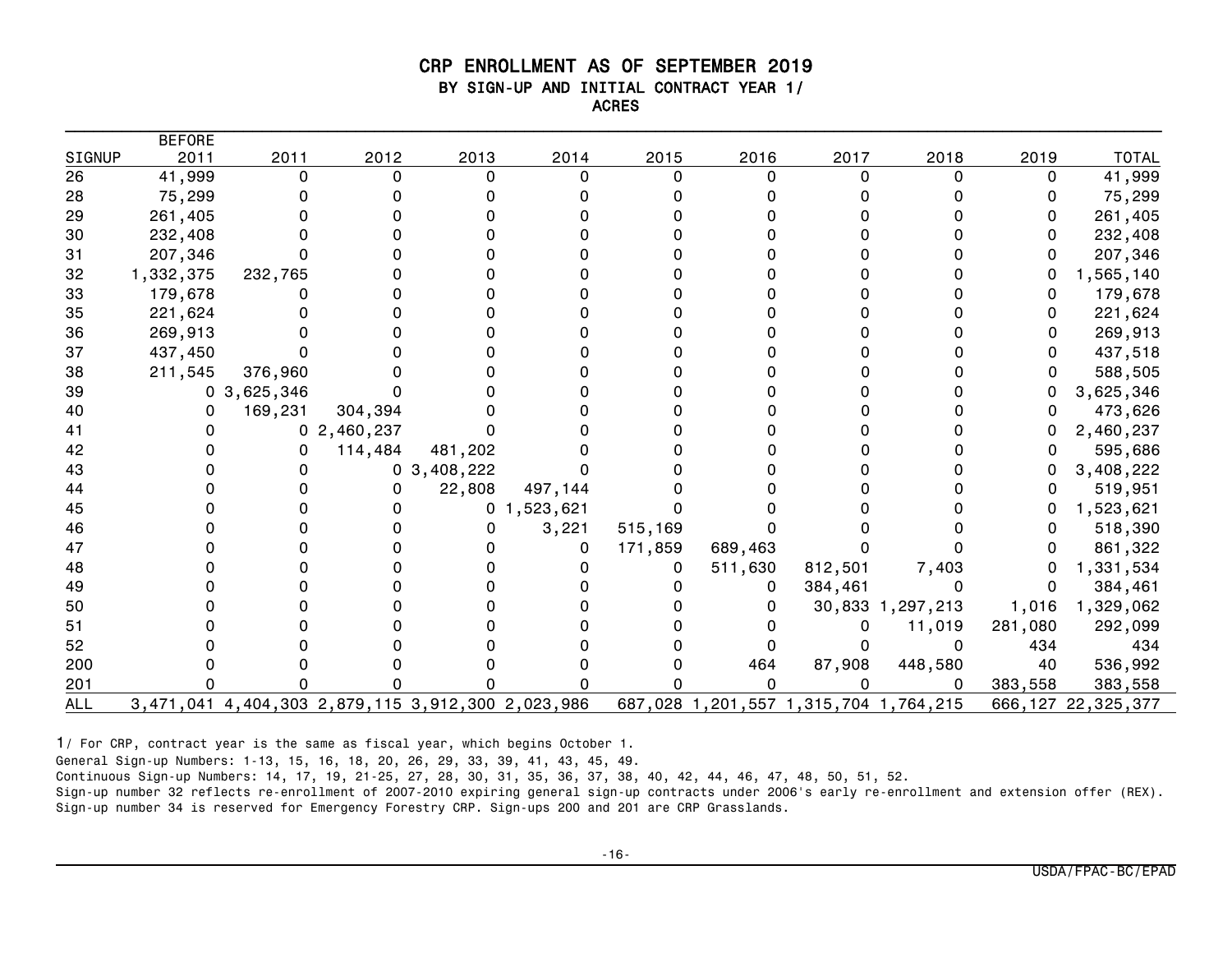# CRP ENROLLMENT AS OF SEPTEMBER 2019

## BY SIGN-UP AND INITIAL CONTRACT YEAR 1/

ACRES

| SIGNUP | BEFORE 2011 | 2011 | 2012 | 2013 | 2014 | 2015 | 2016 | 2017 | 2018 | 2019 | TOTAL |
|---|---|---|---|---|---|---|---|---|---|---|---|
| 26 | 41,999 | 0 | 0 | 0 | 0 | 0 | 0 | 0 | 0 | 0 | 41,999 |
| 28 | 75,299 | 0 | 0 | 0 | 0 | 0 | 0 | 0 | 0 | 0 | 75,299 |
| 29 | 261,405 | 0 | 0 | 0 | 0 | 0 | 0 | 0 | 0 | 0 | 261,405 |
| 30 | 232,408 | 0 | 0 | 0 | 0 | 0 | 0 | 0 | 0 | 0 | 232,408 |
| 31 | 207,346 | 0 | 0 | 0 | 0 | 0 | 0 | 0 | 0 | 0 | 207,346 |
| 32 | 1,332,375 | 232,765 | 0 | 0 | 0 | 0 | 0 | 0 | 0 | 0 | 1,565,140 |
| 33 | 179,678 | 0 | 0 | 0 | 0 | 0 | 0 | 0 | 0 | 0 | 179,678 |
| 35 | 221,624 | 0 | 0 | 0 | 0 | 0 | 0 | 0 | 0 | 0 | 221,624 |
| 36 | 269,913 | 0 | 0 | 0 | 0 | 0 | 0 | 0 | 0 | 0 | 269,913 |
| 37 | 437,450 | 0 | 0 | 0 | 0 | 0 | 0 | 0 | 0 | 0 | 437,518 |
| 38 | 211,545 | 376,960 | 0 | 0 | 0 | 0 | 0 | 0 | 0 | 0 | 588,505 |
| 39 | 0 | 3,625,346 | 0 | 0 | 0 | 0 | 0 | 0 | 0 | 0 | 3,625,346 |
| 40 | 0 | 169,231 | 304,394 | 0 | 0 | 0 | 0 | 0 | 0 | 0 | 473,626 |
| 41 | 0 | 0 | 2,460,237 | 0 | 0 | 0 | 0 | 0 | 0 | 0 | 2,460,237 |
| 42 | 0 | 0 | 114,484 | 481,202 | 0 | 0 | 0 | 0 | 0 | 0 | 595,686 |
| 43 | 0 | 0 | 0 | 3,408,222 | 0 | 0 | 0 | 0 | 0 | 0 | 3,408,222 |
| 44 | 0 | 0 | 0 | 22,808 | 497,144 | 0 | 0 | 0 | 0 | 0 | 519,951 |
| 45 | 0 | 0 | 0 | 0 | 1,523,621 | 0 | 0 | 0 | 0 | 0 | 1,523,621 |
| 46 | 0 | 0 | 0 | 0 | 3,221 | 515,169 | 0 | 0 | 0 | 0 | 518,390 |
| 47 | 0 | 0 | 0 | 0 | 0 | 171,859 | 689,463 | 0 | 0 | 0 | 861,322 |
| 48 | 0 | 0 | 0 | 0 | 0 | 0 | 511,630 | 812,501 | 7,403 | 0 | 1,331,534 |
| 49 | 0 | 0 | 0 | 0 | 0 | 0 | 0 | 384,461 | 0 | 0 | 384,461 |
| 50 | 0 | 0 | 0 | 0 | 0 | 0 | 0 | 30,833 | 1,297,213 | 1,016 | 1,329,062 |
| 51 | 0 | 0 | 0 | 0 | 0 | 0 | 0 | 0 | 11,019 | 281,080 | 292,099 |
| 52 | 0 | 0 | 0 | 0 | 0 | 0 | 0 | 0 | 0 | 434 | 434 |
| 200 | 0 | 0 | 0 | 0 | 0 | 0 | 464 | 87,908 | 448,580 | 40 | 536,992 |
| 201 | 0 | 0 | 0 | 0 | 0 | 0 | 0 | 0 | 0 | 383,558 | 383,558 |
| ALL | 3,471,041 | 4,404,303 | 2,879,115 | 3,912,300 | 2,023,986 | 687,028 | 1,201,557 | 1,315,704 | 1,764,215 | 666,127 | 22,325,377 |

1/ For CRP, contract year is the same as fiscal year, which begins October 1.

General Sign-up Numbers: 1-13, 15, 16, 18, 20, 26, 29, 33, 39, 41, 43, 45, 49.

Continuous Sign-up Numbers: 14, 17, 19, 21-25, 27, 28, 30, 31, 35, 36, 37, 38, 40, 42, 44, 46, 47, 48, 50, 51, 52.

Sign-up number 32 reflects re-enrollment of 2007-2010 expiring general sign-up contracts under 2006's early re-enrollment and extension offer (REX).

Sign-up number 34 is reserved for Emergency Forestry CRP. Sign-ups 200 and 201 are CRP Grasslands.

USDA/FPAC-BC/EPAD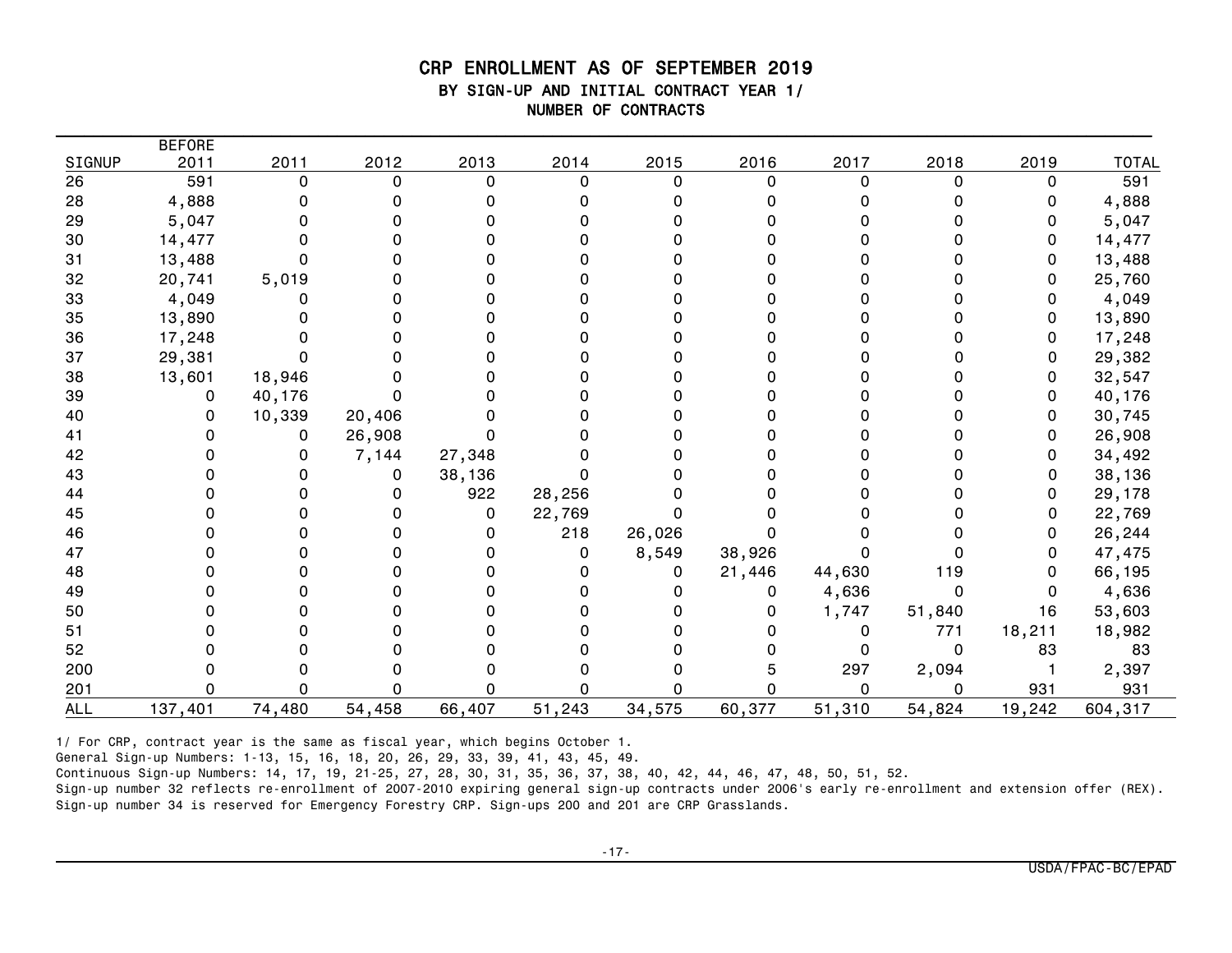# CRP ENROLLMENT AS OF SEPTEMBER 2019

## BY SIGN-UP AND INITIAL CONTRACT YEAR 1/

### NUMBER OF CONTRACTS

| SIGNUP | BEFORE 2011 | 2011 | 2012 | 2013 | 2014 | 2015 | 2016 | 2017 | 2018 | 2019 | TOTAL |
|---|---|---|---|---|---|---|---|---|---|---|---|
| 26 | 591 | 0 | 0 | 0 | 0 | 0 | 0 | 0 | 0 | 0 | 591 |
| 28 | 4,888 | 0 | 0 | 0 | 0 | 0 | 0 | 0 | 0 | 0 | 4,888 |
| 29 | 5,047 | 0 | 0 | 0 | 0 | 0 | 0 | 0 | 0 | 0 | 5,047 |
| 30 | 14,477 | 0 | 0 | 0 | 0 | 0 | 0 | 0 | 0 | 0 | 14,477 |
| 31 | 13,488 | 0 | 0 | 0 | 0 | 0 | 0 | 0 | 0 | 0 | 13,488 |
| 32 | 20,741 | 5,019 | 0 | 0 | 0 | 0 | 0 | 0 | 0 | 0 | 25,760 |
| 33 | 4,049 | 0 | 0 | 0 | 0 | 0 | 0 | 0 | 0 | 0 | 4,049 |
| 35 | 13,890 | 0 | 0 | 0 | 0 | 0 | 0 | 0 | 0 | 0 | 13,890 |
| 36 | 17,248 | 0 | 0 | 0 | 0 | 0 | 0 | 0 | 0 | 0 | 17,248 |
| 37 | 29,381 | 0 | 0 | 0 | 0 | 0 | 0 | 0 | 0 | 0 | 29,382 |
| 38 | 13,601 | 18,946 | 0 | 0 | 0 | 0 | 0 | 0 | 0 | 0 | 32,547 |
| 39 | 0 | 40,176 | 0 | 0 | 0 | 0 | 0 | 0 | 0 | 0 | 40,176 |
| 40 | 0 | 10,339 | 20,406 | 0 | 0 | 0 | 0 | 0 | 0 | 0 | 30,745 |
| 41 | 0 | 0 | 26,908 | 0 | 0 | 0 | 0 | 0 | 0 | 0 | 26,908 |
| 42 | 0 | 0 | 7,144 | 27,348 | 0 | 0 | 0 | 0 | 0 | 0 | 34,492 |
| 43 | 0 | 0 | 0 | 38,136 | 0 | 0 | 0 | 0 | 0 | 0 | 38,136 |
| 44 | 0 | 0 | 0 | 922 | 28,256 | 0 | 0 | 0 | 0 | 0 | 29,178 |
| 45 | 0 | 0 | 0 | 0 | 22,769 | 0 | 0 | 0 | 0 | 0 | 22,769 |
| 46 | 0 | 0 | 0 | 0 | 218 | 26,026 | 0 | 0 | 0 | 0 | 26,244 |
| 47 | 0 | 0 | 0 | 0 | 0 | 8,549 | 38,926 | 0 | 0 | 0 | 47,475 |
| 48 | 0 | 0 | 0 | 0 | 0 | 0 | 21,446 | 44,630 | 119 | 0 | 66,195 |
| 49 | 0 | 0 | 0 | 0 | 0 | 0 | 0 | 4,636 | 0 | 0 | 4,636 |
| 50 | 0 | 0 | 0 | 0 | 0 | 0 | 0 | 1,747 | 51,840 | 16 | 53,603 |
| 51 | 0 | 0 | 0 | 0 | 0 | 0 | 0 | 0 | 771 | 18,211 | 18,982 |
| 52 | 0 | 0 | 0 | 0 | 0 | 0 | 0 | 0 | 0 | 83 | 83 |
| 200 | 0 | 0 | 0 | 0 | 0 | 0 | 5 | 297 | 2,094 | 1 | 2,397 |
| 201 | 0 | 0 | 0 | 0 | 0 | 0 | 0 | 0 | 0 | 931 | 931 |
| ALL | 137,401 | 74,480 | 54,458 | 66,407 | 51,243 | 34,575 | 60,377 | 51,310 | 54,824 | 19,242 | 604,317 |

1/ For CRP, contract year is the same as fiscal year, which begins October 1.

General Sign-up Numbers: 1-13, 15, 16, 18, 20, 26, 29, 33, 39, 41, 43, 45, 49.

Continuous Sign-up Numbers: 14, 17, 19, 21-25, 27, 28, 30, 31, 35, 36, 37, 38, 40, 42, 44, 46, 47, 48, 50, 51, 52.

Sign-up number 32 reflects re-enrollment of 2007-2010 expiring general sign-up contracts under 2006's early re-enrollment and extension offer (REX).

Sign-up number 34 is reserved for Emergency Forestry CRP. Sign-ups 200 and 201 are CRP Grasslands.

USDA/FPAC-BC/EPAD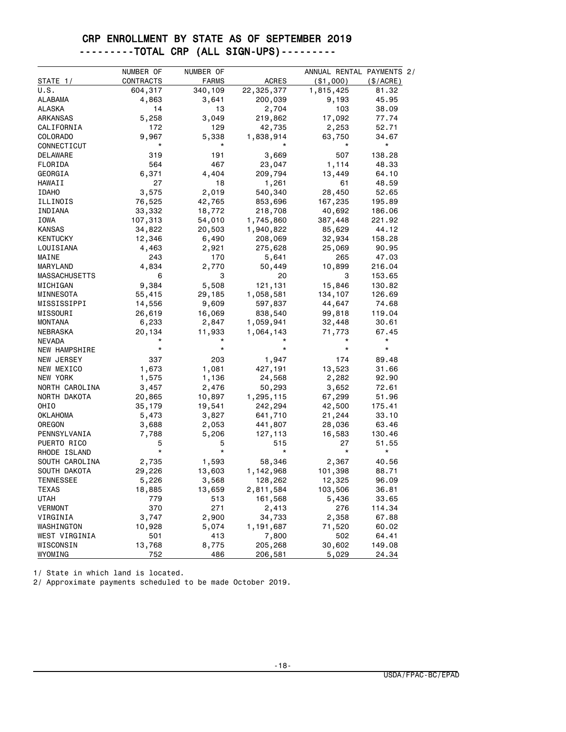# CRP ENROLLMENT BY STATE AS OF SEPTEMBER 2019

## ---------TOTAL CRP (ALL SIGN-UPS)---------

| STATE 1/ | NUMBER OF CONTRACTS | NUMBER OF FARMS | ACRES | ANNUAL RENTAL PAYMENTS 2/ ($1,000) | ($/ACRE) |
|---|---|---|---|---|---|
| U.S. | 604,317 | 340,109 | 22,325,377 | 1,815,425 | 81.32 |
| ALABAMA | 4,863 | 3,641 | 200,039 | 9,193 | 45.95 |
| ALASKA | 14 | 13 | 2,704 | 103 | 38.09 |
| ARKANSAS | 5,258 | 3,049 | 219,862 | 17,092 | 77.74 |
| CALIFORNIA | 172 | 129 | 42,735 | 2,253 | 52.71 |
| COLORADO | 9,967 | 5,338 | 1,838,914 | 63,750 | 34.67 |
| CONNECTICUT | * | * | * | * | * |
| DELAWARE | 319 | 191 | 3,669 | 507 | 138.28 |
| FLORIDA | 564 | 467 | 23,047 | 1,114 | 48.33 |
| GEORGIA | 6,371 | 4,404 | 209,794 | 13,449 | 64.10 |
| HAWAII | 27 | 18 | 1,261 | 61 | 48.59 |
| IDAHO | 3,575 | 2,019 | 540,340 | 28,450 | 52.65 |
| ILLINOIS | 76,525 | 42,765 | 853,696 | 167,235 | 195.89 |
| INDIANA | 33,332 | 18,772 | 218,708 | 40,692 | 186.06 |
| IOWA | 107,313 | 54,010 | 1,745,860 | 387,448 | 221.92 |
| KANSAS | 34,822 | 20,503 | 1,940,822 | 85,629 | 44.12 |
| KENTUCKY | 12,346 | 6,490 | 208,069 | 32,934 | 158.28 |
| LOUISIANA | 4,463 | 2,921 | 275,628 | 25,069 | 90.95 |
| MAINE | 243 | 170 | 5,641 | 265 | 47.03 |
| MARYLAND | 4,834 | 2,770 | 50,449 | 10,899 | 216.04 |
| MASSACHUSETTS | 6 | 3 | 20 | 3 | 153.65 |
| MICHIGAN | 9,384 | 5,508 | 121,131 | 15,846 | 130.82 |
| MINNESOTA | 55,415 | 29,185 | 1,058,581 | 134,107 | 126.69 |
| MISSISSIPPI | 14,556 | 9,609 | 597,837 | 44,647 | 74.68 |
| MISSOURI | 26,619 | 16,069 | 838,540 | 99,818 | 119.04 |
| MONTANA | 6,233 | 2,847 | 1,059,941 | 32,448 | 30.61 |
| NEBRASKA | 20,134 | 11,933 | 1,064,143 | 71,773 | 67.45 |
| NEVADA | * | * | * | * | * |
| NEW HAMPSHIRE | * | * | * | * | * |
| NEW JERSEY | 337 | 203 | 1,947 | 174 | 89.48 |
| NEW MEXICO | 1,673 | 1,081 | 427,191 | 13,523 | 31.66 |
| NEW YORK | 1,575 | 1,136 | 24,568 | 2,282 | 92.90 |
| NORTH CAROLINA | 3,457 | 2,476 | 50,293 | 3,652 | 72.61 |
| NORTH DAKOTA | 20,865 | 10,897 | 1,295,115 | 67,299 | 51.96 |
| OHIO | 35,179 | 19,541 | 242,294 | 42,500 | 175.41 |
| OKLAHOMA | 5,473 | 3,827 | 641,710 | 21,244 | 33.10 |
| OREGON | 3,688 | 2,053 | 441,807 | 28,036 | 63.46 |
| PENNSYLVANIA | 7,788 | 5,206 | 127,113 | 16,583 | 130.46 |
| PUERTO RICO | 5 | 5 | 515 | 27 | 51.55 |
| RHODE ISLAND | * | * | * | * | * |
| SOUTH CAROLINA | 2,735 | 1,593 | 58,346 | 2,367 | 40.56 |
| SOUTH DAKOTA | 29,226 | 13,603 | 1,142,968 | 101,398 | 88.71 |
| TENNESSEE | 5,226 | 3,568 | 128,262 | 12,325 | 96.09 |
| TEXAS | 18,885 | 13,659 | 2,811,584 | 103,506 | 36.81 |
| UTAH | 779 | 513 | 161,568 | 5,436 | 33.65 |
| VERMONT | 370 | 271 | 2,413 | 276 | 114.34 |
| VIRGINIA | 3,747 | 2,900 | 34,733 | 2,358 | 67.88 |
| WASHINGTON | 10,928 | 5,074 | 1,191,687 | 71,520 | 60.02 |
| WEST VIRGINIA | 501 | 413 | 7,800 | 502 | 64.41 |
| WISCONSIN | 13,768 | 8,775 | 205,268 | 30,602 | 149.08 |
| WYOMING | 752 | 486 | 206,581 | 5,029 | 24.34 |

1/ State in which land is located.

2/ Approximate payments scheduled to be made October 2019.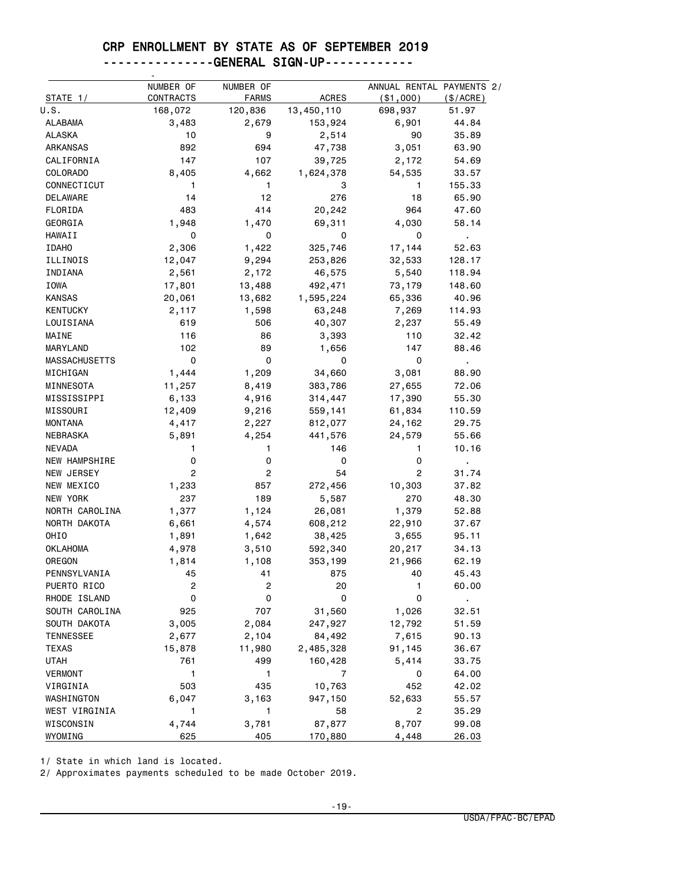# CRP ENROLLMENT BY STATE AS OF SEPTEMBER 2019

## --------------GENERAL SIGN-UP-----------

| STATE 1/ | NUMBER OF CONTRACTS | NUMBER OF FARMS | ACRES | ANNUAL RENTAL PAYMENTS 2/ ($1,000) | ($/ACRE) |
|---|---|---|---|---|---|
| U.S. | 168,072 | 120,836 | 13,450,110 | 698,937 | 51.97 |
| ALABAMA | 3,483 | 2,679 | 153,924 | 6,901 | 44.84 |
| ALASKA | 10 | 9 | 2,514 | 90 | 35.89 |
| ARKANSAS | 892 | 694 | 47,738 | 3,051 | 63.90 |
| CALIFORNIA | 147 | 107 | 39,725 | 2,172 | 54.69 |
| COLORADO | 8,405 | 4,662 | 1,624,378 | 54,535 | 33.57 |
| CONNECTICUT | 1 | 1 | 3 | 1 | 155.33 |
| DELAWARE | 14 | 12 | 276 | 18 | 65.90 |
| FLORIDA | 483 | 414 | 20,242 | 964 | 47.60 |
| GEORGIA | 1,948 | 1,470 | 69,311 | 4,030 | 58.14 |
| HAWAII | 0 | 0 | 0 | 0 | . |
| IDAHO | 2,306 | 1,422 | 325,746 | 17,144 | 52.63 |
| ILLINOIS | 12,047 | 9,294 | 253,826 | 32,533 | 128.17 |
| INDIANA | 2,561 | 2,172 | 46,575 | 5,540 | 118.94 |
| IOWA | 17,801 | 13,488 | 492,471 | 73,179 | 148.60 |
| KANSAS | 20,061 | 13,682 | 1,595,224 | 65,336 | 40.96 |
| KENTUCKY | 2,117 | 1,598 | 63,248 | 7,269 | 114.93 |
| LOUISIANA | 619 | 506 | 40,307 | 2,237 | 55.49 |
| MAINE | 116 | 86 | 3,393 | 110 | 32.42 |
| MARYLAND | 102 | 89 | 1,656 | 147 | 88.46 |
| MASSACHUSETTS | 0 | 0 | 0 | 0 | . |
| MICHIGAN | 1,444 | 1,209 | 34,660 | 3,081 | 88.90 |
| MINNESOTA | 11,257 | 8,419 | 383,786 | 27,655 | 72.06 |
| MISSISSIPPI | 6,133 | 4,916 | 314,447 | 17,390 | 55.30 |
| MISSOURI | 12,409 | 9,216 | 559,141 | 61,834 | 110.59 |
| MONTANA | 4,417 | 2,227 | 812,077 | 24,162 | 29.75 |
| NEBRASKA | 5,891 | 4,254 | 441,576 | 24,579 | 55.66 |
| NEVADA | 1 | 1 | 146 | 1 | 10.16 |
| NEW HAMPSHIRE | 0 | 0 | 0 | 0 | . |
| NEW JERSEY | 2 | 2 | 54 | 2 | 31.74 |
| NEW MEXICO | 1,233 | 857 | 272,456 | 10,303 | 37.82 |
| NEW YORK | 237 | 189 | 5,587 | 270 | 48.30 |
| NORTH CAROLINA | 1,377 | 1,124 | 26,081 | 1,379 | 52.88 |
| NORTH DAKOTA | 6,661 | 4,574 | 608,212 | 22,910 | 37.67 |
| OHIO | 1,891 | 1,642 | 38,425 | 3,655 | 95.11 |
| OKLAHOMA | 4,978 | 3,510 | 592,340 | 20,217 | 34.13 |
| OREGON | 1,814 | 1,108 | 353,199 | 21,966 | 62.19 |
| PENNSYLVANIA | 45 | 41 | 875 | 40 | 45.43 |
| PUERTO RICO | 2 | 2 | 20 | 1 | 60.00 |
| RHODE ISLAND | 0 | 0 | 0 | 0 | . |
| SOUTH CAROLINA | 925 | 707 | 31,560 | 1,026 | 32.51 |
| SOUTH DAKOTA | 3,005 | 2,084 | 247,927 | 12,792 | 51.59 |
| TENNESSEE | 2,677 | 2,104 | 84,492 | 7,615 | 90.13 |
| TEXAS | 15,878 | 11,980 | 2,485,328 | 91,145 | 36.67 |
| UTAH | 761 | 499 | 160,428 | 5,414 | 33.75 |
| VERMONT | 1 | 1 | 7 | 0 | 64.00 |
| VIRGINIA | 503 | 435 | 10,763 | 452 | 42.02 |
| WASHINGTON | 6,047 | 3,163 | 947,150 | 52,633 | 55.57 |
| WEST VIRGINIA | 1 | 1 | 58 | 2 | 35.29 |
| WISCONSIN | 4,744 | 3,781 | 87,877 | 8,707 | 99.08 |
| WYOMING | 625 | 405 | 170,880 | 4,448 | 26.03 |

1/ State in which land is located.

2/ Approximates payments scheduled to be made October 2019.

USDA/FPAC-BC/EPAD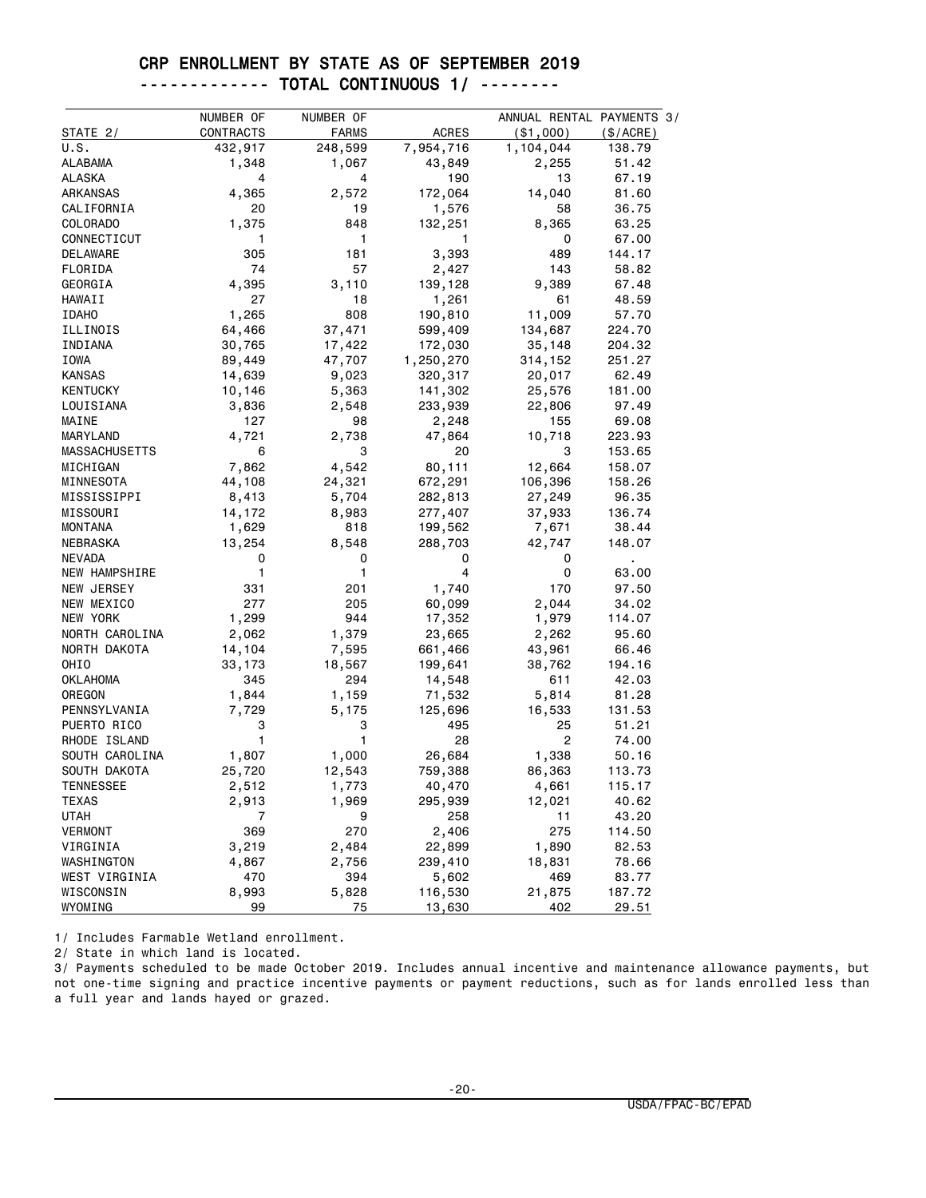# CRP ENROLLMENT BY STATE AS OF SEPTEMBER 2019

## ------------- TOTAL CONTINUOUS 1/ --------

| STATE 2/ | NUMBER OF CONTRACTS | NUMBER OF FARMS | ACRES | ANNUAL RENTAL PAYMENTS 3/ ($1,000) | ($/ACRE) |
|---|---|---|---|---|---|
| U.S. | 432,917 | 248,599 | 7,954,716 | 1,104,044 | 138.79 |
| ALABAMA | 1,348 | 1,067 | 43,849 | 2,255 | 51.42 |
| ALASKA | 4 | 4 | 190 | 13 | 67.19 |
| ARKANSAS | 4,365 | 2,572 | 172,064 | 14,040 | 81.60 |
| CALIFORNIA | 20 | 19 | 1,576 | 58 | 36.75 |
| COLORADO | 1,375 | 848 | 132,251 | 8,365 | 63.25 |
| CONNECTICUT | 1 | 1 | 1 | 0 | 67.00 |
| DELAWARE | 305 | 181 | 3,393 | 489 | 144.17 |
| FLORIDA | 74 | 57 | 2,427 | 143 | 58.82 |
| GEORGIA | 4,395 | 3,110 | 139,128 | 9,389 | 67.48 |
| HAWAII | 27 | 18 | 1,261 | 61 | 48.59 |
| IDAHO | 1,265 | 808 | 190,810 | 11,009 | 57.70 |
| ILLINOIS | 64,466 | 37,471 | 599,409 | 134,687 | 224.70 |
| INDIANA | 30,765 | 17,422 | 172,030 | 35,148 | 204.32 |
| IOWA | 89,449 | 47,707 | 1,250,270 | 314,152 | 251.27 |
| KANSAS | 14,639 | 9,023 | 320,317 | 20,017 | 62.49 |
| KENTUCKY | 10,146 | 5,363 | 141,302 | 25,576 | 181.00 |
| LOUISIANA | 3,836 | 2,548 | 233,939 | 22,806 | 97.49 |
| MAINE | 127 | 98 | 2,248 | 155 | 69.08 |
| MARYLAND | 4,721 | 2,738 | 47,864 | 10,718 | 223.93 |
| MASSACHUSETTS | 6 | 3 | 20 | 3 | 153.65 |
| MICHIGAN | 7,862 | 4,542 | 80,111 | 12,664 | 158.07 |
| MINNESOTA | 44,108 | 24,321 | 672,291 | 106,396 | 158.26 |
| MISSISSIPPI | 8,413 | 5,704 | 282,813 | 27,249 | 96.35 |
| MISSOURI | 14,172 | 8,983 | 277,407 | 37,933 | 136.74 |
| MONTANA | 1,629 | 818 | 199,562 | 7,671 | 38.44 |
| NEBRASKA | 13,254 | 8,548 | 288,703 | 42,747 | 148.07 |
| NEVADA | 0 | 0 | 0 | 0 | . |
| NEW HAMPSHIRE | 1 | 1 | 4 | 0 | 63.00 |
| NEW JERSEY | 331 | 201 | 1,740 | 170 | 97.50 |
| NEW MEXICO | 277 | 205 | 60,099 | 2,044 | 34.02 |
| NEW YORK | 1,299 | 944 | 17,352 | 1,979 | 114.07 |
| NORTH CAROLINA | 2,062 | 1,379 | 23,665 | 2,262 | 95.60 |
| NORTH DAKOTA | 14,104 | 7,595 | 661,466 | 43,961 | 66.46 |
| OHIO | 33,173 | 18,567 | 199,641 | 38,762 | 194.16 |
| OKLAHOMA | 345 | 294 | 14,548 | 611 | 42.03 |
| OREGON | 1,844 | 1,159 | 71,532 | 5,814 | 81.28 |
| PENNSYLVANIA | 7,729 | 5,175 | 125,696 | 16,533 | 131.53 |
| PUERTO RICO | 3 | 3 | 495 | 25 | 51.21 |
| RHODE ISLAND | 1 | 1 | 28 | 2 | 74.00 |
| SOUTH CAROLINA | 1,807 | 1,000 | 26,684 | 1,338 | 50.16 |
| SOUTH DAKOTA | 25,720 | 12,543 | 759,388 | 86,363 | 113.73 |
| TENNESSEE | 2,512 | 1,773 | 40,470 | 4,661 | 115.17 |
| TEXAS | 2,913 | 1,969 | 295,939 | 12,021 | 40.62 |
| UTAH | 7 | 9 | 258 | 11 | 43.20 |
| VERMONT | 369 | 270 | 2,406 | 275 | 114.50 |
| VIRGINIA | 3,219 | 2,484 | 22,899 | 1,890 | 82.53 |
| WASHINGTON | 4,867 | 2,756 | 239,410 | 18,831 | 78.66 |
| WEST VIRGINIA | 470 | 394 | 5,602 | 469 | 83.77 |
| WISCONSIN | 8,993 | 5,828 | 116,530 | 21,875 | 187.72 |
| WYOMING | 99 | 75 | 13,630 | 402 | 29.51 |

1/ Includes Farmable Wetland enrollment.

2/ State in which land is located.

3/ Payments scheduled to be made October 2019. Includes annual incentive and maintenance allowance payments, but not one-time signing and practice incentive payments or payment reductions, such as for lands enrolled less than a full year and lands hayed or grazed.

USDA/FPAC-BC/EPAD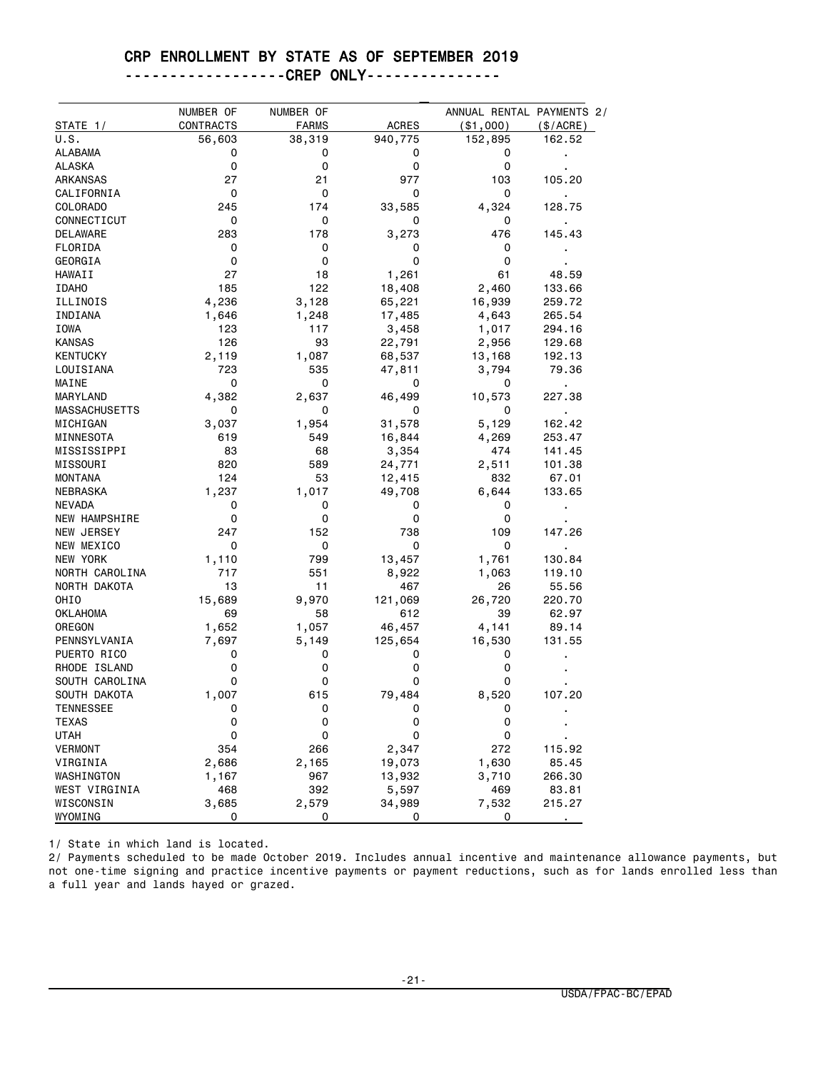# CRP ENROLLMENT BY STATE AS OF SEPTEMBER 2019

## -----------------CREP ONLY---------------

| STATE 1/ | NUMBER OF CONTRACTS | NUMBER OF FARMS | ACRES | ANNUAL RENTAL PAYMENTS 2/ ($1,000) | ($/ACRE) |
|---|---|---|---|---|---|
| U.S. | 56,603 | 38,319 | 940,775 | 152,895 | 162.52 |
| ALABAMA | 0 | 0 | 0 | 0 | . |
| ALASKA | 0 | 0 | 0 | 0 | . |
| ARKANSAS | 27 | 21 | 977 | 103 | 105.20 |
| CALIFORNIA | 0 | 0 | 0 | 0 | . |
| COLORADO | 245 | 174 | 33,585 | 4,324 | 128.75 |
| CONNECTICUT | 0 | 0 | 0 | 0 | . |
| DELAWARE | 283 | 178 | 3,273 | 476 | 145.43 |
| FLORIDA | 0 | 0 | 0 | 0 | . |
| GEORGIA | 0 | 0 | 0 | 0 | . |
| HAWAII | 27 | 18 | 1,261 | 61 | 48.59 |
| IDAHO | 185 | 122 | 18,408 | 2,460 | 133.66 |
| ILLINOIS | 4,236 | 3,128 | 65,221 | 16,939 | 259.72 |
| INDIANA | 1,646 | 1,248 | 17,485 | 4,643 | 265.54 |
| IOWA | 123 | 117 | 3,458 | 1,017 | 294.16 |
| KANSAS | 126 | 93 | 22,791 | 2,956 | 129.68 |
| KENTUCKY | 2,119 | 1,087 | 68,537 | 13,168 | 192.13 |
| LOUISIANA | 723 | 535 | 47,811 | 3,794 | 79.36 |
| MAINE | 0 | 0 | 0 | 0 | . |
| MARYLAND | 4,382 | 2,637 | 46,499 | 10,573 | 227.38 |
| MASSACHUSETTS | 0 | 0 | 0 | 0 | . |
| MICHIGAN | 3,037 | 1,954 | 31,578 | 5,129 | 162.42 |
| MINNESOTA | 619 | 549 | 16,844 | 4,269 | 253.47 |
| MISSISSIPPI | 83 | 68 | 3,354 | 474 | 141.45 |
| MISSOURI | 820 | 589 | 24,771 | 2,511 | 101.38 |
| MONTANA | 124 | 53 | 12,415 | 832 | 67.01 |
| NEBRASKA | 1,237 | 1,017 | 49,708 | 6,644 | 133.65 |
| NEVADA | 0 | 0 | 0 | 0 | . |
| NEW HAMPSHIRE | 0 | 0 | 0 | 0 | . |
| NEW JERSEY | 247 | 152 | 738 | 109 | 147.26 |
| NEW MEXICO | 0 | 0 | 0 | 0 | . |
| NEW YORK | 1,110 | 799 | 13,457 | 1,761 | 130.84 |
| NORTH CAROLINA | 717 | 551 | 8,922 | 1,063 | 119.10 |
| NORTH DAKOTA | 13 | 11 | 467 | 26 | 55.56 |
| OHIO | 15,689 | 9,970 | 121,069 | 26,720 | 220.70 |
| OKLAHOMA | 69 | 58 | 612 | 39 | 62.97 |
| OREGON | 1,652 | 1,057 | 46,457 | 4,141 | 89.14 |
| PENNSYLVANIA | 7,697 | 5,149 | 125,654 | 16,530 | 131.55 |
| PUERTO RICO | 0 | 0 | 0 | 0 | . |
| RHODE ISLAND | 0 | 0 | 0 | 0 | . |
| SOUTH CAROLINA | 0 | 0 | 0 | 0 | . |
| SOUTH DAKOTA | 1,007 | 615 | 79,484 | 8,520 | 107.20 |
| TENNESSEE | 0 | 0 | 0 | 0 | . |
| TEXAS | 0 | 0 | 0 | 0 | . |
| UTAH | 0 | 0 | 0 | 0 | . |
| VERMONT | 354 | 266 | 2,347 | 272 | 115.92 |
| VIRGINIA | 2,686 | 2,165 | 19,073 | 1,630 | 85.45 |
| WASHINGTON | 1,167 | 967 | 13,932 | 3,710 | 266.30 |
| WEST VIRGINIA | 468 | 392 | 5,597 | 469 | 83.81 |
| WISCONSIN | 3,685 | 2,579 | 34,989 | 7,532 | 215.27 |
| WYOMING | 0 | 0 | 0 | 0 | . |

1/ State in which land is located.

2/ Payments scheduled to be made October 2019. Includes annual incentive and maintenance allowance payments, but not one-time signing and practice incentive payments or payment reductions, such as for lands enrolled less than a full year and lands hayed or grazed.

USDA/FPAC-BC/EPAD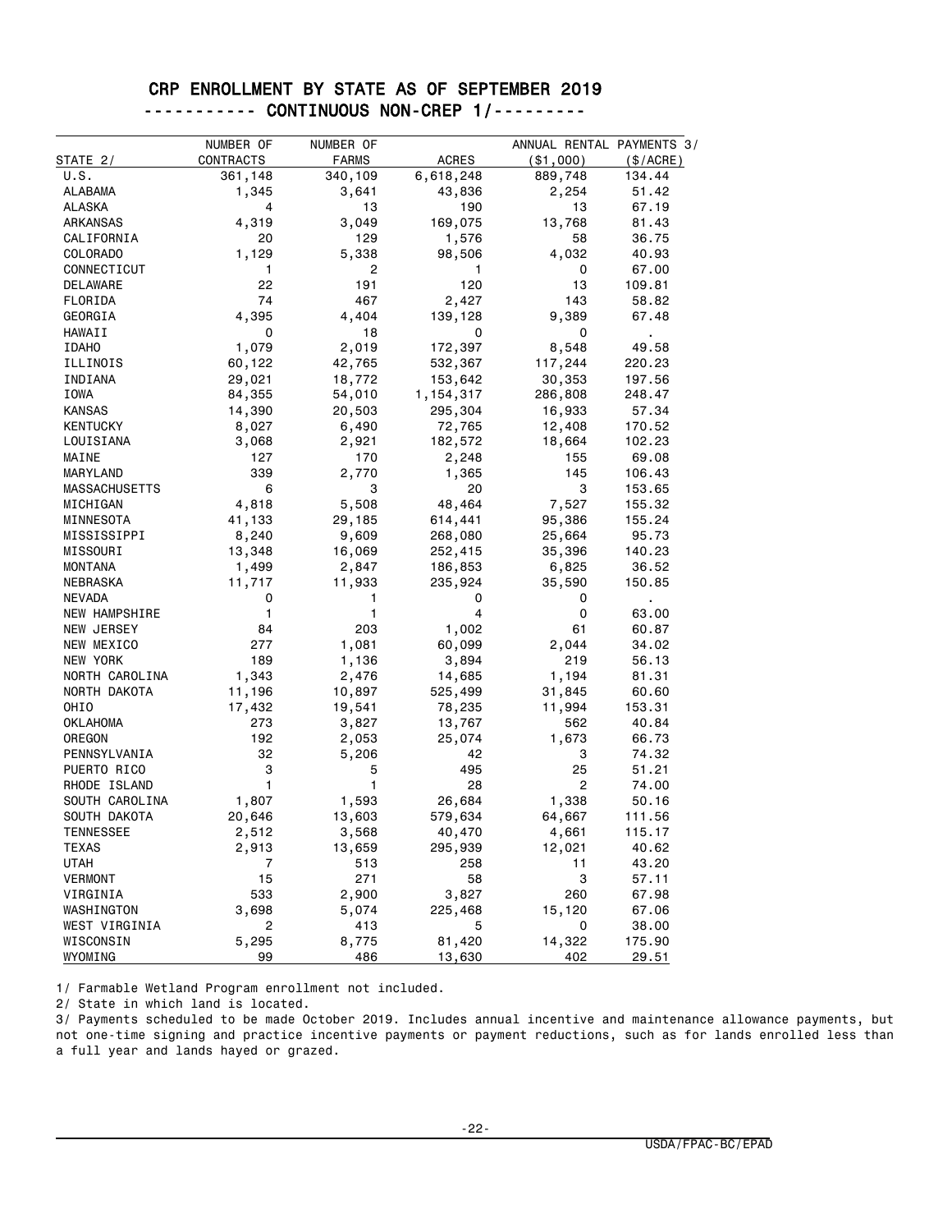# CRP ENROLLMENT BY STATE AS OF SEPTEMBER 2019

## ----------- CONTINUOUS NON-CREP 1/---------

| STATE 2/ | NUMBER OF CONTRACTS | NUMBER OF FARMS | ACRES | ANNUAL RENTAL PAYMENTS 3/ ($1,000) | ($/ACRE) |
|---|---|---|---|---|---|
| U.S. | 361,148 | 340,109 | 6,618,248 | 889,748 | 134.44 |
| ALABAMA | 1,345 | 3,641 | 43,836 | 2,254 | 51.42 |
| ALASKA | 4 | 13 | 190 | 13 | 67.19 |
| ARKANSAS | 4,319 | 3,049 | 169,075 | 13,768 | 81.43 |
| CALIFORNIA | 20 | 129 | 1,576 | 58 | 36.75 |
| COLORADO | 1,129 | 5,338 | 98,506 | 4,032 | 40.93 |
| CONNECTICUT | 1 | 2 | 1 | 0 | 67.00 |
| DELAWARE | 22 | 191 | 120 | 13 | 109.81 |
| FLORIDA | 74 | 467 | 2,427 | 143 | 58.82 |
| GEORGIA | 4,395 | 4,404 | 139,128 | 9,389 | 67.48 |
| HAWAII | 0 | 18 | 0 | 0 | . |
| IDAHO | 1,079 | 2,019 | 172,397 | 8,548 | 49.58 |
| ILLINOIS | 60,122 | 42,765 | 532,367 | 117,244 | 220.23 |
| INDIANA | 29,021 | 18,772 | 153,642 | 30,353 | 197.56 |
| IOWA | 84,355 | 54,010 | 1,154,317 | 286,808 | 248.47 |
| KANSAS | 14,390 | 20,503 | 295,304 | 16,933 | 57.34 |
| KENTUCKY | 8,027 | 6,490 | 72,765 | 12,408 | 170.52 |
| LOUISIANA | 3,068 | 2,921 | 182,572 | 18,664 | 102.23 |
| MAINE | 127 | 170 | 2,248 | 155 | 69.08 |
| MARYLAND | 339 | 2,770 | 1,365 | 145 | 106.43 |
| MASSACHUSETTS | 6 | 3 | 20 | 3 | 153.65 |
| MICHIGAN | 4,818 | 5,508 | 48,464 | 7,527 | 155.32 |
| MINNESOTA | 41,133 | 29,185 | 614,441 | 95,386 | 155.24 |
| MISSISSIPPI | 8,240 | 9,609 | 268,080 | 25,664 | 95.73 |
| MISSOURI | 13,348 | 16,069 | 252,415 | 35,396 | 140.23 |
| MONTANA | 1,499 | 2,847 | 186,853 | 6,825 | 36.52 |
| NEBRASKA | 11,717 | 11,933 | 235,924 | 35,590 | 150.85 |
| NEVADA | 0 | 1 | 0 | 0 | . |
| NEW HAMPSHIRE | 1 | 1 | 4 | 0 | 63.00 |
| NEW JERSEY | 84 | 203 | 1,002 | 61 | 60.87 |
| NEW MEXICO | 277 | 1,081 | 60,099 | 2,044 | 34.02 |
| NEW YORK | 189 | 1,136 | 3,894 | 219 | 56.13 |
| NORTH CAROLINA | 1,343 | 2,476 | 14,685 | 1,194 | 81.31 |
| NORTH DAKOTA | 11,196 | 10,897 | 525,499 | 31,845 | 60.60 |
| OHIO | 17,432 | 19,541 | 78,235 | 11,994 | 153.31 |
| OKLAHOMA | 273 | 3,827 | 13,767 | 562 | 40.84 |
| OREGON | 192 | 2,053 | 25,074 | 1,673 | 66.73 |
| PENNSYLVANIA | 32 | 5,206 | 42 | 3 | 74.32 |
| PUERTO RICO | 3 | 5 | 495 | 25 | 51.21 |
| RHODE ISLAND | 1 | 1 | 28 | 2 | 74.00 |
| SOUTH CAROLINA | 1,807 | 1,593 | 26,684 | 1,338 | 50.16 |
| SOUTH DAKOTA | 20,646 | 13,603 | 579,634 | 64,667 | 111.56 |
| TENNESSEE | 2,512 | 3,568 | 40,470 | 4,661 | 115.17 |
| TEXAS | 2,913 | 13,659 | 295,939 | 12,021 | 40.62 |
| UTAH | 7 | 513 | 258 | 11 | 43.20 |
| VERMONT | 15 | 271 | 58 | 3 | 57.11 |
| VIRGINIA | 533 | 2,900 | 3,827 | 260 | 67.98 |
| WASHINGTON | 3,698 | 5,074 | 225,468 | 15,120 | 67.06 |
| WEST VIRGINIA | 2 | 413 | 5 | 0 | 38.00 |
| WISCONSIN | 5,295 | 8,775 | 81,420 | 14,322 | 175.90 |
| WYOMING | 99 | 486 | 13,630 | 402 | 29.51 |

1/ Farmable Wetland Program enrollment not included.

2/ State in which land is located.

3/ Payments scheduled to be made October 2019. Includes annual incentive and maintenance allowance payments, but not one-time signing and practice incentive payments or payment reductions, such as for lands enrolled less than a full year and lands hayed or grazed.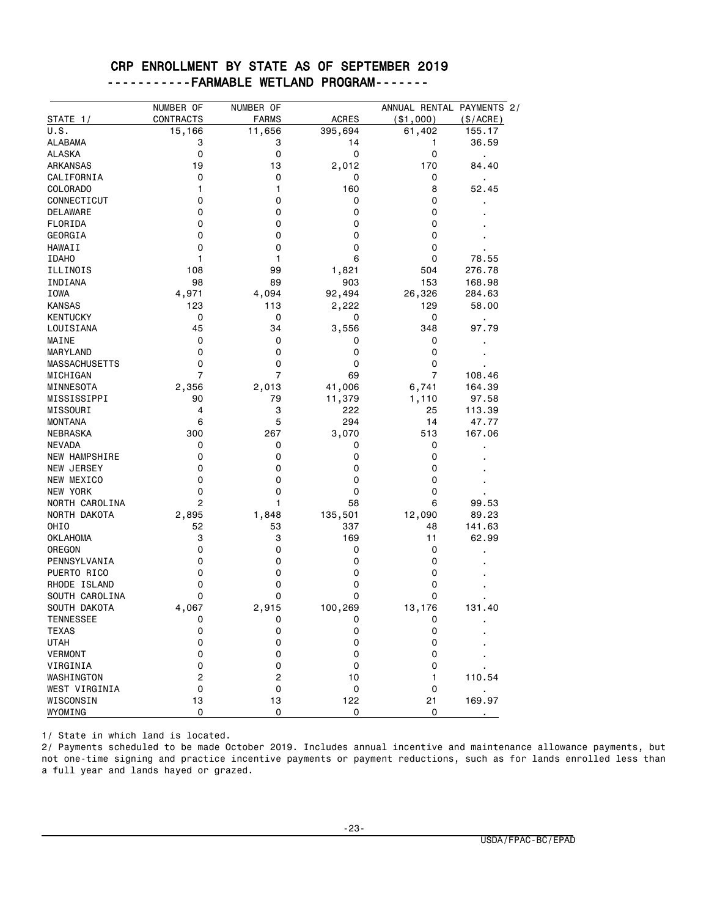# CRP ENROLLMENT BY STATE AS OF SEPTEMBER 2019

## -----------FARMABLE WETLAND PROGRAM-------

| STATE 1/ | NUMBER OF CONTRACTS | NUMBER OF FARMS | ACRES | ANNUAL RENTAL PAYMENTS 2/ ($1,000) | ($/ACRE) |
|---|---|---|---|---|---|
| U.S. | 15,166 | 11,656 | 395,694 | 61,402 | 155.17 |
| ALABAMA | 3 | 3 | 14 | 1 | 36.59 |
| ALASKA | 0 | 0 | 0 | 0 | . |
| ARKANSAS | 19 | 13 | 2,012 | 170 | 84.40 |
| CALIFORNIA | 0 | 0 | 0 | 0 | . |
| COLORADO | 1 | 1 | 160 | 8 | 52.45 |
| CONNECTICUT | 0 | 0 | 0 | 0 | . |
| DELAWARE | 0 | 0 | 0 | 0 | . |
| FLORIDA | 0 | 0 | 0 | 0 | . |
| GEORGIA | 0 | 0 | 0 | 0 | . |
| HAWAII | 0 | 0 | 0 | 0 | . |
| IDAHO | 1 | 1 | 6 | 0 | 78.55 |
| ILLINOIS | 108 | 99 | 1,821 | 504 | 276.78 |
| INDIANA | 98 | 89 | 903 | 153 | 168.98 |
| IOWA | 4,971 | 4,094 | 92,494 | 26,326 | 284.63 |
| KANSAS | 123 | 113 | 2,222 | 129 | 58.00 |
| KENTUCKY | 0 | 0 | 0 | 0 | . |
| LOUISIANA | 45 | 34 | 3,556 | 348 | 97.79 |
| MAINE | 0 | 0 | 0 | 0 | . |
| MARYLAND | 0 | 0 | 0 | 0 | . |
| MASSACHUSETTS | 0 | 0 | 0 | 0 | . |
| MICHIGAN | 7 | 7 | 69 | 7 | 108.46 |
| MINNESOTA | 2,356 | 2,013 | 41,006 | 6,741 | 164.39 |
| MISSISSIPPI | 90 | 79 | 11,379 | 1,110 | 97.58 |
| MISSOURI | 4 | 3 | 222 | 25 | 113.39 |
| MONTANA | 6 | 5 | 294 | 14 | 47.77 |
| NEBRASKA | 300 | 267 | 3,070 | 513 | 167.06 |
| NEVADA | 0 | 0 | 0 | 0 | . |
| NEW HAMPSHIRE | 0 | 0 | 0 | 0 | . |
| NEW JERSEY | 0 | 0 | 0 | 0 | . |
| NEW MEXICO | 0 | 0 | 0 | 0 | . |
| NEW YORK | 0 | 0 | 0 | 0 | . |
| NORTH CAROLINA | 2 | 1 | 58 | 6 | 99.53 |
| NORTH DAKOTA | 2,895 | 1,848 | 135,501 | 12,090 | 89.23 |
| OHIO | 52 | 53 | 337 | 48 | 141.63 |
| OKLAHOMA | 3 | 3 | 169 | 11 | 62.99 |
| OREGON | 0 | 0 | 0 | 0 | . |
| PENNSYLVANIA | 0 | 0 | 0 | 0 | . |
| PUERTO RICO | 0 | 0 | 0 | 0 | . |
| RHODE ISLAND | 0 | 0 | 0 | 0 | . |
| SOUTH CAROLINA | 0 | 0 | 0 | 0 | . |
| SOUTH DAKOTA | 4,067 | 2,915 | 100,269 | 13,176 | 131.40 |
| TENNESSEE | 0 | 0 | 0 | 0 | . |
| TEXAS | 0 | 0 | 0 | 0 | . |
| UTAH | 0 | 0 | 0 | 0 | . |
| VERMONT | 0 | 0 | 0 | 0 | . |
| VIRGINIA | 0 | 0 | 0 | 0 | . |
| WASHINGTON | 2 | 2 | 10 | 1 | 110.54 |
| WEST VIRGINIA | 0 | 0 | 0 | 0 | . |
| WISCONSIN | 13 | 13 | 122 | 21 | 169.97 |
| WYOMING | 0 | 0 | 0 | 0 | . |

1/ State in which land is located.

2/ Payments scheduled to be made October 2019. Includes annual incentive and maintenance allowance payments, but not one-time signing and practice incentive payments or payment reductions, such as for lands enrolled less than a full year and lands hayed or grazed.

USDA/FPAC-BC/EPAD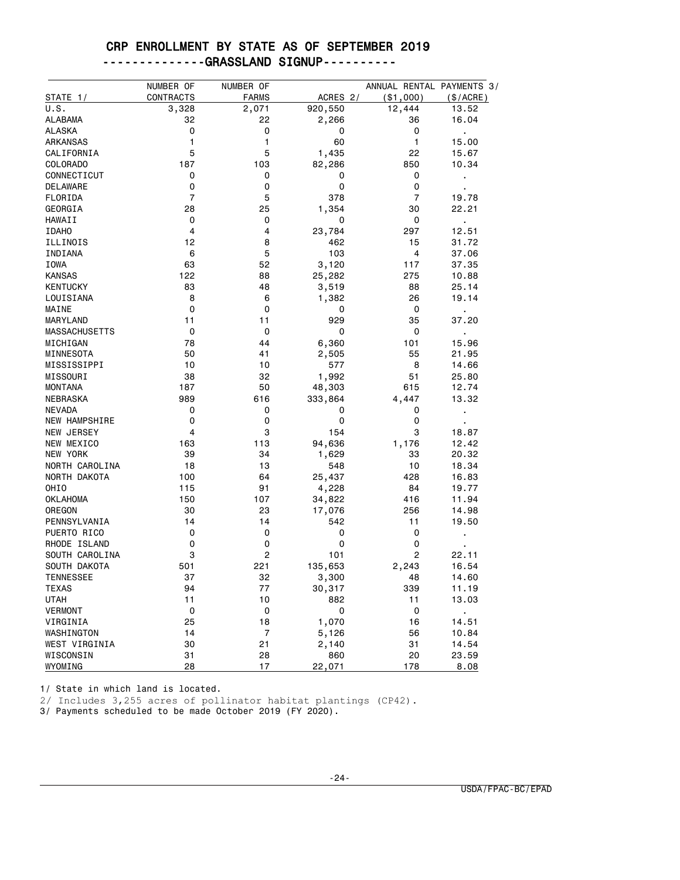# CRP ENROLLMENT BY STATE AS OF SEPTEMBER 2019

## -------------GRASSLAND SIGNUP----------

| STATE 1/ | NUMBER OF CONTRACTS | NUMBER OF FARMS | ACRES 2/ | ANNUAL RENTAL PAYMENTS 3/ ($1,000) | ($/ACRE) |
|---|---|---|---|---|---|
| U.S. | 3,328 | 2,071 | 920,550 | 12,444 | 13.52 |
| ALABAMA | 32 | 22 | 2,266 | 36 | 16.04 |
| ALASKA | 0 | 0 | 0 | 0 | . |
| ARKANSAS | 1 | 1 | 60 | 1 | 15.00 |
| CALIFORNIA | 5 | 5 | 1,435 | 22 | 15.67 |
| COLORADO | 187 | 103 | 82,286 | 850 | 10.34 |
| CONNECTICUT | 0 | 0 | 0 | 0 | . |
| DELAWARE | 0 | 0 | 0 | 0 | . |
| FLORIDA | 7 | 5 | 378 | 7 | 19.78 |
| GEORGIA | 28 | 25 | 1,354 | 30 | 22.21 |
| HAWAII | 0 | 0 | 0 | 0 | . |
| IDAHO | 4 | 4 | 23,784 | 297 | 12.51 |
| ILLINOIS | 12 | 8 | 462 | 15 | 31.72 |
| INDIANA | 6 | 5 | 103 | 4 | 37.06 |
| IOWA | 63 | 52 | 3,120 | 117 | 37.35 |
| KANSAS | 122 | 88 | 25,282 | 275 | 10.88 |
| KENTUCKY | 83 | 48 | 3,519 | 88 | 25.14 |
| LOUISIANA | 8 | 6 | 1,382 | 26 | 19.14 |
| MAINE | 0 | 0 | 0 | 0 | . |
| MARYLAND | 11 | 11 | 929 | 35 | 37.20 |
| MASSACHUSETTS | 0 | 0 | 0 | 0 | . |
| MICHIGAN | 78 | 44 | 6,360 | 101 | 15.96 |
| MINNESOTA | 50 | 41 | 2,505 | 55 | 21.95 |
| MISSISSIPPI | 10 | 10 | 577 | 8 | 14.66 |
| MISSOURI | 38 | 32 | 1,992 | 51 | 25.80 |
| MONTANA | 187 | 50 | 48,303 | 615 | 12.74 |
| NEBRASKA | 989 | 616 | 333,864 | 4,447 | 13.32 |
| NEVADA | 0 | 0 | 0 | 0 | . |
| NEW HAMPSHIRE | 0 | 0 | 0 | 0 | . |
| NEW JERSEY | 4 | 3 | 154 | 3 | 18.87 |
| NEW MEXICO | 163 | 113 | 94,636 | 1,176 | 12.42 |
| NEW YORK | 39 | 34 | 1,629 | 33 | 20.32 |
| NORTH CAROLINA | 18 | 13 | 548 | 10 | 18.34 |
| NORTH DAKOTA | 100 | 64 | 25,437 | 428 | 16.83 |
| OHIO | 115 | 91 | 4,228 | 84 | 19.77 |
| OKLAHOMA | 150 | 107 | 34,822 | 416 | 11.94 |
| OREGON | 30 | 23 | 17,076 | 256 | 14.98 |
| PENNSYLVANIA | 14 | 14 | 542 | 11 | 19.50 |
| PUERTO RICO | 0 | 0 | 0 | 0 | . |
| RHODE ISLAND | 0 | 0 | 0 | 0 | . |
| SOUTH CAROLINA | 3 | 2 | 101 | 2 | 22.11 |
| SOUTH DAKOTA | 501 | 221 | 135,653 | 2,243 | 16.54 |
| TENNESSEE | 37 | 32 | 3,300 | 48 | 14.60 |
| TEXAS | 94 | 77 | 30,317 | 339 | 11.19 |
| UTAH | 11 | 10 | 882 | 11 | 13.03 |
| VERMONT | 0 | 0 | 0 | 0 | . |
| VIRGINIA | 25 | 18 | 1,070 | 16 | 14.51 |
| WASHINGTON | 14 | 7 | 5,126 | 56 | 10.84 |
| WEST VIRGINIA | 30 | 21 | 2,140 | 31 | 14.54 |
| WISCONSIN | 31 | 28 | 860 | 20 | 23.59 |
| WYOMING | 28 | 17 | 22,071 | 178 | 8.08 |

1/ State in which land is located.

2/ Includes 3,255 acres of pollinator habitat plantings (CP42).

3/ Payments scheduled to be made October 2019 (FY 2020).

USDA/FPAC-BC/EPAD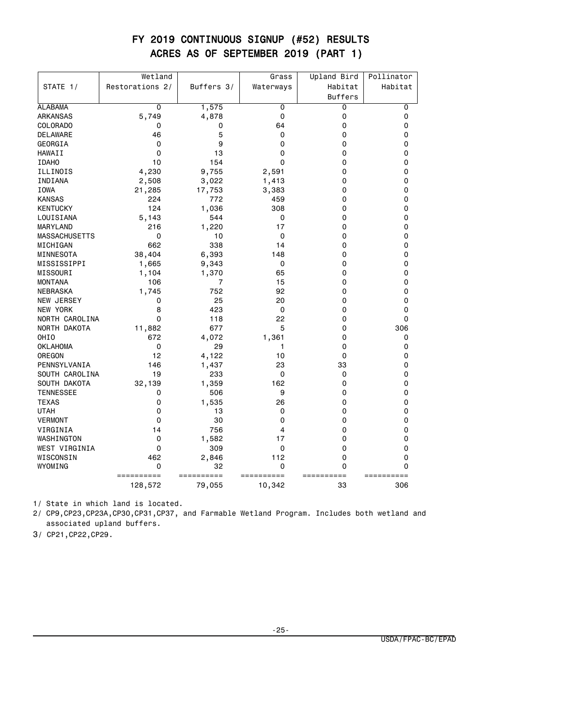# FY 2019 CONTINUOUS SIGNUP (#52) RESULTS
## ACRES AS OF SEPTEMBER 2019 (PART 1)

| STATE 1/ | Wetland Restorations 2/ | Buffers 3/ | Grass Waterways | Upland Bird Habitat Buffers | Pollinator Habitat |
|---|---|---|---|---|---|
| ALABAMA | 0 | 1,575 | 0 | 0 | 0 |
| ARKANSAS | 5,749 | 4,878 | 0 | 0 | 0 |
| COLORADO | 0 | 0 | 64 | 0 | 0 |
| DELAWARE | 46 | 5 | 0 | 0 | 0 |
| GEORGIA | 0 | 9 | 0 | 0 | 0 |
| HAWAII | 0 | 13 | 0 | 0 | 0 |
| IDAHO | 10 | 154 | 0 | 0 | 0 |
| ILLINOIS | 4,230 | 9,755 | 2,591 | 0 | 0 |
| INDIANA | 2,508 | 3,022 | 1,413 | 0 | 0 |
| IOWA | 21,285 | 17,753 | 3,383 | 0 | 0 |
| KANSAS | 224 | 772 | 459 | 0 | 0 |
| KENTUCKY | 124 | 1,036 | 308 | 0 | 0 |
| LOUISIANA | 5,143 | 544 | 0 | 0 | 0 |
| MARYLAND | 216 | 1,220 | 17 | 0 | 0 |
| MASSACHUSETTS | 0 | 10 | 0 | 0 | 0 |
| MICHIGAN | 662 | 338 | 14 | 0 | 0 |
| MINNESOTA | 38,404 | 6,393 | 148 | 0 | 0 |
| MISSISSIPPI | 1,665 | 9,343 | 0 | 0 | 0 |
| MISSOURI | 1,104 | 1,370 | 65 | 0 | 0 |
| MONTANA | 106 | 7 | 15 | 0 | 0 |
| NEBRASKA | 1,745 | 752 | 92 | 0 | 0 |
| NEW JERSEY | 0 | 25 | 20 | 0 | 0 |
| NEW YORK | 8 | 423 | 0 | 0 | 0 |
| NORTH CAROLINA | 0 | 118 | 22 | 0 | 0 |
| NORTH DAKOTA | 11,882 | 677 | 5 | 0 | 306 |
| OHIO | 672 | 4,072 | 1,361 | 0 | 0 |
| OKLAHOMA | 0 | 29 | 1 | 0 | 0 |
| OREGON | 12 | 4,122 | 10 | 0 | 0 |
| PENNSYLVANIA | 146 | 1,437 | 23 | 33 | 0 |
| SOUTH CAROLINA | 19 | 233 | 0 | 0 | 0 |
| SOUTH DAKOTA | 32,139 | 1,359 | 162 | 0 | 0 |
| TENNESSEE | 0 | 506 | 9 | 0 | 0 |
| TEXAS | 0 | 1,535 | 26 | 0 | 0 |
| UTAH | 0 | 13 | 0 | 0 | 0 |
| VERMONT | 0 | 30 | 0 | 0 | 0 |
| VIRGINIA | 14 | 756 | 4 | 0 | 0 |
| WASHINGTON | 0 | 1,582 | 17 | 0 | 0 |
| WEST VIRGINIA | 0 | 309 | 0 | 0 | 0 |
| WISCONSIN | 462 | 2,846 | 112 | 0 | 0 |
| WYOMING | 0 | 32 | 0 | 0 | 0 |
| | 128,572 | 79,055 | 10,342 | 33 | 306 |

1/ State in which land is located.

2/ CP9,CP23,CP23A,CP30,CP31,CP37, and Farmable Wetland Program. Includes both wetland and associated upland buffers.

3/ CP21,CP22,CP29.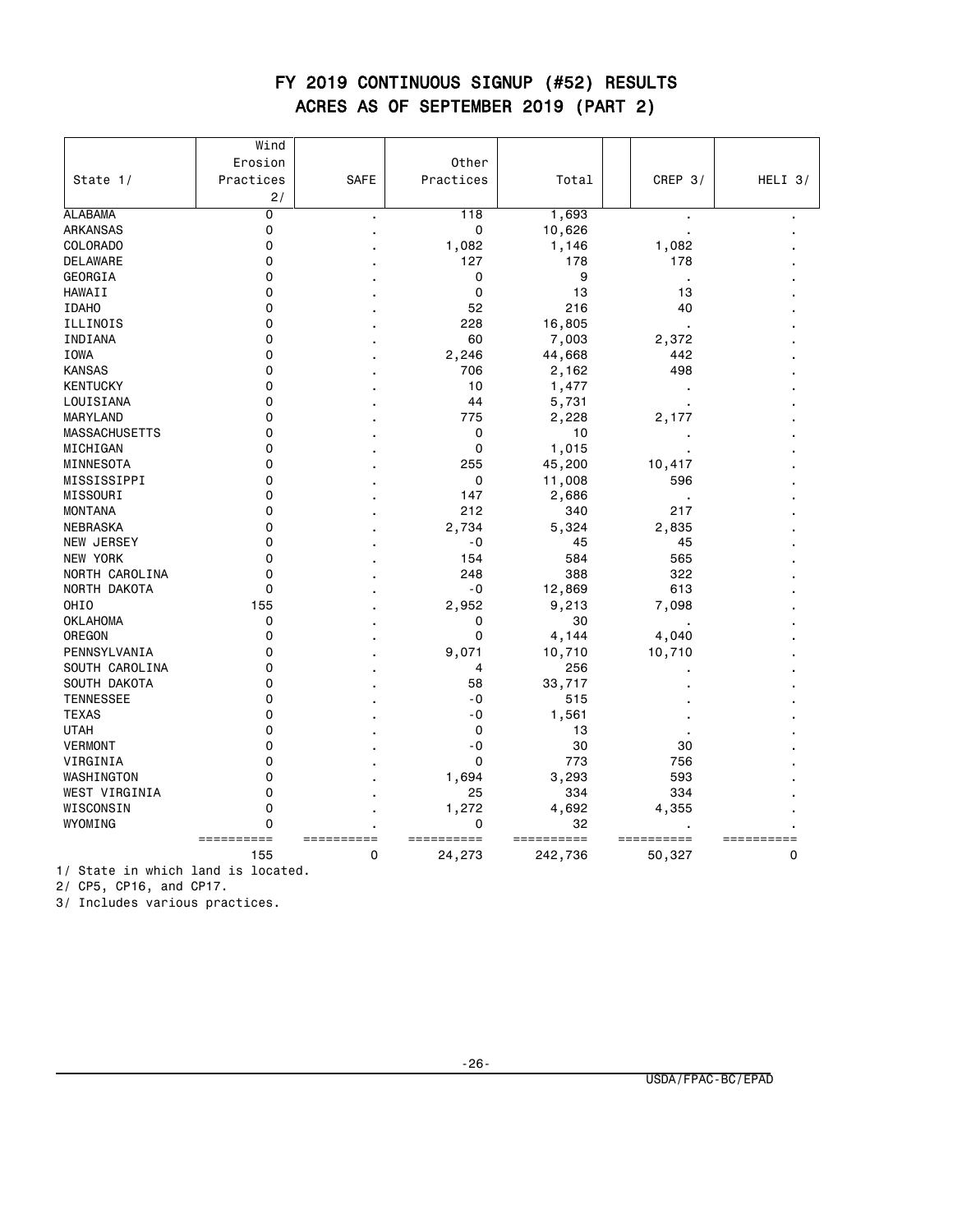# FY 2019 CONTINUOUS SIGNUP (#52) RESULTS

## ACRES AS OF SEPTEMBER 2019 (PART 2)

| State 1/ | Wind Erosion Practices 2/ | SAFE | Other Practices | Total | CREP 3/ | HELI 3/ |
|---|---|---|---|---|---|---|
| ALABAMA | 0 | . | 118 | 1,693 | . | . |
| ARKANSAS | 0 | . | 0 | 10,626 | . | . |
| COLORADO | 0 | . | 1,082 | 1,146 | 1,082 | . |
| DELAWARE | 0 | . | 127 | 178 | 178 | . |
| GEORGIA | 0 | . | 0 | 9 | . | . |
| HAWAII | 0 | . | 0 | 13 | 13 | . |
| IDAHO | 0 | . | 52 | 216 | 40 | . |
| ILLINOIS | 0 | . | 228 | 16,805 | . | . |
| INDIANA | 0 | . | 60 | 7,003 | 2,372 | . |
| IOWA | 0 | . | 2,246 | 44,668 | 442 | . |
| KANSAS | 0 | . | 706 | 2,162 | 498 | . |
| KENTUCKY | 0 | . | 10 | 1,477 | . | . |
| LOUISIANA | 0 | . | 44 | 5,731 | . | . |
| MARYLAND | 0 | . | 775 | 2,228 | 2,177 | . |
| MASSACHUSETTS | 0 | . | 0 | 10 | . | . |
| MICHIGAN | 0 | . | 0 | 1,015 | . | . |
| MINNESOTA | 0 | . | 255 | 45,200 | 10,417 | . |
| MISSISSIPPI | 0 | . | 0 | 11,008 | 596 | . |
| MISSOURI | 0 | . | 147 | 2,686 | . | . |
| MONTANA | 0 | . | 212 | 340 | 217 | . |
| NEBRASKA | 0 | . | 2,734 | 5,324 | 2,835 | . |
| NEW JERSEY | 0 | . | -0 | 45 | 45 | . |
| NEW YORK | 0 | . | 154 | 584 | 565 | . |
| NORTH CAROLINA | 0 | . | 248 | 388 | 322 | . |
| NORTH DAKOTA | 0 | . | -0 | 12,869 | 613 | . |
| OHIO | 155 | . | 2,952 | 9,213 | 7,098 | . |
| OKLAHOMA | 0 | . | 0 | 30 | . | . |
| OREGON | 0 | . | 0 | 4,144 | 4,040 | . |
| PENNSYLVANIA | 0 | . | 9,071 | 10,710 | 10,710 | . |
| SOUTH CAROLINA | 0 | . | 4 | 256 | . | . |
| SOUTH DAKOTA | 0 | . | 58 | 33,717 | . | . |
| TENNESSEE | 0 | . | -0 | 515 | . | . |
| TEXAS | 0 | . | -0 | 1,561 | . | . |
| UTAH | 0 | . | 0 | 13 | . | . |
| VERMONT | 0 | . | -0 | 30 | 30 | . |
| VIRGINIA | 0 | . | 0 | 773 | 756 | . |
| WASHINGTON | 0 | . | 1,694 | 3,293 | 593 | . |
| WEST VIRGINIA | 0 | . | 25 | 334 | 334 | . |
| WISCONSIN | 0 | . | 1,272 | 4,692 | 4,355 | . |
| WYOMING | 0 | . | 0 | 32 | . | . |
| | ========== | ========== | ========== | ========== | ========== | ========== |
| | 155 | 0 | 24,273 | 242,736 | 50,327 | 0 |

1/ State in which land is located.

2/ CP5, CP16, and CP17.

3/ Includes various practices.

USDA/FPAC-BC/EPAD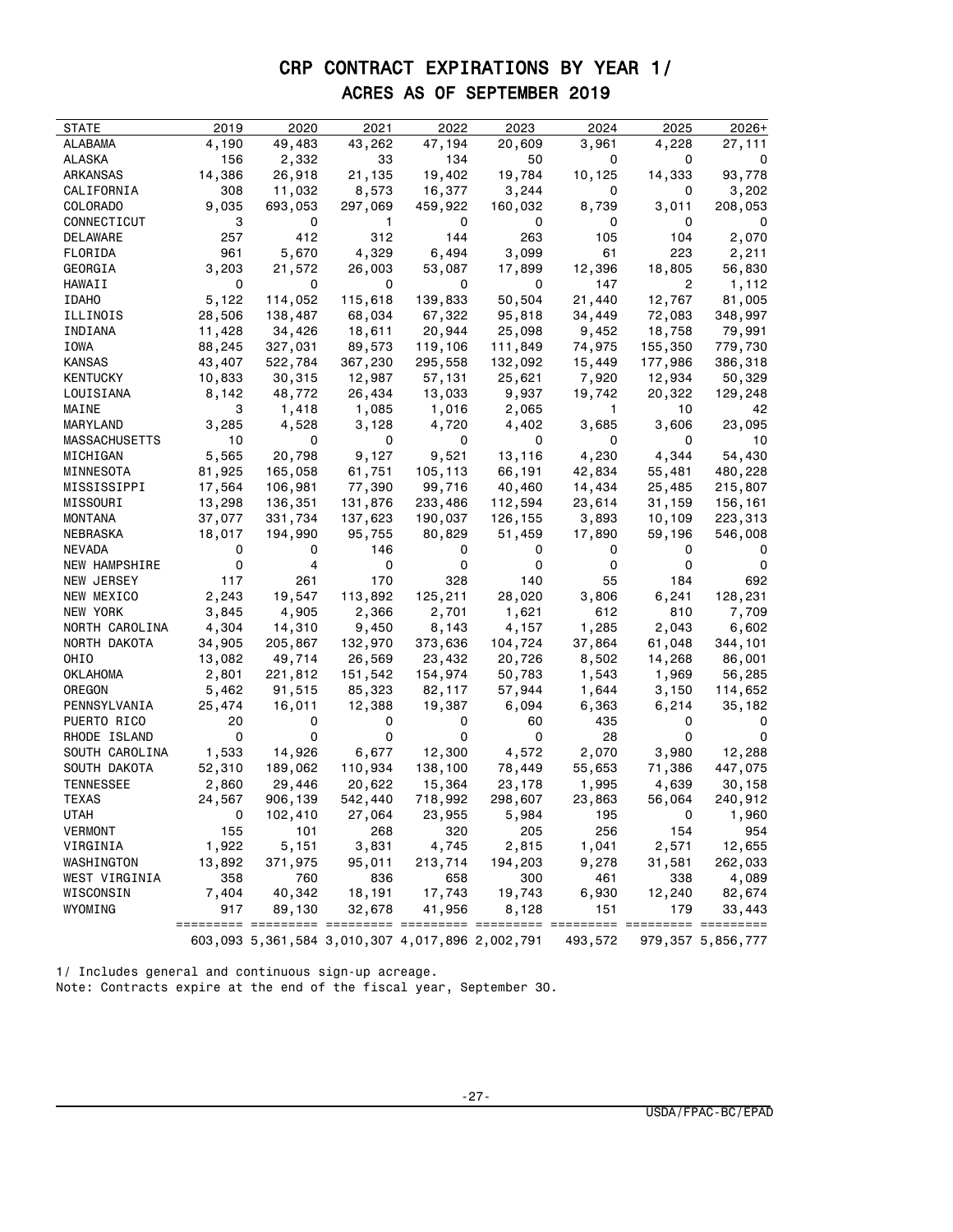# CRP CONTRACT EXPIRATIONS BY YEAR 1/

## ACRES AS OF SEPTEMBER 2019

| STATE | 2019 | 2020 | 2021 | 2022 | 2023 | 2024 | 2025 | 2026+ |
|---|---|---|---|---|---|---|---|---|
| ALABAMA | 4,190 | 49,483 | 43,262 | 47,194 | 20,609 | 3,961 | 4,228 | 27,111 |
| ALASKA | 156 | 2,332 | 33 | 134 | 50 | 0 | 0 | 0 |
| ARKANSAS | 14,386 | 26,918 | 21,135 | 19,402 | 19,784 | 10,125 | 14,333 | 93,778 |
| CALIFORNIA | 308 | 11,032 | 8,573 | 16,377 | 3,244 | 0 | 0 | 3,202 |
| COLORADO | 9,035 | 693,053 | 297,069 | 459,922 | 160,032 | 8,739 | 3,011 | 208,053 |
| CONNECTICUT | 3 | 0 | 1 | 0 | 0 | 0 | 0 | 0 |
| DELAWARE | 257 | 412 | 312 | 144 | 263 | 105 | 104 | 2,070 |
| FLORIDA | 961 | 5,670 | 4,329 | 6,494 | 3,099 | 61 | 223 | 2,211 |
| GEORGIA | 3,203 | 21,572 | 26,003 | 53,087 | 17,899 | 12,396 | 18,805 | 56,830 |
| HAWAII | 0 | 0 | 0 | 0 | 0 | 147 | 2 | 1,112 |
| IDAHO | 5,122 | 114,052 | 115,618 | 139,833 | 50,504 | 21,440 | 12,767 | 81,005 |
| ILLINOIS | 28,506 | 138,487 | 68,034 | 67,322 | 95,818 | 34,449 | 72,083 | 348,997 |
| INDIANA | 11,428 | 34,426 | 18,611 | 20,944 | 25,098 | 9,452 | 18,758 | 79,991 |
| IOWA | 88,245 | 327,031 | 89,573 | 119,106 | 111,849 | 74,975 | 155,350 | 779,730 |
| KANSAS | 43,407 | 522,784 | 367,230 | 295,558 | 132,092 | 15,449 | 177,986 | 386,318 |
| KENTUCKY | 10,833 | 30,315 | 12,987 | 57,131 | 25,621 | 7,920 | 12,934 | 50,329 |
| LOUISIANA | 8,142 | 48,772 | 26,434 | 13,033 | 9,937 | 19,742 | 20,322 | 129,248 |
| MAINE | 3 | 1,418 | 1,085 | 1,016 | 2,065 | 1 | 10 | 42 |
| MARYLAND | 3,285 | 4,528 | 3,128 | 4,720 | 4,402 | 3,685 | 3,606 | 23,095 |
| MASSACHUSETTS | 10 | 0 | 0 | 0 | 0 | 0 | 0 | 10 |
| MICHIGAN | 5,565 | 20,798 | 9,127 | 9,521 | 13,116 | 4,230 | 4,344 | 54,430 |
| MINNESOTA | 81,925 | 165,058 | 61,751 | 105,113 | 66,191 | 42,834 | 55,481 | 480,228 |
| MISSISSIPPI | 17,564 | 106,981 | 77,390 | 99,716 | 40,460 | 14,434 | 25,485 | 215,807 |
| MISSOURI | 13,298 | 136,351 | 131,876 | 233,486 | 112,594 | 23,614 | 31,159 | 156,161 |
| MONTANA | 37,077 | 331,734 | 137,623 | 190,037 | 126,155 | 3,893 | 10,109 | 223,313 |
| NEBRASKA | 18,017 | 194,990 | 95,755 | 80,829 | 51,459 | 17,890 | 59,196 | 546,008 |
| NEVADA | 0 | 0 | 146 | 0 | 0 | 0 | 0 | 0 |
| NEW HAMPSHIRE | 0 | 4 | 0 | 0 | 0 | 0 | 0 | 0 |
| NEW JERSEY | 117 | 261 | 170 | 328 | 140 | 55 | 184 | 692 |
| NEW MEXICO | 2,243 | 19,547 | 113,892 | 125,211 | 28,020 | 3,806 | 6,241 | 128,231 |
| NEW YORK | 3,845 | 4,905 | 2,366 | 2,701 | 1,621 | 612 | 810 | 7,709 |
| NORTH CAROLINA | 4,304 | 14,310 | 9,450 | 8,143 | 4,157 | 1,285 | 2,043 | 6,602 |
| NORTH DAKOTA | 34,905 | 205,867 | 132,970 | 373,636 | 104,724 | 37,864 | 61,048 | 344,101 |
| OHIO | 13,082 | 49,714 | 26,569 | 23,432 | 20,726 | 8,502 | 14,268 | 86,001 |
| OKLAHOMA | 2,801 | 221,812 | 151,542 | 154,974 | 50,783 | 1,543 | 1,969 | 56,285 |
| OREGON | 5,462 | 91,515 | 85,323 | 82,117 | 57,944 | 1,644 | 3,150 | 114,652 |
| PENNSYLVANIA | 25,474 | 16,011 | 12,388 | 19,387 | 6,094 | 6,363 | 6,214 | 35,182 |
| PUERTO RICO | 20 | 0 | 0 | 0 | 60 | 435 | 0 | 0 |
| RHODE ISLAND | 0 | 0 | 0 | 0 | 0 | 28 | 0 | 0 |
| SOUTH CAROLINA | 1,533 | 14,926 | 6,677 | 12,300 | 4,572 | 2,070 | 3,980 | 12,288 |
| SOUTH DAKOTA | 52,310 | 189,062 | 110,934 | 138,100 | 78,449 | 55,653 | 71,386 | 447,075 |
| TENNESSEE | 2,860 | 29,446 | 20,622 | 15,364 | 23,178 | 1,995 | 4,639 | 30,158 |
| TEXAS | 24,567 | 906,139 | 542,440 | 718,992 | 298,607 | 23,863 | 56,064 | 240,912 |
| UTAH | 0 | 102,410 | 27,064 | 23,955 | 5,984 | 195 | 0 | 1,960 |
| VERMONT | 155 | 101 | 268 | 320 | 205 | 256 | 154 | 954 |
| VIRGINIA | 1,922 | 5,151 | 3,831 | 4,745 | 2,815 | 1,041 | 2,571 | 12,655 |
| WASHINGTON | 13,892 | 371,975 | 95,011 | 213,714 | 194,203 | 9,278 | 31,581 | 262,033 |
| WEST VIRGINIA | 358 | 760 | 836 | 658 | 300 | 461 | 338 | 4,089 |
| WISCONSIN | 7,404 | 40,342 | 18,191 | 17,743 | 19,743 | 6,930 | 12,240 | 82,674 |
| WYOMING | 917 | 89,130 | 32,678 | 41,956 | 8,128 | 151 | 179 | 33,443 |
| | 603,093 | 5,361,584 | 3,010,307 | 4,017,896 | 2,002,791 | 493,572 | 979,357 | 5,856,777 |

1/ Includes general and continuous sign-up acreage.
Note: Contracts expire at the end of the fiscal year, September 30.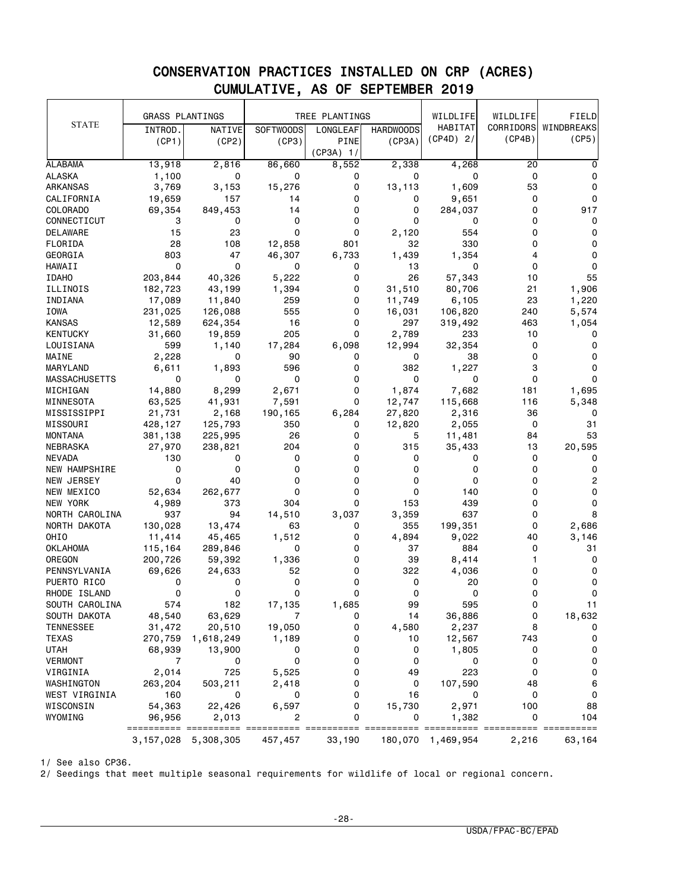# CONSERVATION PRACTICES INSTALLED ON CRP (ACRES)

## CUMULATIVE, AS OF SEPTEMBER 2019

| STATE | GRASS PLANTINGS | | TREE PLANTINGS | | | WILDLIFE HABITAT (CP4D) 2/ | WILDLIFE CORRIDORS (CP4B) | FIELD WINDBREAKS (CP5) |
|---|---|---|---|---|---|---|---|---|
| | INTROD. (CP1) | NATIVE (CP2) | SOFTWOODS (CP3) | LONGLEAF PINE (CP3A) 1/ | HARDWOODS (CP3A) | | | |
| ALABAMA | 13,918 | 2,816 | 86,660 | 8,552 | 2,338 | 4,268 | 20 | 0 |
| ALASKA | 1,100 | 0 | 0 | 0 | 0 | 0 | 0 | 0 |
| ARKANSAS | 3,769 | 3,153 | 15,276 | 0 | 13,113 | 1,609 | 53 | 0 |
| CALIFORNIA | 19,659 | 157 | 14 | 0 | 0 | 9,651 | 0 | 0 |
| COLORADO | 69,354 | 849,453 | 14 | 0 | 0 | 284,037 | 0 | 917 |
| CONNECTICUT | 3 | 0 | 0 | 0 | 0 | 0 | 0 | 0 |
| DELAWARE | 15 | 23 | 0 | 0 | 2,120 | 554 | 0 | 0 |
| FLORIDA | 28 | 108 | 12,858 | 801 | 32 | 330 | 0 | 0 |
| GEORGIA | 803 | 47 | 46,307 | 6,733 | 1,439 | 1,354 | 4 | 0 |
| HAWAII | 0 | 0 | 0 | 0 | 13 | 0 | 0 | 0 |
| IDAHO | 203,844 | 40,326 | 5,222 | 0 | 26 | 57,343 | 10 | 55 |
| ILLINOIS | 182,723 | 43,199 | 1,394 | 0 | 31,510 | 80,706 | 21 | 1,906 |
| INDIANA | 17,089 | 11,840 | 259 | 0 | 11,749 | 6,105 | 23 | 1,220 |
| IOWA | 231,025 | 126,088 | 555 | 0 | 16,031 | 106,820 | 240 | 5,574 |
| KANSAS | 12,589 | 624,354 | 16 | 0 | 297 | 319,492 | 463 | 1,054 |
| KENTUCKY | 31,660 | 19,859 | 205 | 0 | 2,789 | 233 | 10 | 0 |
| LOUISIANA | 599 | 1,140 | 17,284 | 6,098 | 12,994 | 32,354 | 0 | 0 |
| MAINE | 2,228 | 0 | 90 | 0 | 0 | 38 | 0 | 0 |
| MARYLAND | 6,611 | 1,893 | 596 | 0 | 382 | 1,227 | 3 | 0 |
| MASSACHUSETTS | 0 | 0 | 0 | 0 | 0 | 0 | 0 | 0 |
| MICHIGAN | 14,880 | 8,299 | 2,671 | 0 | 1,874 | 7,682 | 181 | 1,695 |
| MINNESOTA | 63,525 | 41,931 | 7,591 | 0 | 12,747 | 115,668 | 116 | 5,348 |
| MISSISSIPPI | 21,731 | 2,168 | 190,165 | 6,284 | 27,820 | 2,316 | 36 | 0 |
| MISSOURI | 428,127 | 125,793 | 350 | 0 | 12,820 | 2,055 | 0 | 31 |
| MONTANA | 381,138 | 225,995 | 26 | 0 | 5 | 11,481 | 84 | 53 |
| NEBRASKA | 27,970 | 238,821 | 204 | 0 | 315 | 35,433 | 13 | 20,595 |
| NEVADA | 130 | 0 | 0 | 0 | 0 | 0 | 0 | 0 |
| NEW HAMPSHIRE | 0 | 0 | 0 | 0 | 0 | 0 | 0 | 0 |
| NEW JERSEY | 0 | 40 | 0 | 0 | 0 | 0 | 0 | 2 |
| NEW MEXICO | 52,634 | 262,677 | 0 | 0 | 0 | 140 | 0 | 0 |
| NEW YORK | 4,989 | 373 | 304 | 0 | 153 | 439 | 0 | 0 |
| NORTH CAROLINA | 937 | 94 | 14,510 | 3,037 | 3,359 | 637 | 0 | 8 |
| NORTH DAKOTA | 130,028 | 13,474 | 63 | 0 | 355 | 199,351 | 0 | 2,686 |
| OHIO | 11,414 | 45,465 | 1,512 | 0 | 4,894 | 9,022 | 40 | 3,146 |
| OKLAHOMA | 115,164 | 289,846 | 0 | 0 | 37 | 884 | 0 | 31 |
| OREGON | 200,726 | 59,392 | 1,336 | 0 | 39 | 8,414 | 1 | 0 |
| PENNSYLVANIA | 69,626 | 24,633 | 52 | 0 | 322 | 4,036 | 0 | 0 |
| PUERTO RICO | 0 | 0 | 0 | 0 | 0 | 20 | 0 | 0 |
| RHODE ISLAND | 0 | 0 | 0 | 0 | 0 | 0 | 0 | 0 |
| SOUTH CAROLINA | 574 | 182 | 17,135 | 1,685 | 99 | 595 | 0 | 11 |
| SOUTH DAKOTA | 48,540 | 63,629 | 7 | 0 | 14 | 36,886 | 0 | 18,632 |
| TENNESSEE | 31,472 | 20,510 | 19,050 | 0 | 4,580 | 2,237 | 8 | 0 |
| TEXAS | 270,759 | 1,618,249 | 1,189 | 0 | 10 | 12,567 | 743 | 0 |
| UTAH | 68,939 | 13,900 | 0 | 0 | 0 | 1,805 | 0 | 0 |
| VERMONT | 7 | 0 | 0 | 0 | 0 | 0 | 0 | 0 |
| VIRGINIA | 2,014 | 725 | 5,525 | 0 | 49 | 223 | 0 | 0 |
| WASHINGTON | 263,204 | 503,211 | 2,418 | 0 | 0 | 107,590 | 48 | 6 |
| WEST VIRGINIA | 160 | 0 | 0 | 0 | 16 | 0 | 0 | 0 |
| WISCONSIN | 54,363 | 22,426 | 6,597 | 0 | 15,730 | 2,971 | 100 | 88 |
| WYOMING | 96,956 | 2,013 | 2 | 0 | 0 | 1,382 | 0 | 104 |
| | 3,157,028 | 5,308,305 | 457,457 | 33,190 | 180,070 | 1,469,954 | 2,216 | 63,164 |

1/ See also CP36.

2/ Seedings that meet multiple seasonal requirements for wildlife of local or regional concern.

USDA/FPAC-BC/EPAD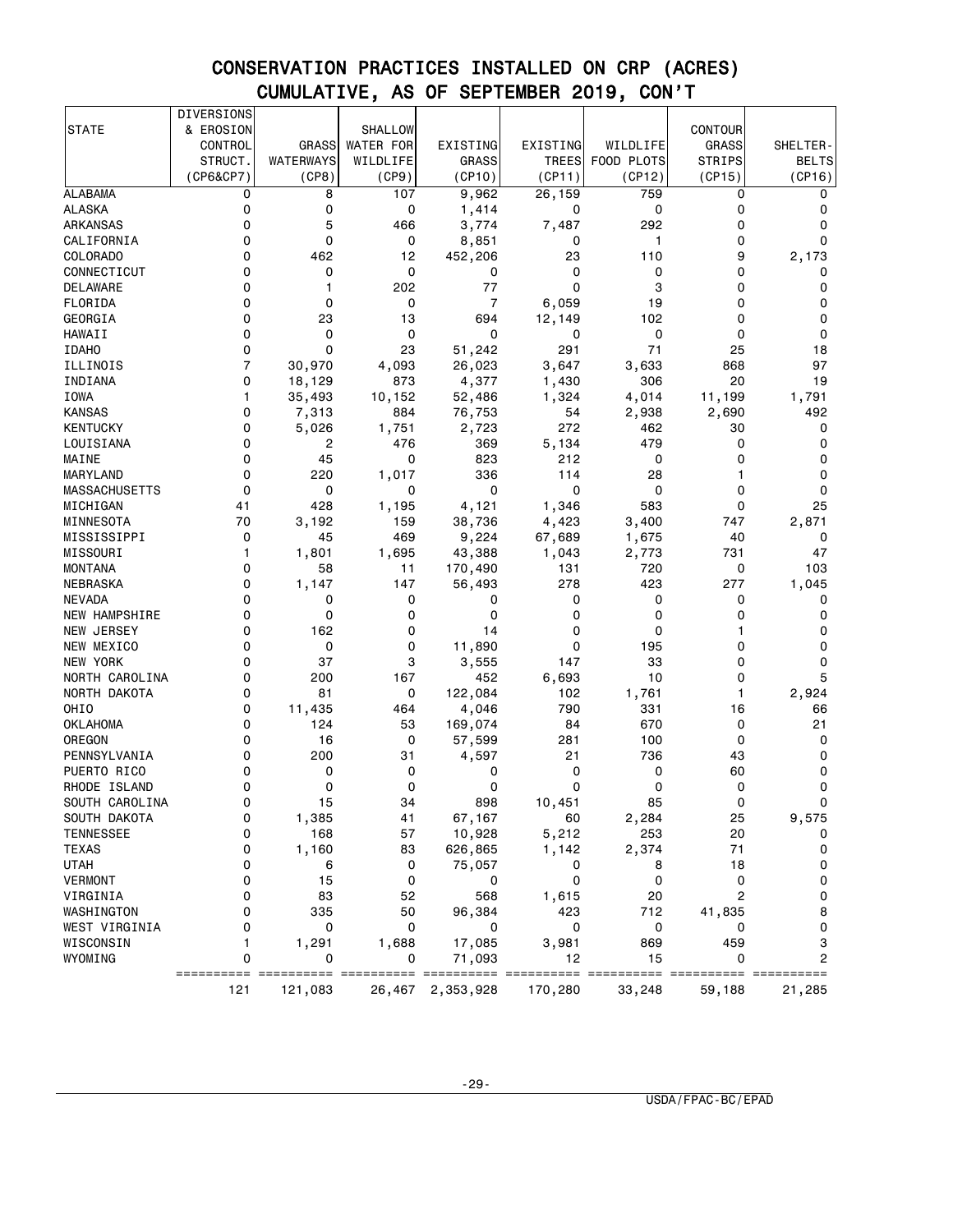# CONSERVATION PRACTICES INSTALLED ON CRP (ACRES)
## CUMULATIVE, AS OF SEPTEMBER 2019, CON'T

| STATE | DIVERSIONS & EROSION CONTROL STRUCT. (CP6&CP7) | GRASS WATERWAYS (CP8) | SHALLOW WATER FOR WILDLIFE (CP9) | EXISTING GRASS (CP10) | EXISTING TREES (CP11) | WILDLIFE FOOD PLOTS (CP12) | CONTOUR GRASS STRIPS (CP15) | SHELTER-BELTS (CP16) |
|---|---|---|---|---|---|---|---|---|
| ALABAMA | 0 | 8 | 107 | 9,962 | 26,159 | 759 | 0 | 0 |
| ALASKA | 0 | 0 | 0 | 1,414 | 0 | 0 | 0 | 0 |
| ARKANSAS | 0 | 5 | 466 | 3,774 | 7,487 | 292 | 0 | 0 |
| CALIFORNIA | 0 | 0 | 0 | 8,851 | 0 | 1 | 0 | 0 |
| COLORADO | 0 | 462 | 12 | 452,206 | 23 | 110 | 9 | 2,173 |
| CONNECTICUT | 0 | 0 | 0 | 0 | 0 | 0 | 0 | 0 |
| DELAWARE | 0 | 1 | 202 | 77 | 0 | 3 | 0 | 0 |
| FLORIDA | 0 | 0 | 0 | 7 | 6,059 | 19 | 0 | 0 |
| GEORGIA | 0 | 23 | 13 | 694 | 12,149 | 102 | 0 | 0 |
| HAWAII | 0 | 0 | 0 | 0 | 0 | 0 | 0 | 0 |
| IDAHO | 0 | 0 | 23 | 51,242 | 291 | 71 | 25 | 18 |
| ILLINOIS | 7 | 30,970 | 4,093 | 26,023 | 3,647 | 3,633 | 868 | 97 |
| INDIANA | 0 | 18,129 | 873 | 4,377 | 1,430 | 306 | 20 | 19 |
| IOWA | 1 | 35,493 | 10,152 | 52,486 | 1,324 | 4,014 | 11,199 | 1,791 |
| KANSAS | 0 | 7,313 | 884 | 76,753 | 54 | 2,938 | 2,690 | 492 |
| KENTUCKY | 0 | 5,026 | 1,751 | 2,723 | 272 | 462 | 30 | 0 |
| LOUISIANA | 0 | 2 | 476 | 369 | 5,134 | 479 | 0 | 0 |
| MAINE | 0 | 45 | 0 | 823 | 212 | 0 | 0 | 0 |
| MARYLAND | 0 | 220 | 1,017 | 336 | 114 | 28 | 1 | 0 |
| MASSACHUSETTS | 0 | 0 | 0 | 0 | 0 | 0 | 0 | 0 |
| MICHIGAN | 41 | 428 | 1,195 | 4,121 | 1,346 | 583 | 0 | 25 |
| MINNESOTA | 70 | 3,192 | 159 | 38,736 | 4,423 | 3,400 | 747 | 2,871 |
| MISSISSIPPI | 0 | 45 | 469 | 9,224 | 67,689 | 1,675 | 40 | 0 |
| MISSOURI | 1 | 1,801 | 1,695 | 43,388 | 1,043 | 2,773 | 731 | 47 |
| MONTANA | 0 | 58 | 11 | 170,490 | 131 | 720 | 0 | 103 |
| NEBRASKA | 0 | 1,147 | 147 | 56,493 | 278 | 423 | 277 | 1,045 |
| NEVADA | 0 | 0 | 0 | 0 | 0 | 0 | 0 | 0 |
| NEW HAMPSHIRE | 0 | 0 | 0 | 0 | 0 | 0 | 0 | 0 |
| NEW JERSEY | 0 | 162 | 0 | 14 | 0 | 0 | 1 | 0 |
| NEW MEXICO | 0 | 0 | 0 | 11,890 | 0 | 195 | 0 | 0 |
| NEW YORK | 0 | 37 | 3 | 3,555 | 147 | 33 | 0 | 0 |
| NORTH CAROLINA | 0 | 200 | 167 | 452 | 6,693 | 10 | 0 | 5 |
| NORTH DAKOTA | 0 | 81 | 0 | 122,084 | 102 | 1,761 | 1 | 2,924 |
| OHIO | 0 | 11,435 | 464 | 4,046 | 790 | 331 | 16 | 66 |
| OKLAHOMA | 0 | 124 | 53 | 169,074 | 84 | 670 | 0 | 21 |
| OREGON | 0 | 16 | 0 | 57,599 | 281 | 100 | 0 | 0 |
| PENNSYLVANIA | 0 | 200 | 31 | 4,597 | 21 | 736 | 43 | 0 |
| PUERTO RICO | 0 | 0 | 0 | 0 | 0 | 0 | 60 | 0 |
| RHODE ISLAND | 0 | 0 | 0 | 0 | 0 | 0 | 0 | 0 |
| SOUTH CAROLINA | 0 | 15 | 34 | 898 | 10,451 | 85 | 0 | 0 |
| SOUTH DAKOTA | 0 | 1,385 | 41 | 67,167 | 60 | 2,284 | 25 | 9,575 |
| TENNESSEE | 0 | 168 | 57 | 10,928 | 5,212 | 253 | 20 | 0 |
| TEXAS | 0 | 1,160 | 83 | 626,865 | 1,142 | 2,374 | 71 | 0 |
| UTAH | 0 | 6 | 0 | 75,057 | 0 | 8 | 18 | 0 |
| VERMONT | 0 | 15 | 0 | 0 | 0 | 0 | 0 | 0 |
| VIRGINIA | 0 | 83 | 52 | 568 | 1,615 | 20 | 2 | 0 |
| WASHINGTON | 0 | 335 | 50 | 96,384 | 423 | 712 | 41,835 | 8 |
| WEST VIRGINIA | 0 | 0 | 0 | 0 | 0 | 0 | 0 | 0 |
| WISCONSIN | 1 | 1,291 | 1,688 | 17,085 | 3,981 | 869 | 459 | 3 |
| WYOMING | 0 | 0 | 0 | 71,093 | 12 | 15 | 0 | 2 |
| | 121 | 121,083 | 26,467 | 2,353,928 | 170,280 | 33,248 | 59,188 | 21,285 |

USDA/FPAC-BC/EPAD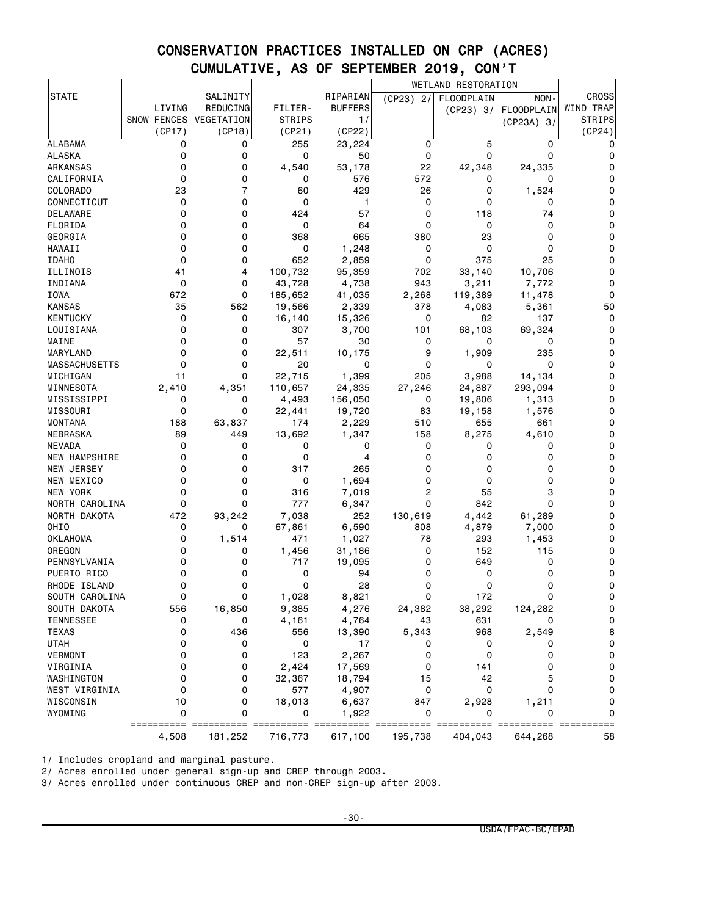# CONSERVATION PRACTICES INSTALLED ON CRP (ACRES)
## CUMULATIVE, AS OF SEPTEMBER 2019, CON'T

| STATE | LIVING SNOW FENCES (CP17) | SALINITY REDUCING VEGETATION (CP18) | FILTER-STRIPS (CP21) | RIPARIAN BUFFERS 1/ (CP22) | WETLAND RESTORATION | | | CROSS WIND TRAP STRIPS (CP24) |
|---|---|---|---|---|---|---|---|---|
| | | | | | (CP23) 2/ | FLOODPLAIN (CP23) 3/ | NON-FLOODPLAIN (CP23A) 3/ | |
| ALABAMA | 0 | 0 | 255 | 23,224 | 0 | 5 | 0 | 0 |
| ALASKA | 0 | 0 | 0 | 50 | 0 | 0 | 0 | 0 |
| ARKANSAS | 0 | 0 | 4,540 | 53,178 | 22 | 42,348 | 24,335 | 0 |
| CALIFORNIA | 0 | 0 | 0 | 576 | 572 | 0 | 0 | 0 |
| COLORADO | 23 | 7 | 60 | 429 | 26 | 0 | 1,524 | 0 |
| CONNECTICUT | 0 | 0 | 0 | 1 | 0 | 0 | 0 | 0 |
| DELAWARE | 0 | 0 | 424 | 57 | 0 | 118 | 74 | 0 |
| FLORIDA | 0 | 0 | 0 | 64 | 0 | 0 | 0 | 0 |
| GEORGIA | 0 | 0 | 368 | 665 | 380 | 23 | 0 | 0 |
| HAWAII | 0 | 0 | 0 | 1,248 | 0 | 0 | 0 | 0 |
| IDAHO | 0 | 0 | 652 | 2,859 | 0 | 375 | 25 | 0 |
| ILLINOIS | 41 | 4 | 100,732 | 95,359 | 702 | 33,140 | 10,706 | 0 |
| INDIANA | 0 | 0 | 43,728 | 4,738 | 943 | 3,211 | 7,772 | 0 |
| IOWA | 672 | 0 | 185,652 | 41,035 | 2,268 | 119,389 | 11,478 | 0 |
| KANSAS | 35 | 562 | 19,566 | 2,339 | 378 | 4,083 | 5,361 | 50 |
| KENTUCKY | 0 | 0 | 16,140 | 15,326 | 0 | 82 | 137 | 0 |
| LOUISIANA | 0 | 0 | 307 | 3,700 | 101 | 68,103 | 69,324 | 0 |
| MAINE | 0 | 0 | 57 | 30 | 0 | 0 | 0 | 0 |
| MARYLAND | 0 | 0 | 22,511 | 10,175 | 9 | 1,909 | 235 | 0 |
| MASSACHUSETTS | 0 | 0 | 20 | 0 | 0 | 0 | 0 | 0 |
| MICHIGAN | 11 | 0 | 22,715 | 1,399 | 205 | 3,988 | 14,134 | 0 |
| MINNESOTA | 2,410 | 4,351 | 110,657 | 24,335 | 27,246 | 24,887 | 293,094 | 0 |
| MISSISSIPPI | 0 | 0 | 4,493 | 156,050 | 0 | 19,806 | 1,313 | 0 |
| MISSOURI | 0 | 0 | 22,441 | 19,720 | 83 | 19,158 | 1,576 | 0 |
| MONTANA | 188 | 63,837 | 174 | 2,229 | 510 | 655 | 661 | 0 |
| NEBRASKA | 89 | 449 | 13,692 | 1,347 | 158 | 8,275 | 4,610 | 0 |
| NEVADA | 0 | 0 | 0 | 0 | 0 | 0 | 0 | 0 |
| NEW HAMPSHIRE | 0 | 0 | 0 | 4 | 0 | 0 | 0 | 0 |
| NEW JERSEY | 0 | 0 | 317 | 265 | 0 | 0 | 0 | 0 |
| NEW MEXICO | 0 | 0 | 0 | 1,694 | 0 | 0 | 0 | 0 |
| NEW YORK | 0 | 0 | 316 | 7,019 | 2 | 55 | 3 | 0 |
| NORTH CAROLINA | 0 | 0 | 777 | 6,347 | 0 | 842 | 0 | 0 |
| NORTH DAKOTA | 472 | 93,242 | 7,038 | 252 | 130,619 | 4,442 | 61,289 | 0 |
| OHIO | 0 | 0 | 67,861 | 6,590 | 808 | 4,879 | 7,000 | 0 |
| OKLAHOMA | 0 | 1,514 | 471 | 1,027 | 78 | 293 | 1,453 | 0 |
| OREGON | 0 | 0 | 1,456 | 31,186 | 0 | 152 | 115 | 0 |
| PENNSYLVANIA | 0 | 0 | 717 | 19,095 | 0 | 649 | 0 | 0 |
| PUERTO RICO | 0 | 0 | 0 | 94 | 0 | 0 | 0 | 0 |
| RHODE ISLAND | 0 | 0 | 0 | 28 | 0 | 0 | 0 | 0 |
| SOUTH CAROLINA | 0 | 0 | 1,028 | 8,821 | 0 | 172 | 0 | 0 |
| SOUTH DAKOTA | 556 | 16,850 | 9,385 | 4,276 | 24,382 | 38,292 | 124,282 | 0 |
| TENNESSEE | 0 | 0 | 4,161 | 4,764 | 43 | 631 | 0 | 0 |
| TEXAS | 0 | 436 | 556 | 13,390 | 5,343 | 968 | 2,549 | 8 |
| UTAH | 0 | 0 | 0 | 17 | 0 | 0 | 0 | 0 |
| VERMONT | 0 | 0 | 123 | 2,267 | 0 | 0 | 0 | 0 |
| VIRGINIA | 0 | 0 | 2,424 | 17,569 | 0 | 141 | 0 | 0 |
| WASHINGTON | 0 | 0 | 32,367 | 18,794 | 15 | 42 | 5 | 0 |
| WEST VIRGINIA | 0 | 0 | 577 | 4,907 | 0 | 0 | 0 | 0 |
| WISCONSIN | 10 | 0 | 18,013 | 6,637 | 847 | 2,928 | 1,211 | 0 |
| WYOMING | 0 | 0 | 0 | 1,922 | 0 | 0 | 0 | 0 |
| | 4,508 | 181,252 | 716,773 | 617,100 | 195,738 | 404,043 | 644,268 | 58 |

1/ Includes cropland and marginal pasture.

2/ Acres enrolled under general sign-up and CREP through 2003.

3/ Acres enrolled under continuous CREP and non-CREP sign-up after 2003.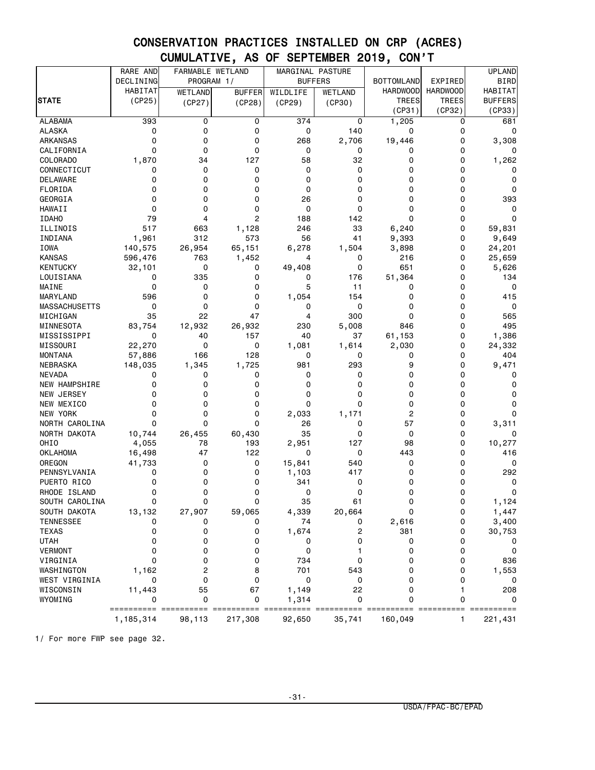## CONSERVATION PRACTICES INSTALLED ON CRP (ACRES)
## CUMULATIVE, AS OF SEPTEMBER 2019, CON'T

| STATE | RARE AND DECLINING HABITAT (CP25) | FARMABLE WETLAND PROGRAM 1/ | | MARGINAL PASTURE BUFFERS | | BOTTOMLAND HARDWOOD TREES (CP31) | EXPIRED HARDWOOD TREES (CP32) | UPLAND BIRD HABITAT BUFFERS (CP33) |
|---|---|---|---|---|---|---|---|---|
| | | WETLAND (CP27) | BUFFER (CP28) | WILDLIFE (CP29) | WETLAND (CP30) | | | |
| ALABAMA | 393 | 0 | 0 | 374 | 0 | 1,205 | 0 | 681 |
| ALASKA | 0 | 0 | 0 | 0 | 140 | 0 | 0 | 0 |
| ARKANSAS | 0 | 0 | 0 | 268 | 2,706 | 19,446 | 0 | 3,308 |
| CALIFORNIA | 0 | 0 | 0 | 0 | 0 | 0 | 0 | 0 |
| COLORADO | 1,870 | 34 | 127 | 58 | 32 | 0 | 0 | 1,262 |
| CONNECTICUT | 0 | 0 | 0 | 0 | 0 | 0 | 0 | 0 |
| DELAWARE | 0 | 0 | 0 | 0 | 0 | 0 | 0 | 0 |
| FLORIDA | 0 | 0 | 0 | 0 | 0 | 0 | 0 | 0 |
| GEORGIA | 0 | 0 | 0 | 26 | 0 | 0 | 0 | 393 |
| HAWAII | 0 | 0 | 0 | 0 | 0 | 0 | 0 | 0 |
| IDAHO | 79 | 4 | 2 | 188 | 142 | 0 | 0 | 0 |
| ILLINOIS | 517 | 663 | 1,128 | 246 | 33 | 6,240 | 0 | 59,831 |
| INDIANA | 1,961 | 312 | 573 | 56 | 41 | 9,393 | 0 | 9,649 |
| IOWA | 140,575 | 26,954 | 65,151 | 6,278 | 1,504 | 3,898 | 0 | 24,201 |
| KANSAS | 596,476 | 763 | 1,452 | 4 | 0 | 216 | 0 | 25,659 |
| KENTUCKY | 32,101 | 0 | 0 | 49,408 | 0 | 651 | 0 | 5,626 |
| LOUISIANA | 0 | 335 | 0 | 0 | 176 | 51,364 | 0 | 134 |
| MAINE | 0 | 0 | 0 | 5 | 11 | 0 | 0 | 0 |
| MARYLAND | 596 | 0 | 0 | 1,054 | 154 | 0 | 0 | 415 |
| MASSACHUSETTS | 0 | 0 | 0 | 0 | 0 | 0 | 0 | 0 |
| MICHIGAN | 35 | 22 | 47 | 4 | 300 | 0 | 0 | 565 |
| MINNESOTA | 83,754 | 12,932 | 26,932 | 230 | 5,008 | 846 | 0 | 495 |
| MISSISSIPPI | 0 | 40 | 157 | 40 | 37 | 61,153 | 0 | 1,386 |
| MISSOURI | 22,270 | 0 | 0 | 1,081 | 1,614 | 2,030 | 0 | 24,332 |
| MONTANA | 57,886 | 166 | 128 | 0 | 0 | 0 | 0 | 404 |
| NEBRASKA | 148,035 | 1,345 | 1,725 | 981 | 293 | 9 | 0 | 9,471 |
| NEVADA | 0 | 0 | 0 | 0 | 0 | 0 | 0 | 0 |
| NEW HAMPSHIRE | 0 | 0 | 0 | 0 | 0 | 0 | 0 | 0 |
| NEW JERSEY | 0 | 0 | 0 | 0 | 0 | 0 | 0 | 0 |
| NEW MEXICO | 0 | 0 | 0 | 0 | 0 | 0 | 0 | 0 |
| NEW YORK | 0 | 0 | 0 | 2,033 | 1,171 | 2 | 0 | 0 |
| NORTH CAROLINA | 0 | 0 | 0 | 26 | 0 | 57 | 0 | 3,311 |
| NORTH DAKOTA | 10,744 | 26,455 | 60,430 | 35 | 0 | 0 | 0 | 0 |
| OHIO | 4,055 | 78 | 193 | 2,951 | 127 | 98 | 0 | 10,277 |
| OKLAHOMA | 16,498 | 47 | 122 | 0 | 0 | 443 | 0 | 416 |
| OREGON | 41,733 | 0 | 0 | 15,841 | 540 | 0 | 0 | 0 |
| PENNSYLVANIA | 0 | 0 | 0 | 1,103 | 417 | 0 | 0 | 292 |
| PUERTO RICO | 0 | 0 | 0 | 341 | 0 | 0 | 0 | 0 |
| RHODE ISLAND | 0 | 0 | 0 | 0 | 0 | 0 | 0 | 0 |
| SOUTH CAROLINA | 0 | 0 | 0 | 35 | 61 | 0 | 0 | 1,124 |
| SOUTH DAKOTA | 13,132 | 27,907 | 59,065 | 4,339 | 20,664 | 0 | 0 | 1,447 |
| TENNESSEE | 0 | 0 | 0 | 74 | 0 | 2,616 | 0 | 3,400 |
| TEXAS | 0 | 0 | 0 | 1,674 | 2 | 381 | 0 | 30,753 |
| UTAH | 0 | 0 | 0 | 0 | 0 | 0 | 0 | 0 |
| VERMONT | 0 | 0 | 0 | 0 | 1 | 0 | 0 | 0 |
| VIRGINIA | 0 | 0 | 0 | 734 | 0 | 0 | 0 | 836 |
| WASHINGTON | 1,162 | 2 | 8 | 701 | 543 | 0 | 0 | 1,553 |
| WEST VIRGINIA | 0 | 0 | 0 | 0 | 0 | 0 | 0 | 0 |
| WISCONSIN | 11,443 | 55 | 67 | 1,149 | 22 | 0 | 1 | 208 |
| WYOMING | 0 | 0 | 0 | 1,314 | 0 | 0 | 0 | 0 |
| | 1,185,314 | 98,113 | 217,308 | 92,650 | 35,741 | 160,049 | 1 | 221,431 |

1/ For more FWP see page 32.

USDA/FPAC-BC/EPAD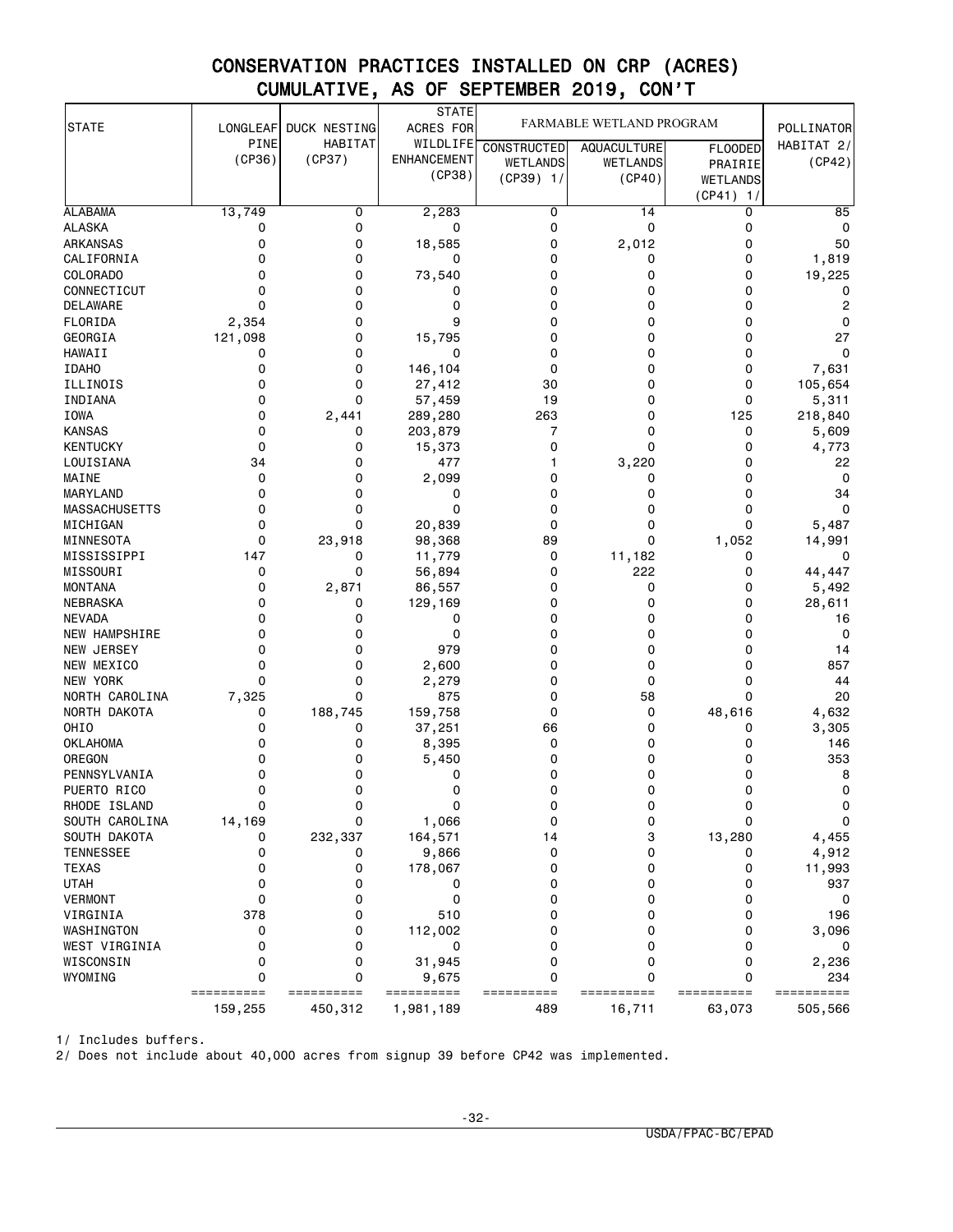# CONSERVATION PRACTICES INSTALLED ON CRP (ACRES)
## CUMULATIVE, AS OF SEPTEMBER 2019, CON'T

| STATE | LONGLEAF PINE (CP36) | DUCK NESTING HABITAT (CP37) | STATE ACRES FOR WILDLIFE ENHANCEMENT (CP38) | FARMABLE WETLAND PROGRAM | | | POLLINATOR HABITAT 2/ (CP42) |
|---|---|---|---|---|---|---|---|
| | | | | CONSTRUCTED WETLANDS (CP39) 1/ | AQUACULTURE WETLANDS (CP40) | FLOODED PRAIRIE WETLANDS (CP41) 1/ | |
| ALABAMA | 13,749 | 0 | 2,283 | 0 | 14 | 0 | 85 |
| ALASKA | 0 | 0 | 0 | 0 | 0 | 0 | 0 |
| ARKANSAS | 0 | 0 | 18,585 | 0 | 2,012 | 0 | 50 |
| CALIFORNIA | 0 | 0 | 0 | 0 | 0 | 0 | 1,819 |
| COLORADO | 0 | 0 | 73,540 | 0 | 0 | 0 | 19,225 |
| CONNECTICUT | 0 | 0 | 0 | 0 | 0 | 0 | 0 |
| DELAWARE | 0 | 0 | 0 | 0 | 0 | 0 | 2 |
| FLORIDA | 2,354 | 0 | 9 | 0 | 0 | 0 | 0 |
| GEORGIA | 121,098 | 0 | 15,795 | 0 | 0 | 0 | 27 |
| HAWAII | 0 | 0 | 0 | 0 | 0 | 0 | 0 |
| IDAHO | 0 | 0 | 146,104 | 0 | 0 | 0 | 7,631 |
| ILLINOIS | 0 | 0 | 27,412 | 30 | 0 | 0 | 105,654 |
| INDIANA | 0 | 0 | 57,459 | 19 | 0 | 0 | 5,311 |
| IOWA | 0 | 2,441 | 289,280 | 263 | 0 | 125 | 218,840 |
| KANSAS | 0 | 0 | 203,879 | 7 | 0 | 0 | 5,609 |
| KENTUCKY | 0 | 0 | 15,373 | 0 | 0 | 0 | 4,773 |
| LOUISIANA | 34 | 0 | 477 | 1 | 3,220 | 0 | 22 |
| MAINE | 0 | 0 | 2,099 | 0 | 0 | 0 | 0 |
| MARYLAND | 0 | 0 | 0 | 0 | 0 | 0 | 34 |
| MASSACHUSETTS | 0 | 0 | 0 | 0 | 0 | 0 | 0 |
| MICHIGAN | 0 | 0 | 20,839 | 0 | 0 | 0 | 5,487 |
| MINNESOTA | 0 | 23,918 | 98,368 | 89 | 0 | 1,052 | 14,991 |
| MISSISSIPPI | 147 | 0 | 11,779 | 0 | 11,182 | 0 | 0 |
| MISSOURI | 0 | 0 | 56,894 | 0 | 222 | 0 | 44,447 |
| MONTANA | 0 | 2,871 | 86,557 | 0 | 0 | 0 | 5,492 |
| NEBRASKA | 0 | 0 | 129,169 | 0 | 0 | 0 | 28,611 |
| NEVADA | 0 | 0 | 0 | 0 | 0 | 0 | 16 |
| NEW HAMPSHIRE | 0 | 0 | 0 | 0 | 0 | 0 | 0 |
| NEW JERSEY | 0 | 0 | 979 | 0 | 0 | 0 | 14 |
| NEW MEXICO | 0 | 0 | 2,600 | 0 | 0 | 0 | 857 |
| NEW YORK | 0 | 0 | 2,279 | 0 | 0 | 0 | 44 |
| NORTH CAROLINA | 7,325 | 0 | 875 | 0 | 58 | 0 | 20 |
| NORTH DAKOTA | 0 | 188,745 | 159,758 | 0 | 0 | 48,616 | 4,632 |
| OHIO | 0 | 0 | 37,251 | 66 | 0 | 0 | 3,305 |
| OKLAHOMA | 0 | 0 | 8,395 | 0 | 0 | 0 | 146 |
| OREGON | 0 | 0 | 5,450 | 0 | 0 | 0 | 353 |
| PENNSYLVANIA | 0 | 0 | 0 | 0 | 0 | 0 | 8 |
| PUERTO RICO | 0 | 0 | 0 | 0 | 0 | 0 | 0 |
| RHODE ISLAND | 0 | 0 | 0 | 0 | 0 | 0 | 0 |
| SOUTH CAROLINA | 14,169 | 0 | 1,066 | 0 | 0 | 0 | 0 |
| SOUTH DAKOTA | 0 | 232,337 | 164,571 | 14 | 3 | 13,280 | 4,455 |
| TENNESSEE | 0 | 0 | 9,866 | 0 | 0 | 0 | 4,912 |
| TEXAS | 0 | 0 | 178,067 | 0 | 0 | 0 | 11,993 |
| UTAH | 0 | 0 | 0 | 0 | 0 | 0 | 937 |
| VERMONT | 0 | 0 | 0 | 0 | 0 | 0 | 0 |
| VIRGINIA | 378 | 0 | 510 | 0 | 0 | 0 | 196 |
| WASHINGTON | 0 | 0 | 112,002 | 0 | 0 | 0 | 3,096 |
| WEST VIRGINIA | 0 | 0 | 0 | 0 | 0 | 0 | 0 |
| WISCONSIN | 0 | 0 | 31,945 | 0 | 0 | 0 | 2,236 |
| WYOMING | 0 | 0 | 9,675 | 0 | 0 | 0 | 234 |
| | 159,255 | 450,312 | 1,981,189 | 489 | 16,711 | 63,073 | 505,566 |

1/ Includes buffers.

2/ Does not include about 40,000 acres from signup 39 before CP42 was implemented.

USDA/FPAC-BC/EPAD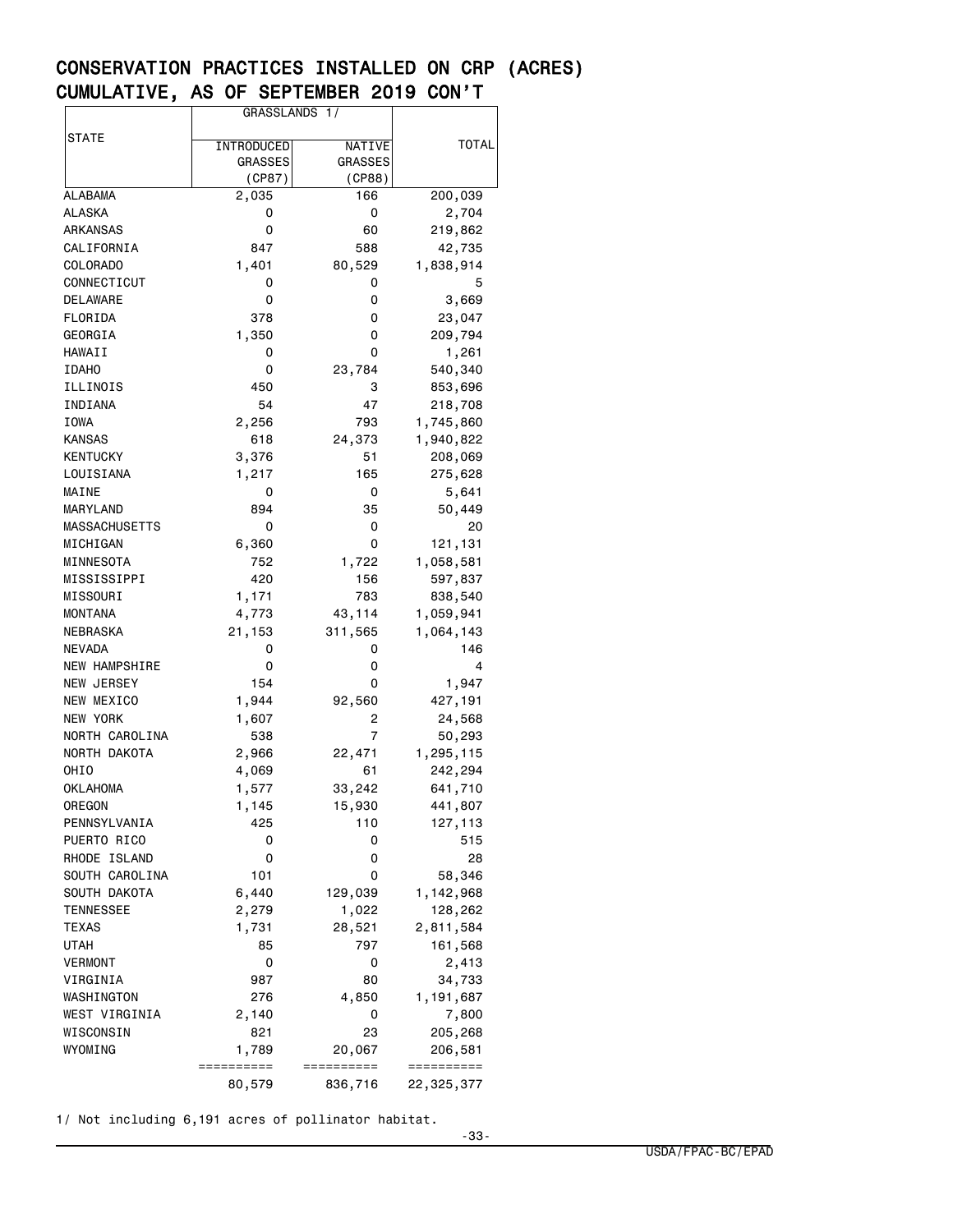# CONSERVATION PRACTICES INSTALLED ON CRP (ACRES)
# CUMULATIVE, AS OF SEPTEMBER 2019 CON'T

| STATE | GRASSLANDS 1/ | | TOTAL |
|---|---|---|---|
| | INTRODUCED GRASSES (CP87) | NATIVE GRASSES (CP88) | |
| ALABAMA | 2,035 | 166 | 200,039 |
| ALASKA | 0 | 0 | 2,704 |
| ARKANSAS | 0 | 60 | 219,862 |
| CALIFORNIA | 847 | 588 | 42,735 |
| COLORADO | 1,401 | 80,529 | 1,838,914 |
| CONNECTICUT | 0 | 0 | 5 |
| DELAWARE | 0 | 0 | 3,669 |
| FLORIDA | 378 | 0 | 23,047 |
| GEORGIA | 1,350 | 0 | 209,794 |
| HAWAII | 0 | 0 | 1,261 |
| IDAHO | 0 | 23,784 | 540,340 |
| ILLINOIS | 450 | 3 | 853,696 |
| INDIANA | 54 | 47 | 218,708 |
| IOWA | 2,256 | 793 | 1,745,860 |
| KANSAS | 618 | 24,373 | 1,940,822 |
| KENTUCKY | 3,376 | 51 | 208,069 |
| LOUISIANA | 1,217 | 165 | 275,628 |
| MAINE | 0 | 0 | 5,641 |
| MARYLAND | 894 | 35 | 50,449 |
| MASSACHUSETTS | 0 | 0 | 20 |
| MICHIGAN | 6,360 | 0 | 121,131 |
| MINNESOTA | 752 | 1,722 | 1,058,581 |
| MISSISSIPPI | 420 | 156 | 597,837 |
| MISSOURI | 1,171 | 783 | 838,540 |
| MONTANA | 4,773 | 43,114 | 1,059,941 |
| NEBRASKA | 21,153 | 311,565 | 1,064,143 |
| NEVADA | 0 | 0 | 146 |
| NEW HAMPSHIRE | 0 | 0 | 4 |
| NEW JERSEY | 154 | 0 | 1,947 |
| NEW MEXICO | 1,944 | 92,560 | 427,191 |
| NEW YORK | 1,607 | 2 | 24,568 |
| NORTH CAROLINA | 538 | 7 | 50,293 |
| NORTH DAKOTA | 2,966 | 22,471 | 1,295,115 |
| OHIO | 4,069 | 61 | 242,294 |
| OKLAHOMA | 1,577 | 33,242 | 641,710 |
| OREGON | 1,145 | 15,930 | 441,807 |
| PENNSYLVANIA | 425 | 110 | 127,113 |
| PUERTO RICO | 0 | 0 | 515 |
| RHODE ISLAND | 0 | 0 | 28 |
| SOUTH CAROLINA | 101 | 0 | 58,346 |
| SOUTH DAKOTA | 6,440 | 129,039 | 1,142,968 |
| TENNESSEE | 2,279 | 1,022 | 128,262 |
| TEXAS | 1,731 | 28,521 | 2,811,584 |
| UTAH | 85 | 797 | 161,568 |
| VERMONT | 0 | 0 | 2,413 |
| VIRGINIA | 987 | 80 | 34,733 |
| WASHINGTON | 276 | 4,850 | 1,191,687 |
| WEST VIRGINIA | 2,140 | 0 | 7,800 |
| WISCONSIN | 821 | 23 | 205,268 |
| WYOMING | 1,789 | 20,067 | 206,581 |
| | 80,579 | 836,716 | 22,325,377 |

1/ Not including 6,191 acres of pollinator habitat.

USDA/FPAC-BC/EPAD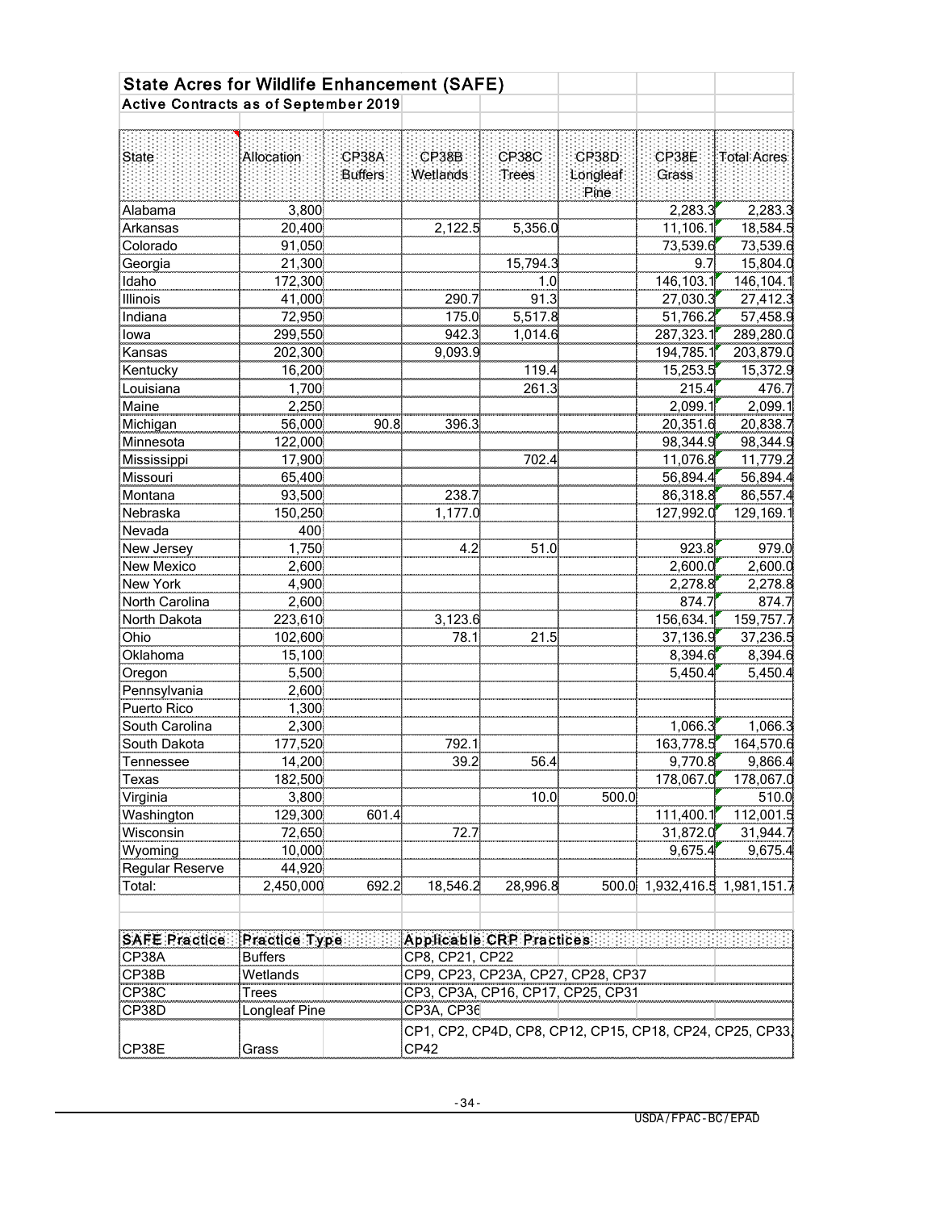## State Acres for Wildlife Enhancement (SAFE)

### Active Contracts as of September 2019

| State | Allocation | CP38A Buffers | CP38B Wetlands | CP38C Trees | CP38D Longleaf Pine | CP38E Grass | Total Acres |
|---|---|---|---|---|---|---|---|
| Alabama | 3,800 | | | | | 2,283.3 | 2,283.3 |
| Arkansas | 20,400 | | 2,122.5 | 5,356.0 | | 11,106.1 | 18,584.5 |
| Colorado | 91,050 | | | | | 73,539.6 | 73,539.6 |
| Georgia | 21,300 | | | 15,794.3 | | 9.7 | 15,804.0 |
| Idaho | 172,300 | | | 1.0 | | 146,103.1 | 146,104.1 |
| Illinois | 41,000 | | 290.7 | 91.3 | | 27,030.3 | 27,412.3 |
| Indiana | 72,950 | | 175.0 | 5,517.8 | | 51,766.2 | 57,458.9 |
| Iowa | 299,550 | | 942.3 | 1,014.6 | | 287,323.1 | 289,280.0 |
| Kansas | 202,300 | | 9,093.9 | | | 194,785.1 | 203,879.0 |
| Kentucky | 16,200 | | | 119.4 | | 15,253.5 | 15,372.9 |
| Louisiana | 1,700 | | | 261.3 | | 215.4 | 476.7 |
| Maine | 2,250 | | | | | 2,099.1 | 2,099.1 |
| Michigan | 56,000 | 90.8 | 396.3 | | | 20,351.6 | 20,838.7 |
| Minnesota | 122,000 | | | | | 98,344.9 | 98,344.9 |
| Mississippi | 17,900 | | | 702.4 | | 11,076.8 | 11,779.2 |
| Missouri | 65,400 | | | | | 56,894.4 | 56,894.4 |
| Montana | 93,500 | | 238.7 | | | 86,318.8 | 86,557.4 |
| Nebraska | 150,250 | | 1,177.0 | | | 127,992.0 | 129,169.1 |
| Nevada | 400 | | | | | | |
| New Jersey | 1,750 | | 4.2 | 51.0 | | 923.8 | 979.0 |
| New Mexico | 2,600 | | | | | 2,600.0 | 2,600.0 |
| New York | 4,900 | | | | | 2,278.8 | 2,278.8 |
| North Carolina | 2,600 | | | | | 874.7 | 874.7 |
| North Dakota | 223,610 | | 3,123.6 | | | 156,634.1 | 159,757.7 |
| Ohio | 102,600 | | 78.1 | 21.5 | | 37,136.9 | 37,236.5 |
| Oklahoma | 15,100 | | | | | 8,394.6 | 8,394.6 |
| Oregon | 5,500 | | | | | 5,450.4 | 5,450.4 |
| Pennsylvania | 2,600 | | | | | | |
| Puerto Rico | 1,300 | | | | | | |
| South Carolina | 2,300 | | | | | 1,066.3 | 1,066.3 |
| South Dakota | 177,520 | | 792.1 | | | 163,778.5 | 164,570.6 |
| Tennessee | 14,200 | | 39.2 | 56.4 | | 9,770.8 | 9,866.4 |
| Texas | 182,500 | | | | | 178,067.0 | 178,067.0 |
| Virginia | 3,800 | | | 10.0 | 500.0 | | 510.0 |
| Washington | 129,300 | 601.4 | | | | 111,400.1 | 112,001.5 |
| Wisconsin | 72,650 | | 72.7 | | | 31,872.0 | 31,944.7 |
| Wyoming | 10,000 | | | | | 9,675.4 | 9,675.4 |
| Regular Reserve | 44,920 | | | | | | |
| Total: | 2,450,000 | 692.2 | 18,546.2 | 28,996.8 | 500.0 | 1,932,416.5 | 1,981,151.7 |

| SAFE Practice | Practice Type | Applicable CRP Practices |
|---|---|---|
| CP38A | Buffers | CP8, CP21, CP22 |
| CP38B | Wetlands | CP9, CP23, CP23A, CP27, CP28, CP37 |
| CP38C | Trees | CP3, CP3A, CP16, CP17, CP25, CP31 |
| CP38D | Longleaf Pine | CP3A, CP36 |
| CP38E | Grass | CP1, CP2, CP4D, CP8, CP12, CP15, CP18, CP24, CP25, CP33, CP42 |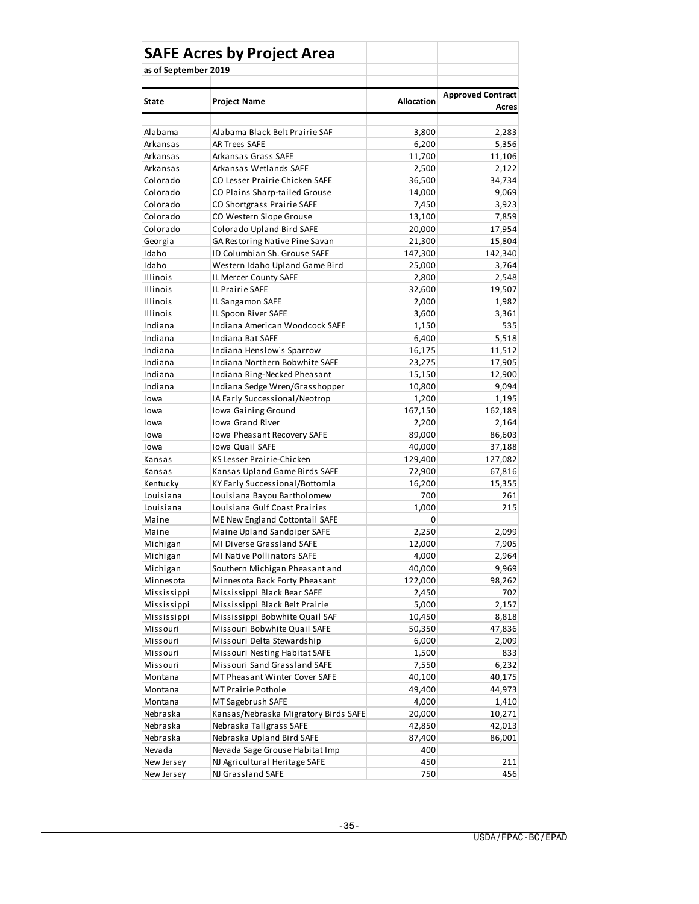## SAFE Acres by Project Area

**as of September 2019**

| State | Project Name | Allocation | Approved Contract Acres |
|---|---|---|---|
| Alabama | Alabama Black Belt Prairie SAF | 3,800 | 2,283 |
| Arkansas | AR Trees SAFE | 6,200 | 5,356 |
| Arkansas | Arkansas Grass SAFE | 11,700 | 11,106 |
| Arkansas | Arkansas Wetlands SAFE | 2,500 | 2,122 |
| Colorado | CO Lesser Prairie Chicken SAFE | 36,500 | 34,734 |
| Colorado | CO Plains Sharp-tailed Grouse | 14,000 | 9,069 |
| Colorado | CO Shortgrass Prairie SAFE | 7,450 | 3,923 |
| Colorado | CO Western Slope Grouse | 13,100 | 7,859 |
| Colorado | Colorado Upland Bird SAFE | 20,000 | 17,954 |
| Georgia | GA Restoring Native Pine Savan | 21,300 | 15,804 |
| Idaho | ID Columbian Sh. Grouse SAFE | 147,300 | 142,340 |
| Idaho | Western Idaho Upland Game Bird | 25,000 | 3,764 |
| Illinois | IL Mercer County SAFE | 2,800 | 2,548 |
| Illinois | IL Prairie SAFE | 32,600 | 19,507 |
| Illinois | IL Sangamon SAFE | 2,000 | 1,982 |
| Illinois | IL Spoon River SAFE | 3,600 | 3,361 |
| Indiana | Indiana American Woodcock SAFE | 1,150 | 535 |
| Indiana | Indiana Bat SAFE | 6,400 | 5,518 |
| Indiana | Indiana Henslow`s Sparrow | 16,175 | 11,512 |
| Indiana | Indiana Northern Bobwhite SAFE | 23,275 | 17,905 |
| Indiana | Indiana Ring-Necked Pheasant | 15,150 | 12,900 |
| Indiana | Indiana Sedge Wren/Grasshopper | 10,800 | 9,094 |
| Iowa | IA Early Successional/Neotrop | 1,200 | 1,195 |
| Iowa | Iowa Gaining Ground | 167,150 | 162,189 |
| Iowa | Iowa Grand River | 2,200 | 2,164 |
| Iowa | Iowa Pheasant Recovery SAFE | 89,000 | 86,603 |
| Iowa | Iowa Quail SAFE | 40,000 | 37,188 |
| Kansas | KS Lesser Prairie-Chicken | 129,400 | 127,082 |
| Kansas | Kansas Upland Game Birds SAFE | 72,900 | 67,816 |
| Kentucky | KY Early Successional/Bottomla | 16,200 | 15,355 |
| Louisiana | Louisiana Bayou Bartholomew | 700 | 261 |
| Louisiana | Louisiana Gulf Coast Prairies | 1,000 | 215 |
| Maine | ME New England Cottontail SAFE | 0 | |
| Maine | Maine Upland Sandpiper SAFE | 2,250 | 2,099 |
| Michigan | MI Diverse Grassland SAFE | 12,000 | 7,905 |
| Michigan | MI Native Pollinators SAFE | 4,000 | 2,964 |
| Michigan | Southern Michigan Pheasant and | 40,000 | 9,969 |
| Minnesota | Minnesota Back Forty Pheasant | 122,000 | 98,262 |
| Mississippi | Mississippi Black Bear SAFE | 2,450 | 702 |
| Mississippi | Mississippi Black Belt Prairie | 5,000 | 2,157 |
| Mississippi | Mississippi Bobwhite Quail SAF | 10,450 | 8,818 |
| Missouri | Missouri Bobwhite Quail SAFE | 50,350 | 47,836 |
| Missouri | Missouri Delta Stewardship | 6,000 | 2,009 |
| Missouri | Missouri Nesting Habitat SAFE | 1,500 | 833 |
| Missouri | Missouri Sand Grassland SAFE | 7,550 | 6,232 |
| Montana | MT Pheasant Winter Cover SAFE | 40,100 | 40,175 |
| Montana | MT Prairie Pothole | 49,400 | 44,973 |
| Montana | MT Sagebrush SAFE | 4,000 | 1,410 |
| Nebraska | Kansas/Nebraska Migratory Birds SAFE | 20,000 | 10,271 |
| Nebraska | Nebraska Tallgrass SAFE | 42,850 | 42,013 |
| Nebraska | Nebraska Upland Bird SAFE | 87,400 | 86,001 |
| Nevada | Nevada Sage Grouse Habitat Imp | 400 | |
| New Jersey | NJ Agricultural Heritage SAFE | 450 | 211 |
| New Jersey | NJ Grassland SAFE | 750 | 456 |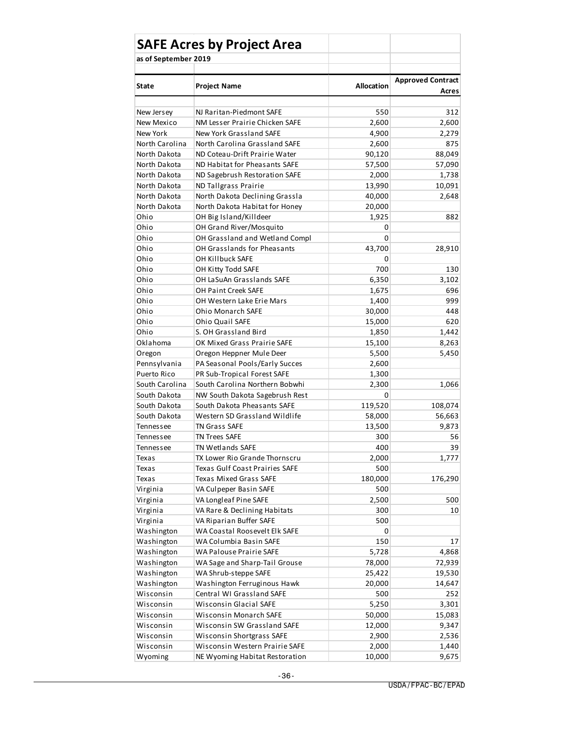## SAFE Acres by Project Area

**as of September 2019**

| State | Project Name | Allocation | Approved Contract Acres |
|---|---|---|---|
| New Jersey | NJ Raritan-Piedmont SAFE | 550 | 312 |
| New Mexico | NM Lesser Prairie Chicken SAFE | 2,600 | 2,600 |
| New York | New York Grassland SAFE | 4,900 | 2,279 |
| North Carolina | North Carolina Grassland SAFE | 2,600 | 875 |
| North Dakota | ND Coteau-Drift Prairie Water | 90,120 | 88,049 |
| North Dakota | ND Habitat for Pheasants SAFE | 57,500 | 57,090 |
| North Dakota | ND Sagebrush Restoration SAFE | 2,000 | 1,738 |
| North Dakota | ND Tallgrass Prairie | 13,990 | 10,091 |
| North Dakota | North Dakota Declining Grassla | 40,000 | 2,648 |
| North Dakota | North Dakota Habitat for Honey | 20,000 | |
| Ohio | OH Big Island/Killdeer | 1,925 | 882 |
| Ohio | OH Grand River/Mosquito | 0 | |
| Ohio | OH Grassland and Wetland Compl | 0 | |
| Ohio | OH Grasslands for Pheasants | 43,700 | 28,910 |
| Ohio | OH Killbuck SAFE | 0 | |
| Ohio | OH Kitty Todd SAFE | 700 | 130 |
| Ohio | OH LaSuAn Grasslands SAFE | 6,350 | 3,102 |
| Ohio | OH Paint Creek SAFE | 1,675 | 696 |
| Ohio | OH Western Lake Erie Mars | 1,400 | 999 |
| Ohio | Ohio Monarch SAFE | 30,000 | 448 |
| Ohio | Ohio Quail SAFE | 15,000 | 620 |
| Ohio | S. OH Grassland Bird | 1,850 | 1,442 |
| Oklahoma | OK Mixed Grass Prairie SAFE | 15,100 | 8,263 |
| Oregon | Oregon Heppner Mule Deer | 5,500 | 5,450 |
| Pennsylvania | PA Seasonal Pools/Early Succes | 2,600 | |
| Puerto Rico | PR Sub-Tropical Forest SAFE | 1,300 | |
| South Carolina | South Carolina Northern Bobwhi | 2,300 | 1,066 |
| South Dakota | NW South Dakota Sagebrush Rest | 0 | |
| South Dakota | South Dakota Pheasants SAFE | 119,520 | 108,074 |
| South Dakota | Western SD Grassland Wildlife | 58,000 | 56,663 |
| Tennessee | TN Grass SAFE | 13,500 | 9,873 |
| Tennessee | TN Trees SAFE | 300 | 56 |
| Tennessee | TN Wetlands SAFE | 400 | 39 |
| Texas | TX Lower Rio Grande Thornscru | 2,000 | 1,777 |
| Texas | Texas Gulf Coast Prairies SAFE | 500 | |
| Texas | Texas Mixed Grass SAFE | 180,000 | 176,290 |
| Virginia | VA Culpeper Basin SAFE | 500 | |
| Virginia | VA Longleaf Pine SAFE | 2,500 | 500 |
| Virginia | VA Rare & Declining Habitats | 300 | 10 |
| Virginia | VA Riparian Buffer SAFE | 500 | |
| Washington | WA Coastal Roosevelt Elk SAFE | 0 | |
| Washington | WA Columbia Basin SAFE | 150 | 17 |
| Washington | WA Palouse Prairie SAFE | 5,728 | 4,868 |
| Washington | WA Sage and Sharp-Tail Grouse | 78,000 | 72,939 |
| Washington | WA Shrub-steppe SAFE | 25,422 | 19,530 |
| Washington | Washington Ferruginous Hawk | 20,000 | 14,647 |
| Wisconsin | Central WI Grassland SAFE | 500 | 252 |
| Wisconsin | Wisconsin Glacial SAFE | 5,250 | 3,301 |
| Wisconsin | Wisconsin Monarch SAFE | 50,000 | 15,083 |
| Wisconsin | Wisconsin SW Grassland SAFE | 12,000 | 9,347 |
| Wisconsin | Wisconsin Shortgrass SAFE | 2,900 | 2,536 |
| Wisconsin | Wisconsin Western Prairie SAFE | 2,000 | 1,440 |
| Wyoming | NE Wyoming Habitat Restoration | 10,000 | 9,675 |

USDA/FPAC-BC/EPAD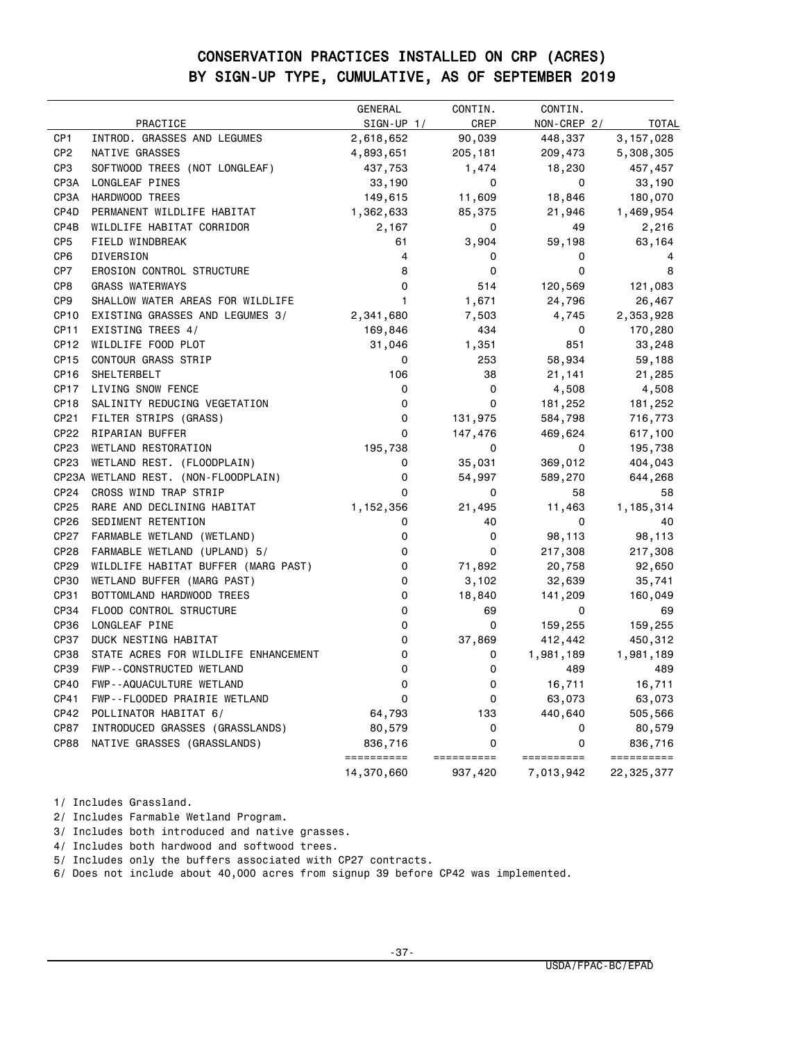# CONSERVATION PRACTICES INSTALLED ON CRP (ACRES)
## BY SIGN-UP TYPE, CUMULATIVE, AS OF SEPTEMBER 2019

| | PRACTICE | GENERAL SIGN-UP 1/ | CONTIN. CREP | CONTIN. NON-CREP 2/ | TOTAL |
|---|---|---|---|---|---|
| CP1 | INTROD. GRASSES AND LEGUMES | 2,618,652 | 90,039 | 448,337 | 3,157,028 |
| CP2 | NATIVE GRASSES | 4,893,651 | 205,181 | 209,473 | 5,308,305 |
| CP3 | SOFTWOOD TREES (NOT LONGLEAF) | 437,753 | 1,474 | 18,230 | 457,457 |
| CP3A | LONGLEAF PINES | 33,190 | 0 | 0 | 33,190 |
| CP3A | HARDWOOD TREES | 149,615 | 11,609 | 18,846 | 180,070 |
| CP4D | PERMANENT WILDLIFE HABITAT | 1,362,633 | 85,375 | 21,946 | 1,469,954 |
| CP4B | WILDLIFE HABITAT CORRIDOR | 2,167 | 0 | 49 | 2,216 |
| CP5 | FIELD WINDBREAK | 61 | 3,904 | 59,198 | 63,164 |
| CP6 | DIVERSION | 4 | 0 | 0 | 4 |
| CP7 | EROSION CONTROL STRUCTURE | 8 | 0 | 0 | 8 |
| CP8 | GRASS WATERWAYS | 0 | 514 | 120,569 | 121,083 |
| CP9 | SHALLOW WATER AREAS FOR WILDLIFE | 1 | 1,671 | 24,796 | 26,467 |
| CP10 | EXISTING GRASSES AND LEGUMES 3/ | 2,341,680 | 7,503 | 4,745 | 2,353,928 |
| CP11 | EXISTING TREES 4/ | 169,846 | 434 | 0 | 170,280 |
| CP12 | WILDLIFE FOOD PLOT | 31,046 | 1,351 | 851 | 33,248 |
| CP15 | CONTOUR GRASS STRIP | 0 | 253 | 58,934 | 59,188 |
| CP16 | SHELTERBELT | 106 | 38 | 21,141 | 21,285 |
| CP17 | LIVING SNOW FENCE | 0 | 0 | 4,508 | 4,508 |
| CP18 | SALINITY REDUCING VEGETATION | 0 | 0 | 181,252 | 181,252 |
| CP21 | FILTER STRIPS (GRASS) | 0 | 131,975 | 584,798 | 716,773 |
| CP22 | RIPARIAN BUFFER | 0 | 147,476 | 469,624 | 617,100 |
| CP23 | WETLAND RESTORATION | 195,738 | 0 | 0 | 195,738 |
| CP23 | WETLAND REST. (FLOODPLAIN) | 0 | 35,031 | 369,012 | 404,043 |
| CP23A | WETLAND REST. (NON-FLOODPLAIN) | 0 | 54,997 | 589,270 | 644,268 |
| CP24 | CROSS WIND TRAP STRIP | 0 | 0 | 58 | 58 |
| CP25 | RARE AND DECLINING HABITAT | 1,152,356 | 21,495 | 11,463 | 1,185,314 |
| CP26 | SEDIMENT RETENTION | 0 | 40 | 0 | 40 |
| CP27 | FARMABLE WETLAND (WETLAND) | 0 | 0 | 98,113 | 98,113 |
| CP28 | FARMABLE WETLAND (UPLAND) 5/ | 0 | 0 | 217,308 | 217,308 |
| CP29 | WILDLIFE HABITAT BUFFER (MARG PAST) | 0 | 71,892 | 20,758 | 92,650 |
| CP30 | WETLAND BUFFER (MARG PAST) | 0 | 3,102 | 32,639 | 35,741 |
| CP31 | BOTTOMLAND HARDWOOD TREES | 0 | 18,840 | 141,209 | 160,049 |
| CP34 | FLOOD CONTROL STRUCTURE | 0 | 69 | 0 | 69 |
| CP36 | LONGLEAF PINE | 0 | 0 | 159,255 | 159,255 |
| CP37 | DUCK NESTING HABITAT | 0 | 37,869 | 412,442 | 450,312 |
| CP38 | STATE ACRES FOR WILDLIFE ENHANCEMENT | 0 | 0 | 1,981,189 | 1,981,189 |
| CP39 | FWP--CONSTRUCTED WETLAND | 0 | 0 | 489 | 489 |
| CP40 | FWP--AQUACULTURE WETLAND | 0 | 0 | 16,711 | 16,711 |
| CP41 | FWP--FLOODED PRAIRIE WETLAND | 0 | 0 | 63,073 | 63,073 |
| CP42 | POLLINATOR HABITAT 6/ | 64,793 | 133 | 440,640 | 505,566 |
| CP87 | INTRODUCED GRASSES (GRASSLANDS) | 80,579 | 0 | 0 | 80,579 |
| CP88 | NATIVE GRASSES (GRASSLANDS) | 836,716 | 0 | 0 | 836,716 |
| | | 14,370,660 | 937,420 | 7,013,942 | 22,325,377 |

1/ Includes Grassland.

2/ Includes Farmable Wetland Program.

3/ Includes both introduced and native grasses.

4/ Includes both hardwood and softwood trees.

5/ Includes only the buffers associated with CP27 contracts.

6/ Does not include about 40,000 acres from signup 39 before CP42 was implemented.

USDA/FPAC-BC/EPAD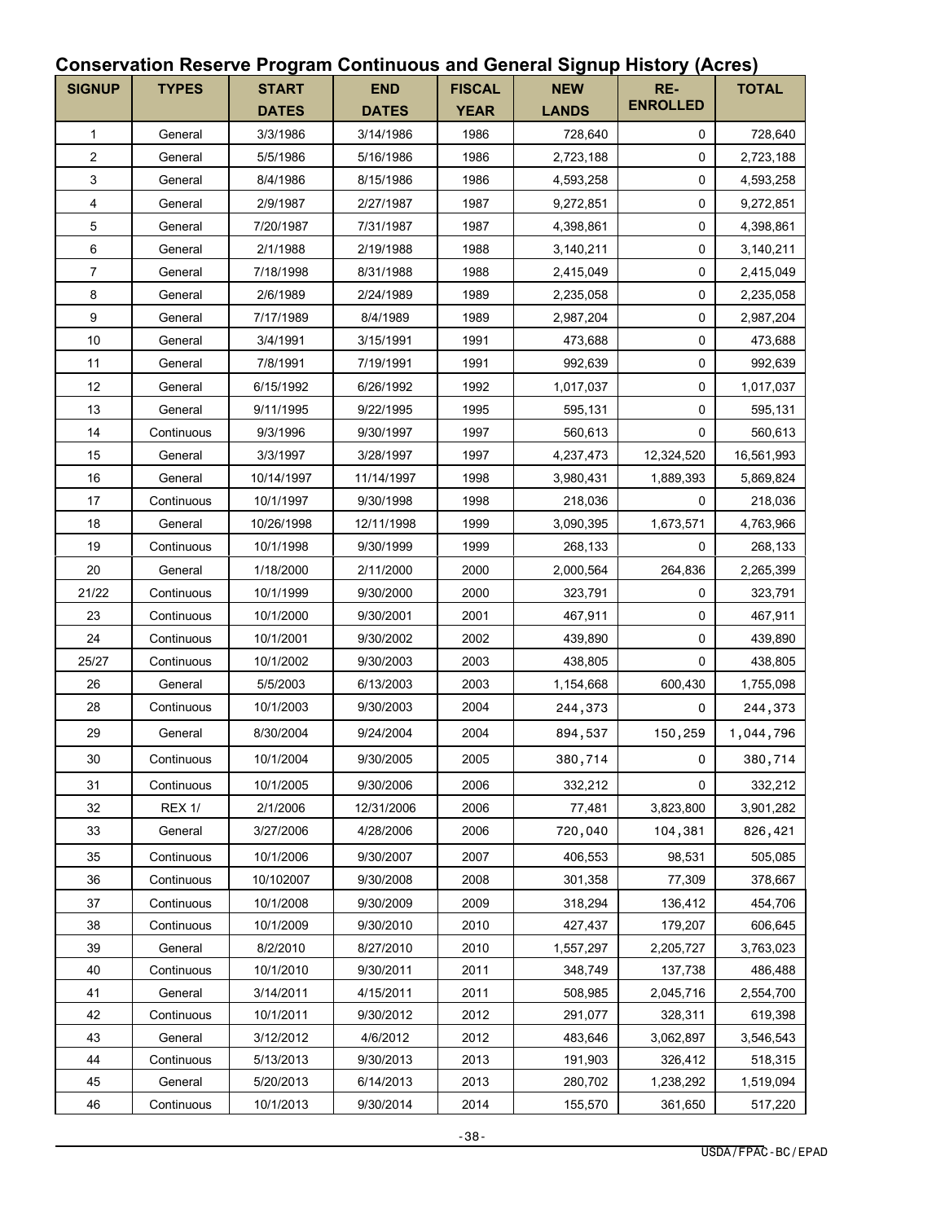## Conservation Reserve Program Continuous and General Signup History (Acres)

| SIGNUP | TYPES | START DATES | END DATES | FISCAL YEAR | NEW LANDS | RE-ENROLLED | TOTAL |
|---|---|---|---|---|---|---|---|
| 1 | General | 3/3/1986 | 3/14/1986 | 1986 | 728,640 | 0 | 728,640 |
| 2 | General | 5/5/1986 | 5/16/1986 | 1986 | 2,723,188 | 0 | 2,723,188 |
| 3 | General | 8/4/1986 | 8/15/1986 | 1986 | 4,593,258 | 0 | 4,593,258 |
| 4 | General | 2/9/1987 | 2/27/1987 | 1987 | 9,272,851 | 0 | 9,272,851 |
| 5 | General | 7/20/1987 | 7/31/1987 | 1987 | 4,398,861 | 0 | 4,398,861 |
| 6 | General | 2/1/1988 | 2/19/1988 | 1988 | 3,140,211 | 0 | 3,140,211 |
| 7 | General | 7/18/1998 | 8/31/1988 | 1988 | 2,415,049 | 0 | 2,415,049 |
| 8 | General | 2/6/1989 | 2/24/1989 | 1989 | 2,235,058 | 0 | 2,235,058 |
| 9 | General | 7/17/1989 | 8/4/1989 | 1989 | 2,987,204 | 0 | 2,987,204 |
| 10 | General | 3/4/1991 | 3/15/1991 | 1991 | 473,688 | 0 | 473,688 |
| 11 | General | 7/8/1991 | 7/19/1991 | 1991 | 992,639 | 0 | 992,639 |
| 12 | General | 6/15/1992 | 6/26/1992 | 1992 | 1,017,037 | 0 | 1,017,037 |
| 13 | General | 9/11/1995 | 9/22/1995 | 1995 | 595,131 | 0 | 595,131 |
| 14 | Continuous | 9/3/1996 | 9/30/1997 | 1997 | 560,613 | 0 | 560,613 |
| 15 | General | 3/3/1997 | 3/28/1997 | 1997 | 4,237,473 | 12,324,520 | 16,561,993 |
| 16 | General | 10/14/1997 | 11/14/1997 | 1998 | 3,980,431 | 1,889,393 | 5,869,824 |
| 17 | Continuous | 10/1/1997 | 9/30/1998 | 1998 | 218,036 | 0 | 218,036 |
| 18 | General | 10/26/1998 | 12/11/1998 | 1999 | 3,090,395 | 1,673,571 | 4,763,966 |
| 19 | Continuous | 10/1/1998 | 9/30/1999 | 1999 | 268,133 | 0 | 268,133 |
| 20 | General | 1/18/2000 | 2/11/2000 | 2000 | 2,000,564 | 264,836 | 2,265,399 |
| 21/22 | Continuous | 10/1/1999 | 9/30/2000 | 2000 | 323,791 | 0 | 323,791 |
| 23 | Continuous | 10/1/2000 | 9/30/2001 | 2001 | 467,911 | 0 | 467,911 |
| 24 | Continuous | 10/1/2001 | 9/30/2002 | 2002 | 439,890 | 0 | 439,890 |
| 25/27 | Continuous | 10/1/2002 | 9/30/2003 | 2003 | 438,805 | 0 | 438,805 |
| 26 | General | 5/5/2003 | 6/13/2003 | 2003 | 1,154,668 | 600,430 | 1,755,098 |
| 28 | Continuous | 10/1/2003 | 9/30/2003 | 2004 | 244,373 | 0 | 244,373 |
| 29 | General | 8/30/2004 | 9/24/2004 | 2004 | 894,537 | 150,259 | 1,044,796 |
| 30 | Continuous | 10/1/2004 | 9/30/2005 | 2005 | 380,714 | 0 | 380,714 |
| 31 | Continuous | 10/1/2005 | 9/30/2006 | 2006 | 332,212 | 0 | 332,212 |
| 32 | REX 1/ | 2/1/2006 | 12/31/2006 | 2006 | 77,481 | 3,823,800 | 3,901,282 |
| 33 | General | 3/27/2006 | 4/28/2006 | 2006 | 720,040 | 104,381 | 826,421 |
| 35 | Continuous | 10/1/2006 | 9/30/2007 | 2007 | 406,553 | 98,531 | 505,085 |
| 36 | Continuous | 10/102007 | 9/30/2008 | 2008 | 301,358 | 77,309 | 378,667 |
| 37 | Continuous | 10/1/2008 | 9/30/2009 | 2009 | 318,294 | 136,412 | 454,706 |
| 38 | Continuous | 10/1/2009 | 9/30/2010 | 2010 | 427,437 | 179,207 | 606,645 |
| 39 | General | 8/2/2010 | 8/27/2010 | 2010 | 1,557,297 | 2,205,727 | 3,763,023 |
| 40 | Continuous | 10/1/2010 | 9/30/2011 | 2011 | 348,749 | 137,738 | 486,488 |
| 41 | General | 3/14/2011 | 4/15/2011 | 2011 | 508,985 | 2,045,716 | 2,554,700 |
| 42 | Continuous | 10/1/2011 | 9/30/2012 | 2012 | 291,077 | 328,311 | 619,398 |
| 43 | General | 3/12/2012 | 4/6/2012 | 2012 | 483,646 | 3,062,897 | 3,546,543 |
| 44 | Continuous | 5/13/2013 | 9/30/2013 | 2013 | 191,903 | 326,412 | 518,315 |
| 45 | General | 5/20/2013 | 6/14/2013 | 2013 | 280,702 | 1,238,292 | 1,519,094 |
| 46 | Continuous | 10/1/2013 | 9/30/2014 | 2014 | 155,570 | 361,650 | 517,220 |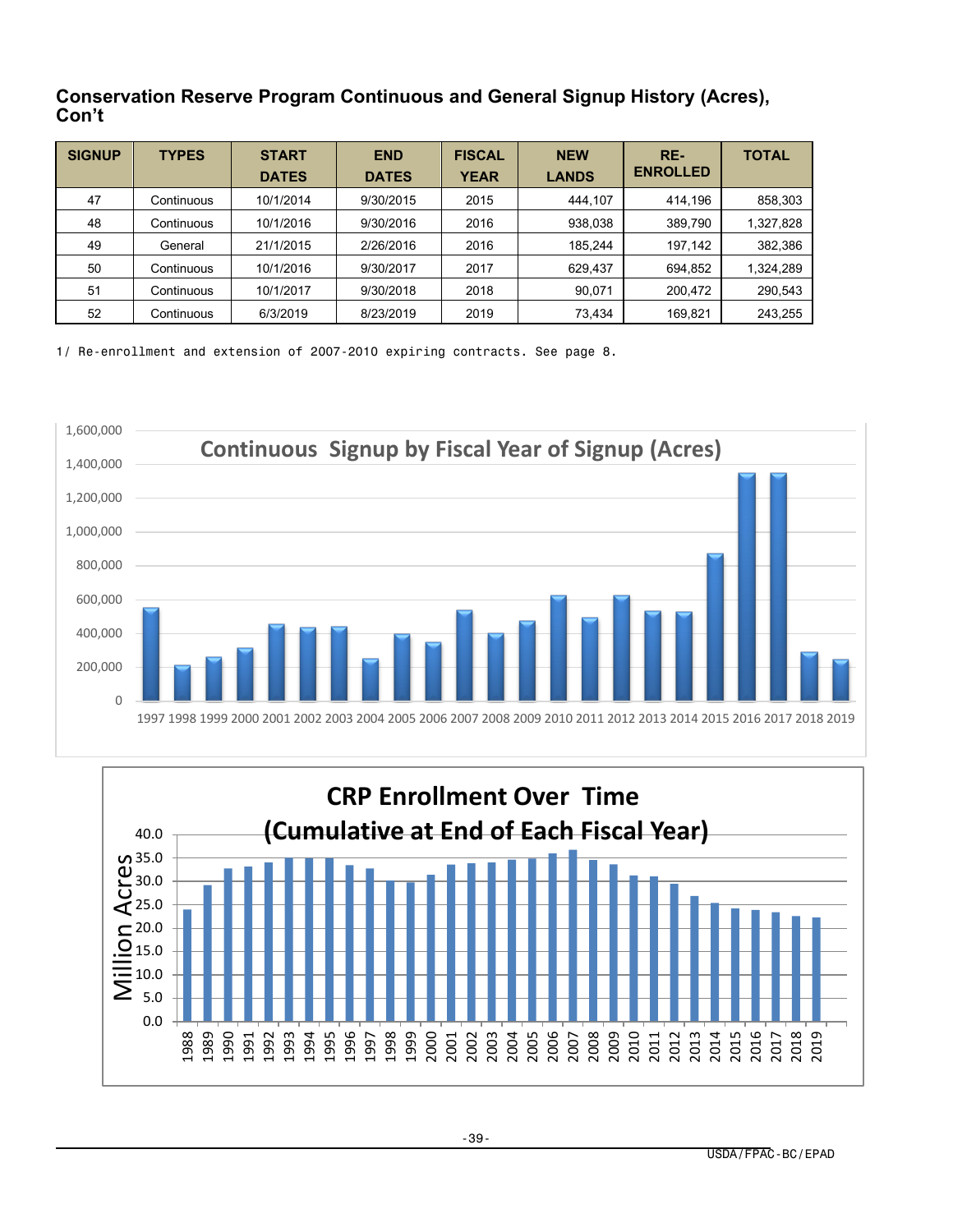## Conservation Reserve Program Continuous and General Signup History (Acres), Con't

| SIGNUP | TYPES | START DATES | END DATES | FISCAL YEAR | NEW LANDS | RE-ENROLLED | TOTAL |
|---|---|---|---|---|---|---|---|
| 47 | Continuous | 10/1/2014 | 9/30/2015 | 2015 | 444,107 | 414,196 | 858,303 |
| 48 | Continuous | 10/1/2016 | 9/30/2016 | 2016 | 938,038 | 389,790 | 1,327,828 |
| 49 | General | 21/1/2015 | 2/26/2016 | 2016 | 185,244 | 197,142 | 382,386 |
| 50 | Continuous | 10/1/2016 | 9/30/2017 | 2017 | 629,437 | 694,852 | 1,324,289 |
| 51 | Continuous | 10/1/2017 | 9/30/2018 | 2018 | 90,071 | 200,472 | 290,543 |
| 52 | Continuous | 6/3/2019 | 8/23/2019 | 2019 | 73,434 | 169,821 | 243,255 |

1/ Re-enrollment and extension of 2007-2010 expiring contracts. See page 8.

**Continuous Signup by Fiscal Year of Signup (Acres)**

**CRP Enrollment Over Time (Cumulative at End of Each Fiscal Year)**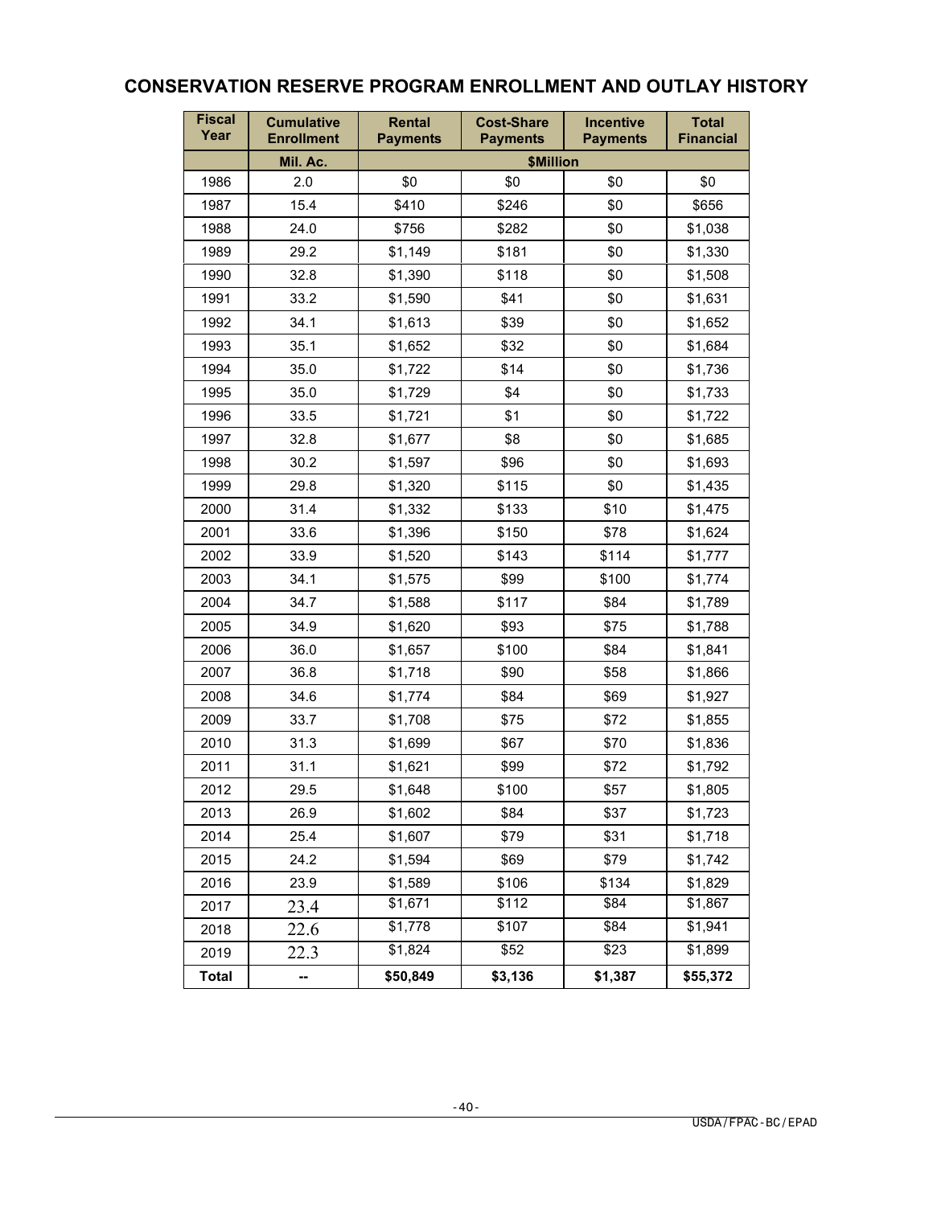## CONSERVATION RESERVE PROGRAM ENROLLMENT AND OUTLAY HISTORY

| Fiscal Year | Cumulative Enrollment | Rental Payments | Cost-Share Payments | Incentive Payments | Total Financial |
|---|---|---|---|---|---|
| | Mil. Ac. | $Million | | | |
| 1986 | 2.0 | $0 | $0 | $0 | $0 |
| 1987 | 15.4 | $410 | $246 | $0 | $656 |
| 1988 | 24.0 | $756 | $282 | $0 | $1,038 |
| 1989 | 29.2 | $1,149 | $181 | $0 | $1,330 |
| 1990 | 32.8 | $1,390 | $118 | $0 | $1,508 |
| 1991 | 33.2 | $1,590 | $41 | $0 | $1,631 |
| 1992 | 34.1 | $1,613 | $39 | $0 | $1,652 |
| 1993 | 35.1 | $1,652 | $32 | $0 | $1,684 |
| 1994 | 35.0 | $1,722 | $14 | $0 | $1,736 |
| 1995 | 35.0 | $1,729 | $4 | $0 | $1,733 |
| 1996 | 33.5 | $1,721 | $1 | $0 | $1,722 |
| 1997 | 32.8 | $1,677 | $8 | $0 | $1,685 |
| 1998 | 30.2 | $1,597 | $96 | $0 | $1,693 |
| 1999 | 29.8 | $1,320 | $115 | $0 | $1,435 |
| 2000 | 31.4 | $1,332 | $133 | $10 | $1,475 |
| 2001 | 33.6 | $1,396 | $150 | $78 | $1,624 |
| 2002 | 33.9 | $1,520 | $143 | $114 | $1,777 |
| 2003 | 34.1 | $1,575 | $99 | $100 | $1,774 |
| 2004 | 34.7 | $1,588 | $117 | $84 | $1,789 |
| 2005 | 34.9 | $1,620 | $93 | $75 | $1,788 |
| 2006 | 36.0 | $1,657 | $100 | $84 | $1,841 |
| 2007 | 36.8 | $1,718 | $90 | $58 | $1,866 |
| 2008 | 34.6 | $1,774 | $84 | $69 | $1,927 |
| 2009 | 33.7 | $1,708 | $75 | $72 | $1,855 |
| 2010 | 31.3 | $1,699 | $67 | $70 | $1,836 |
| 2011 | 31.1 | $1,621 | $99 | $72 | $1,792 |
| 2012 | 29.5 | $1,648 | $100 | $57 | $1,805 |
| 2013 | 26.9 | $1,602 | $84 | $37 | $1,723 |
| 2014 | 25.4 | $1,607 | $79 | $31 | $1,718 |
| 2015 | 24.2 | $1,594 | $69 | $79 | $1,742 |
| 2016 | 23.9 | $1,589 | $106 | $134 | $1,829 |
| 2017 | 23.4 | $1,671 | $112 | $84 | $1,867 |
| 2018 | 22.6 | $1,778 | $107 | $84 | $1,941 |
| 2019 | 22.3 | $1,824 | $52 | $23 | $1,899 |
| **Total** | **--** | **$50,849** | **$3,136** | **$1,387** | **$55,372** |

USDA/FPAC-BC/EPAD